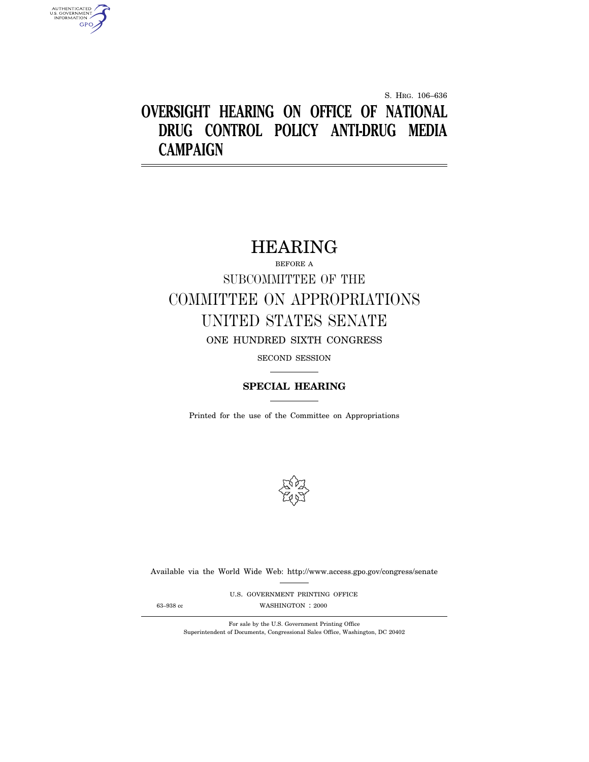S. HRG. 106–636

# OVERSIGHT HEARING ON OFFICE OF NATIONAL DRUG CONTROL POLICY ANTI-DRUG MEDIA CAMPAIGN

## HEARING

BEFORE A

SUBCOMMITTEE OF THE

COMMITTEE ON APPROPRIATIONS

UNITED STATES SENATE

ONE HUNDRED SIXTH CONGRESS

SECOND SESSION

---

**SPECIAL HEARING**

---

Printed for the use of the Committee on Appropriations

Available via the World Wide Web: http://www.access.gpo.gov/congress/senate

U.S. GOVERNMENT PRINTING OFFICE

63–938 cc WASHINGTON : 2000

---

For sale by the U.S. Government Printing Office
Superintendent of Documents, Congressional Sales Office, Washington, DC 20402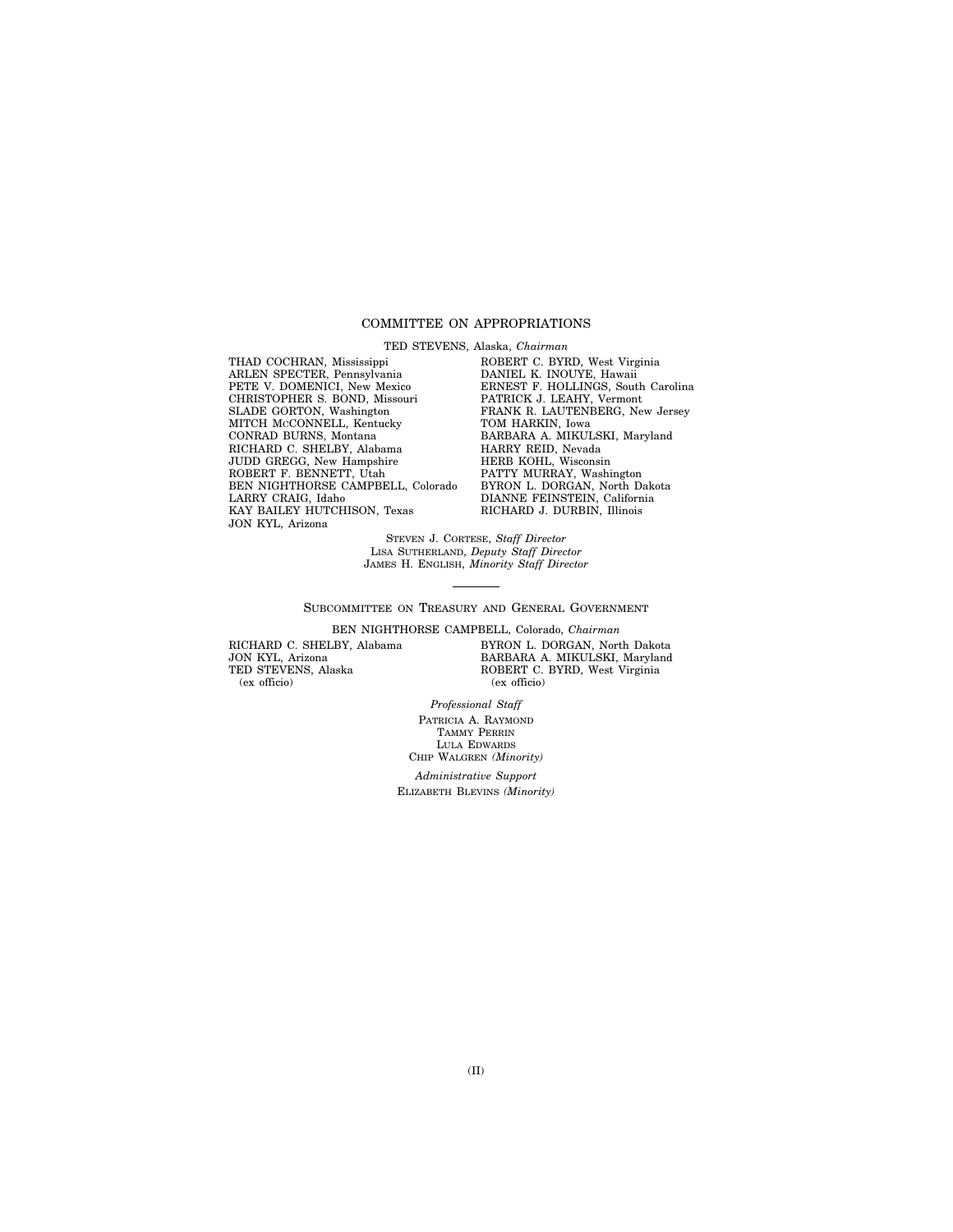## COMMITTEE ON APPROPRIATIONS

TED STEVENS, Alaska, *Chairman*

THAD COCHRAN, Mississippi
ARLEN SPECTER, Pennsylvania
PETE V. DOMENICI, New Mexico
CHRISTOPHER S. BOND, Missouri
SLADE GORTON, Washington
MITCH MCCONNELL, Kentucky
CONRAD BURNS, Montana
RICHARD C. SHELBY, Alabama
JUDD GREGG, New Hampshire
ROBERT F. BENNETT, Utah
BEN NIGHTHORSE CAMPBELL, Colorado
LARRY CRAIG, Idaho
KAY BAILEY HUTCHISON, Texas
JON KYL, Arizona

ROBERT C. BYRD, West Virginia
DANIEL K. INOUYE, Hawaii
ERNEST F. HOLLINGS, South Carolina
PATRICK J. LEAHY, Vermont
FRANK R. LAUTENBERG, New Jersey
TOM HARKIN, Iowa
BARBARA A. MIKULSKI, Maryland
HARRY REID, Nevada
HERB KOHL, Wisconsin
PATTY MURRAY, Washington
BYRON L. DORGAN, North Dakota
DIANNE FEINSTEIN, California
RICHARD J. DURBIN, Illinois

STEVEN J. CORTESE, *Staff Director*
LISA SUTHERLAND, *Deputy Staff Director*
JAMES H. ENGLISH, *Minority Staff Director*

---

## SUBCOMMITTEE ON TREASURY AND GENERAL GOVERNMENT

BEN NIGHTHORSE CAMPBELL, Colorado, *Chairman*

RICHARD C. SHELBY, Alabama
JON KYL, Arizona
TED STEVENS, Alaska
(ex officio)

BYRON L. DORGAN, North Dakota
BARBARA A. MIKULSKI, Maryland
ROBERT C. BYRD, West Virginia
(ex officio)

*Professional Staff*

PATRICIA A. RAYMOND
TAMMY PERRIN
LULA EDWARDS
CHIP WALGREN *(Minority)*

*Administrative Support*

ELIZABETH BLEVINS *(Minority)*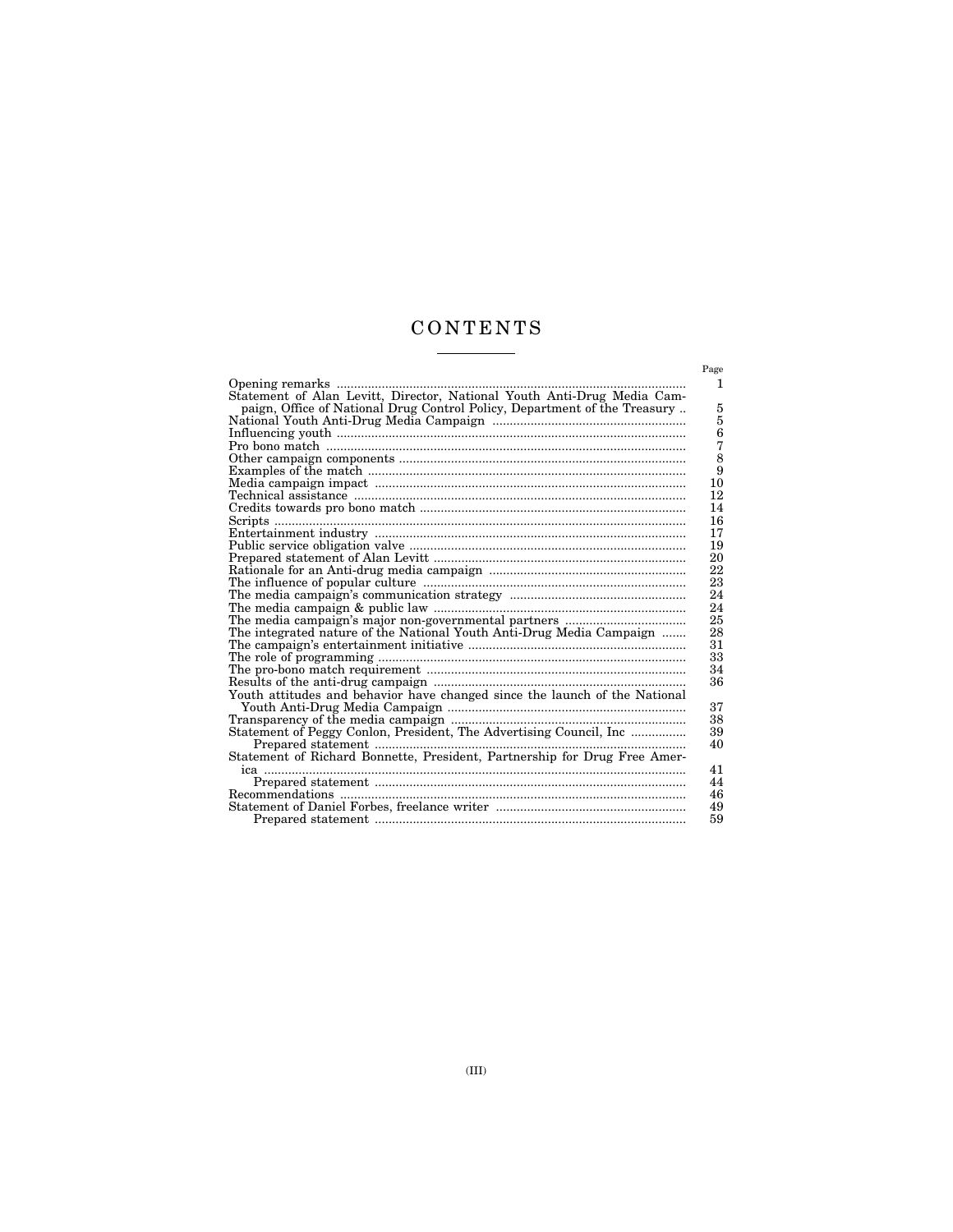# CONTENTS

| | Page |
|---|---|
| Opening remarks | 1 |
| Statement of Alan Levitt, Director, National Youth Anti-Drug Media Campaign, Office of National Drug Control Policy, Department of the Treasury | 5 |
| National Youth Anti-Drug Media Campaign | 5 |
| Influencing youth | 6 |
| Pro bono match | 7 |
| Other campaign components | 8 |
| Examples of the match | 9 |
| Media campaign impact | 10 |
| Technical assistance | 12 |
| Credits towards pro bono match | 14 |
| Scripts | 16 |
| Entertainment industry | 17 |
| Public service obligation valve | 19 |
| Prepared statement of Alan Levitt | 20 |
| Rationale for an Anti-drug media campaign | 22 |
| The influence of popular culture | 23 |
| The media campaign's communication strategy | 24 |
| The media campaign & public law | 24 |
| The media campaign's major non-governmental partners | 25 |
| The integrated nature of the National Youth Anti-Drug Media Campaign | 28 |
| The campaign's entertainment initiative | 31 |
| The role of programming | 33 |
| The pro-bono match requirement | 34 |
| Results of the anti-drug campaign | 36 |
| Youth attitudes and behavior have changed since the launch of the National Youth Anti-Drug Media Campaign | 37 |
| Transparency of the media campaign | 38 |
| Statement of Peggy Conlon, President, The Advertising Council, Inc | 39 |
| Prepared statement | 40 |
| Statement of Richard Bonnette, President, Partnership for Drug Free America | 41 |
| Prepared statement | 44 |
| Recommendations | 46 |
| Statement of Daniel Forbes, freelance writer | 49 |
| Prepared statement | 59 |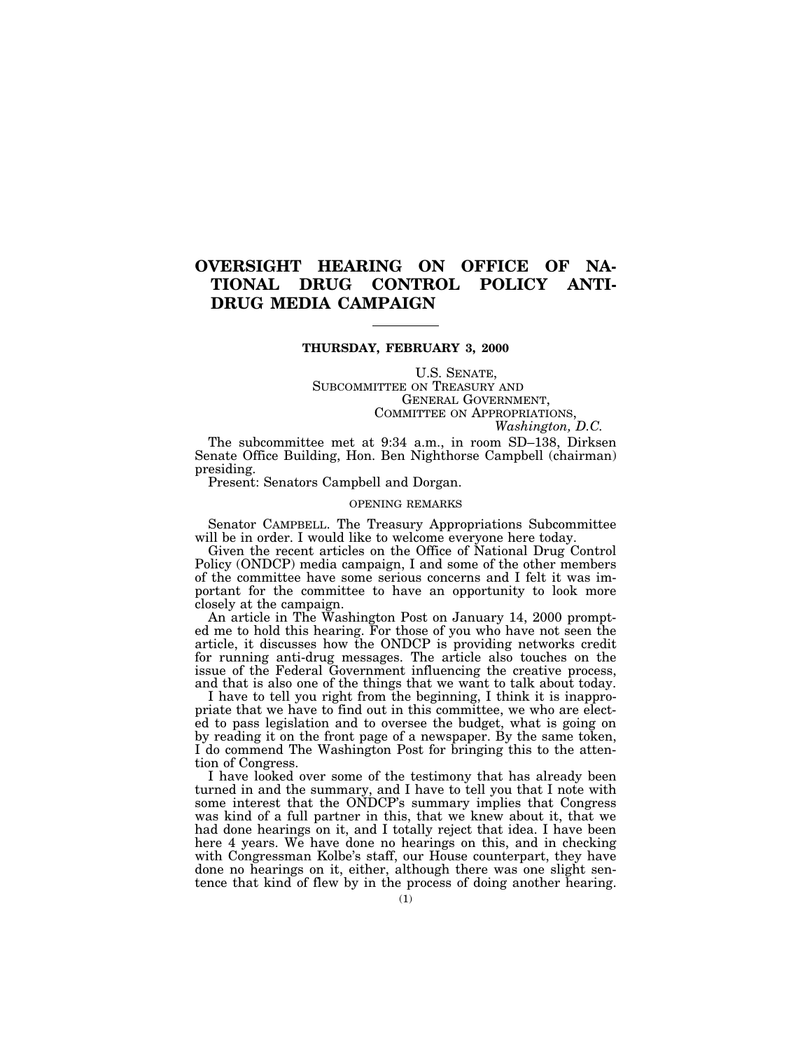# OVERSIGHT HEARING ON OFFICE OF NATIONAL DRUG CONTROL POLICY ANTI-DRUG MEDIA CAMPAIGN

---

**THURSDAY, FEBRUARY 3, 2000**

U.S. SENATE,
SUBCOMMITTEE ON TREASURY AND
GENERAL GOVERNMENT,
COMMITTEE ON APPROPRIATIONS,
*Washington, D.C.*

The subcommittee met at 9:34 a.m., in room SD–138, Dirksen Senate Office Building, Hon. Ben Nighthorse Campbell (chairman) presiding.

Present: Senators Campbell and Dorgan.

### OPENING REMARKS

Senator CAMPBELL. The Treasury Appropriations Subcommittee will be in order. I would like to welcome everyone here today.

Given the recent articles on the Office of National Drug Control Policy (ONDCP) media campaign, I and some of the other members of the committee have some serious concerns and I felt it was important for the committee to have an opportunity to look more closely at the campaign.

An article in The Washington Post on January 14, 2000 prompted me to hold this hearing. For those of you who have not seen the article, it discusses how the ONDCP is providing networks credit for running anti-drug messages. The article also touches on the issue of the Federal Government influencing the creative process, and that is also one of the things that we want to talk about today.

I have to tell you right from the beginning, I think it is inappropriate that we have to find out in this committee, we who are elected to pass legislation and to oversee the budget, what is going on by reading it on the front page of a newspaper. By the same token, I do commend The Washington Post for bringing this to the attention of Congress.

I have looked over some of the testimony that has already been turned in and the summary, and I have to tell you that I note with some interest that the ONDCP's summary implies that Congress was kind of a full partner in this, that we knew about it, that we had done hearings on it, and I totally reject that idea. I have been here 4 years. We have done no hearings on this, and in checking with Congressman Kolbe's staff, our House counterpart, they have done no hearings on it, either, although there was one slight sentence that kind of flew by in the process of doing another hearing.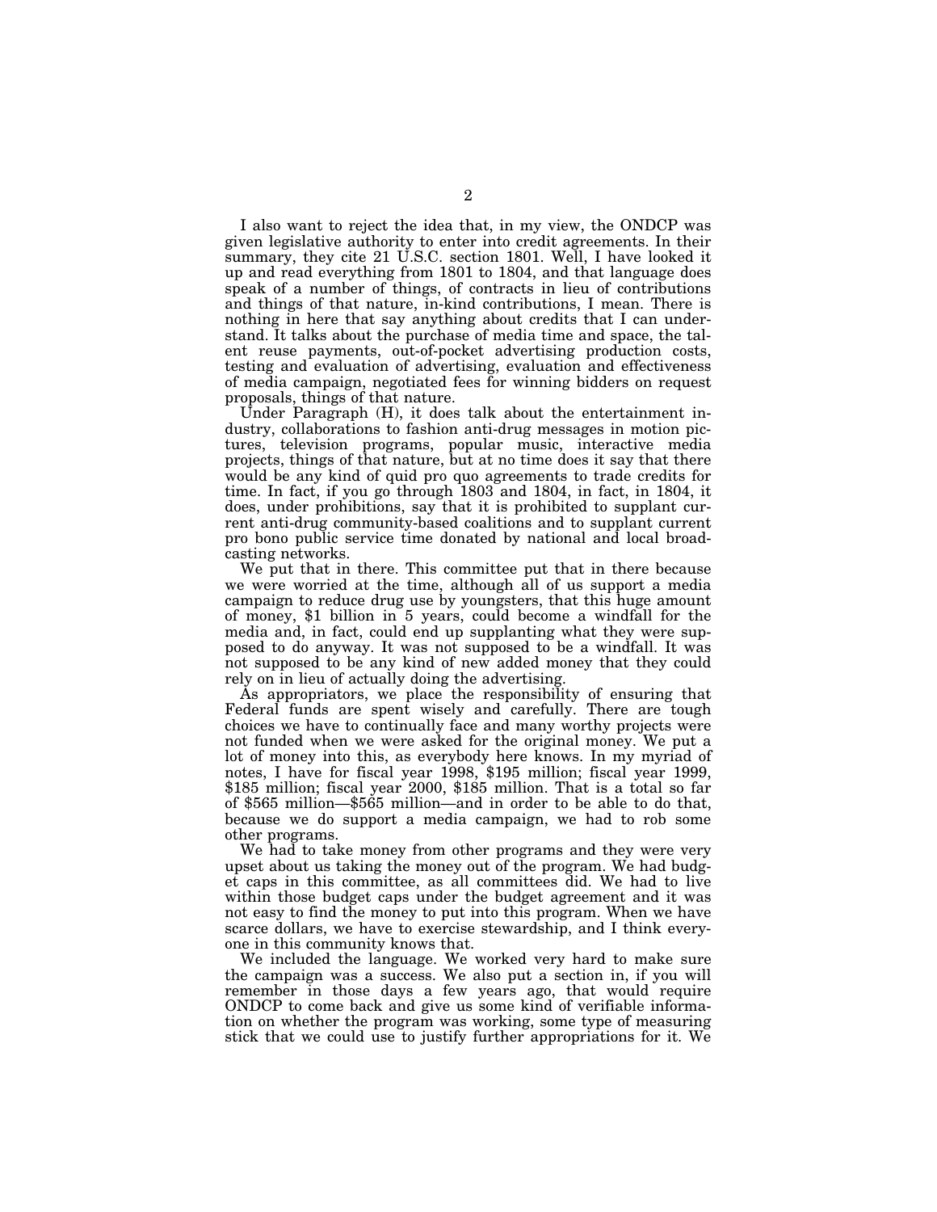I also want to reject the idea that, in my view, the ONDCP was given legislative authority to enter into credit agreements. In their summary, they cite 21 U.S.C. section 1801. Well, I have looked it up and read everything from 1801 to 1804, and that language does speak of a number of things, of contracts in lieu of contributions and things of that nature, in-kind contributions, I mean. There is nothing in here that say anything about credits that I can understand. It talks about the purchase of media time and space, the talent reuse payments, out-of-pocket advertising production costs, testing and evaluation of advertising, evaluation and effectiveness of media campaign, negotiated fees for winning bidders on request proposals, things of that nature.

Under Paragraph (H), it does talk about the entertainment industry, collaborations to fashion anti-drug messages in motion pictures, television programs, popular music, interactive media projects, things of that nature, but at no time does it say that there would be any kind of quid pro quo agreements to trade credits for time. In fact, if you go through 1803 and 1804, in fact, in 1804, it does, under prohibitions, say that it is prohibited to supplant current anti-drug community-based coalitions and to supplant current pro bono public service time donated by national and local broadcasting networks.

We put that in there. This committee put that in there because we were worried at the time, although all of us support a media campaign to reduce drug use by youngsters, that this huge amount of money, $1 billion in 5 years, could become a windfall for the media and, in fact, could end up supplanting what they were supposed to do anyway. It was not supposed to be a windfall. It was not supposed to be any kind of new added money that they could rely on in lieu of actually doing the advertising.

As appropriators, we place the responsibility of ensuring that Federal funds are spent wisely and carefully. There are tough choices we have to continually face and many worthy projects were not funded when we were asked for the original money. We put a lot of money into this, as everybody here knows. In my myriad of notes, I have for fiscal year 1998, $195 million; fiscal year 1999, $185 million; fiscal year 2000, $185 million. That is a total so far of $565 million—$565 million—and in order to be able to do that, because we do support a media campaign, we had to rob some other programs.

We had to take money from other programs and they were very upset about us taking the money out of the program. We had budget caps in this committee, as all committees did. We had to live within those budget caps under the budget agreement and it was not easy to find the money to put into this program. When we have scarce dollars, we have to exercise stewardship, and I think everyone in this community knows that.

We included the language. We worked very hard to make sure the campaign was a success. We also put a section in, if you will remember in those days a few years ago, that would require ONDCP to come back and give us some kind of verifiable information on whether the program was working, some type of measuring stick that we could use to justify further appropriations for it. We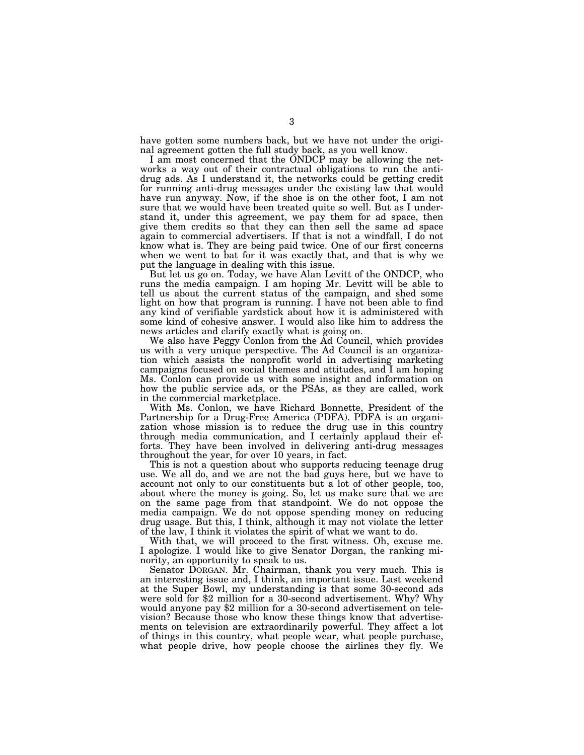have gotten some numbers back, but we have not under the original agreement gotten the full study back, as you well know.

I am most concerned that the ONDCP may be allowing the networks a way out of their contractual obligations to run the anti-drug ads. As I understand it, the networks could be getting credit for running anti-drug messages under the existing law that would have run anyway. Now, if the shoe is on the other foot, I am not sure that we would have been treated quite so well. But as I understand it, under this agreement, we pay them for ad space, then give them credits so that they can then sell the same ad space again to commercial advertisers. If that is not a windfall, I do not know what is. They are being paid twice. One of our first concerns when we went to bat for it was exactly that, and that is why we put the language in dealing with this issue.

But let us go on. Today, we have Alan Levitt of the ONDCP, who runs the media campaign. I am hoping Mr. Levitt will be able to tell us about the current status of the campaign, and shed some light on how that program is running. I have not been able to find any kind of verifiable yardstick about how it is administered with some kind of cohesive answer. I would also like him to address the news articles and clarify exactly what is going on.

We also have Peggy Conlon from the Ad Council, which provides us with a very unique perspective. The Ad Council is an organization which assists the nonprofit world in advertising marketing campaigns focused on social themes and attitudes, and I am hoping Ms. Conlon can provide us with some insight and information on how the public service ads, or the PSAs, as they are called, work in the commercial marketplace.

With Ms. Conlon, we have Richard Bonnette, President of the Partnership for a Drug-Free America (PDFA). PDFA is an organization whose mission is to reduce the drug use in this country through media communication, and I certainly applaud their efforts. They have been involved in delivering anti-drug messages throughout the year, for over 10 years, in fact.

This is not a question about who supports reducing teenage drug use. We all do, and we are not the bad guys here, but we have to account not only to our constituents but a lot of other people, too, about where the money is going. So, let us make sure that we are on the same page from that standpoint. We do not oppose the media campaign. We do not oppose spending money on reducing drug usage. But this, I think, although it may not violate the letter of the law, I think it violates the spirit of what we want to do.

With that, we will proceed to the first witness. Oh, excuse me. I apologize. I would like to give Senator Dorgan, the ranking minority, an opportunity to speak to us.

Senator DORGAN. Mr. Chairman, thank you very much. This is an interesting issue and, I think, an important issue. Last weekend at the Super Bowl, my understanding is that some 30-second ads were sold for $2 million for a 30-second advertisement. Why? Why would anyone pay $2 million for a 30-second advertisement on television? Because those who know these things know that advertisements on television are extraordinarily powerful. They affect a lot of things in this country, what people wear, what people purchase, what people drive, how people choose the airlines they fly. We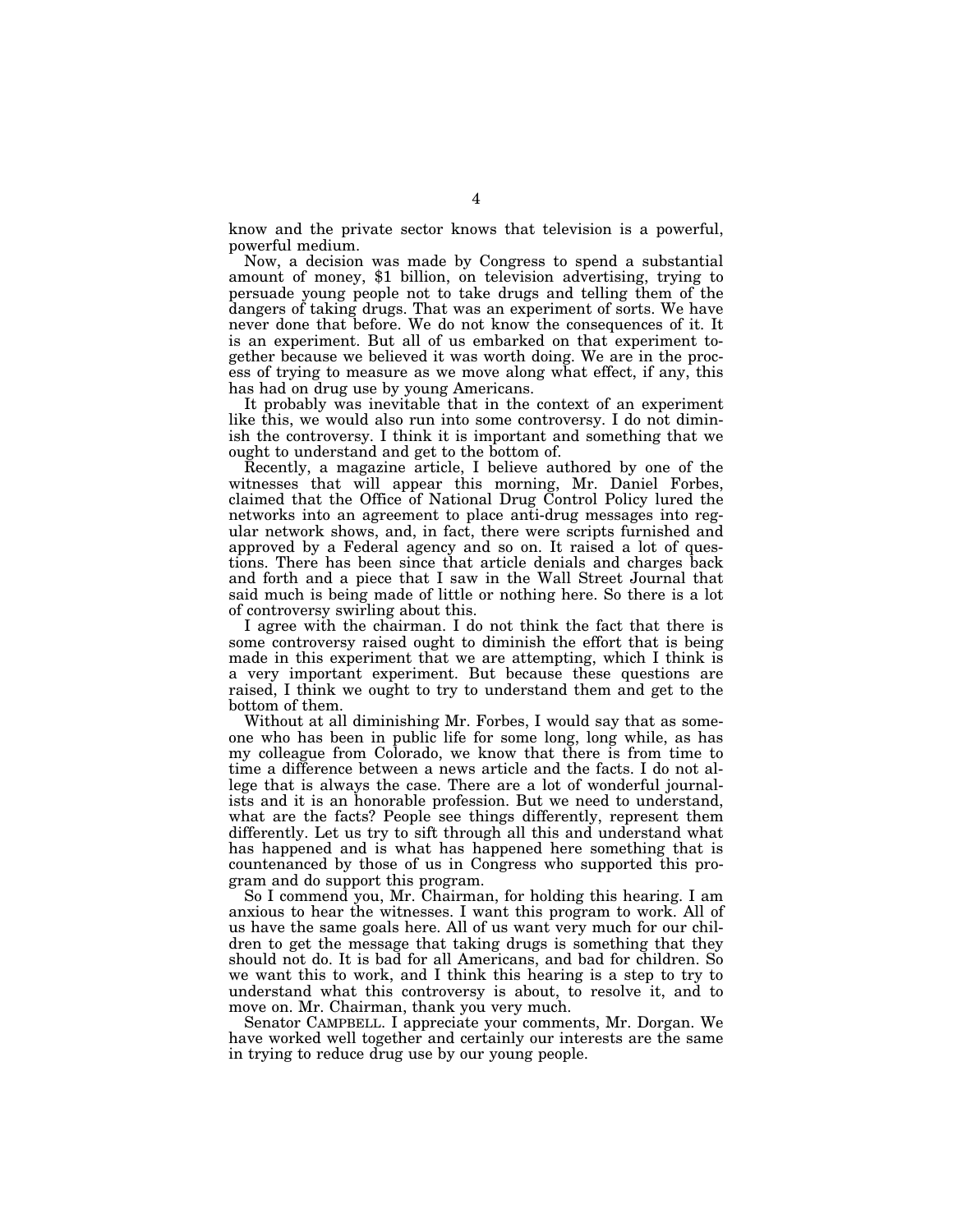know and the private sector knows that television is a powerful, powerful medium.

Now, a decision was made by Congress to spend a substantial amount of money, $1 billion, on television advertising, trying to persuade young people not to take drugs and telling them of the dangers of taking drugs. That was an experiment of sorts. We have never done that before. We do not know the consequences of it. It is an experiment. But all of us embarked on that experiment together because we believed it was worth doing. We are in the process of trying to measure as we move along what effect, if any, this has had on drug use by young Americans.

It probably was inevitable that in the context of an experiment like this, we would also run into some controversy. I do not diminish the controversy. I think it is important and something that we ought to understand and get to the bottom of.

Recently, a magazine article, I believe authored by one of the witnesses that will appear this morning, Mr. Daniel Forbes, claimed that the Office of National Drug Control Policy lured the networks into an agreement to place anti-drug messages into regular network shows, and, in fact, there were scripts furnished and approved by a Federal agency and so on. It raised a lot of questions. There has been since that article denials and charges back and forth and a piece that I saw in the Wall Street Journal that said much is being made of little or nothing here. So there is a lot of controversy swirling about this.

I agree with the chairman. I do not think the fact that there is some controversy raised ought to diminish the effort that is being made in this experiment that we are attempting, which I think is a very important experiment. But because these questions are raised, I think we ought to try to understand them and get to the bottom of them.

Without at all diminishing Mr. Forbes, I would say that as someone who has been in public life for some long, long while, as has my colleague from Colorado, we know that there is from time to time a difference between a news article and the facts. I do not allege that is always the case. There are a lot of wonderful journalists and it is an honorable profession. But we need to understand, what are the facts? People see things differently, represent them differently. Let us try to sift through all this and understand what has happened and is what has happened here something that is countenanced by those of us in Congress who supported this program and do support this program.

So I commend you, Mr. Chairman, for holding this hearing. I am anxious to hear the witnesses. I want this program to work. All of us have the same goals here. All of us want very much for our children to get the message that taking drugs is something that they should not do. It is bad for all Americans, and bad for children. So we want this to work, and I think this hearing is a step to try to understand what this controversy is about, to resolve it, and to move on. Mr. Chairman, thank you very much.

Senator CAMPBELL. I appreciate your comments, Mr. Dorgan. We have worked well together and certainly our interests are the same in trying to reduce drug use by our young people.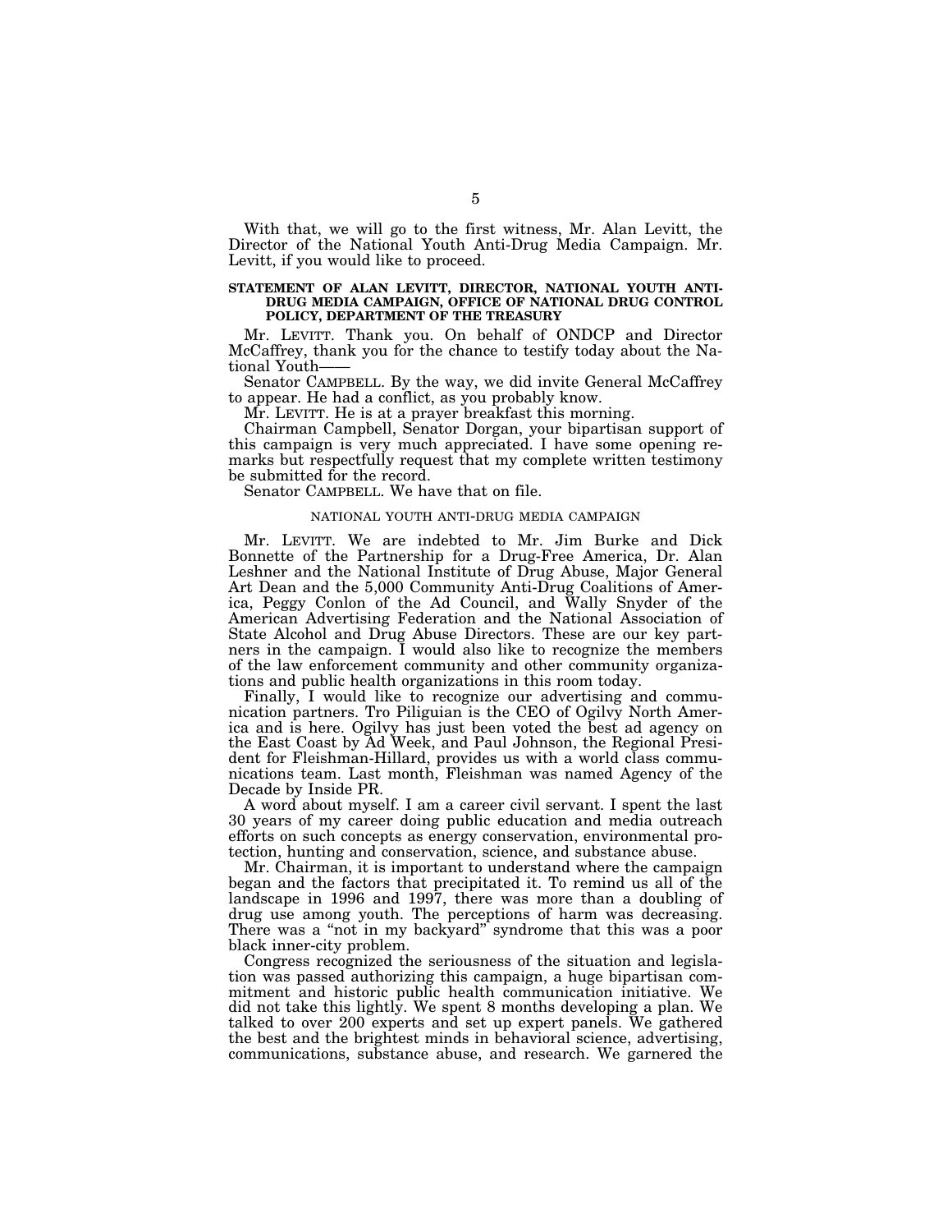With that, we will go to the first witness, Mr. Alan Levitt, the Director of the National Youth Anti-Drug Media Campaign. Mr. Levitt, if you would like to proceed.

## STATEMENT OF ALAN LEVITT, DIRECTOR, NATIONAL YOUTH ANTI-DRUG MEDIA CAMPAIGN, OFFICE OF NATIONAL DRUG CONTROL POLICY, DEPARTMENT OF THE TREASURY

Mr. LEVITT. Thank you. On behalf of ONDCP and Director McCaffrey, thank you for the chance to testify today about the National Youth——

Senator CAMPBELL. By the way, we did invite General McCaffrey to appear. He had a conflict, as you probably know.

Mr. LEVITT. He is at a prayer breakfast this morning.

Chairman Campbell, Senator Dorgan, your bipartisan support of this campaign is very much appreciated. I have some opening remarks but respectfully request that my complete written testimony be submitted for the record.

Senator CAMPBELL. We have that on file.

### NATIONAL YOUTH ANTI-DRUG MEDIA CAMPAIGN

Mr. LEVITT. We are indebted to Mr. Jim Burke and Dick Bonnette of the Partnership for a Drug-Free America, Dr. Alan Leshner and the National Institute of Drug Abuse, Major General Art Dean and the 5,000 Community Anti-Drug Coalitions of America, Peggy Conlon of the Ad Council, and Wally Snyder of the American Advertising Federation and the National Association of State Alcohol and Drug Abuse Directors. These are our key partners in the campaign. I would also like to recognize the members of the law enforcement community and other community organizations and public health organizations in this room today.

Finally, I would like to recognize our advertising and communication partners. Tro Piliguian is the CEO of Ogilvy North America and is here. Ogilvy has just been voted the best ad agency on the East Coast by Ad Week, and Paul Johnson, the Regional President for Fleishman-Hillard, provides us with a world class communications team. Last month, Fleishman was named Agency of the Decade by Inside PR.

A word about myself. I am a career civil servant. I spent the last 30 years of my career doing public education and media outreach efforts on such concepts as energy conservation, environmental protection, hunting and conservation, science, and substance abuse.

Mr. Chairman, it is important to understand where the campaign began and the factors that precipitated it. To remind us all of the landscape in 1996 and 1997, there was more than a doubling of drug use among youth. The perceptions of harm was decreasing. There was a "not in my backyard" syndrome that this was a poor black inner-city problem.

Congress recognized the seriousness of the situation and legislation was passed authorizing this campaign, a huge bipartisan commitment and historic public health communication initiative. We did not take this lightly. We spent 8 months developing a plan. We talked to over 200 experts and set up expert panels. We gathered the best and the brightest minds in behavioral science, advertising, communications, substance abuse, and research. We garnered the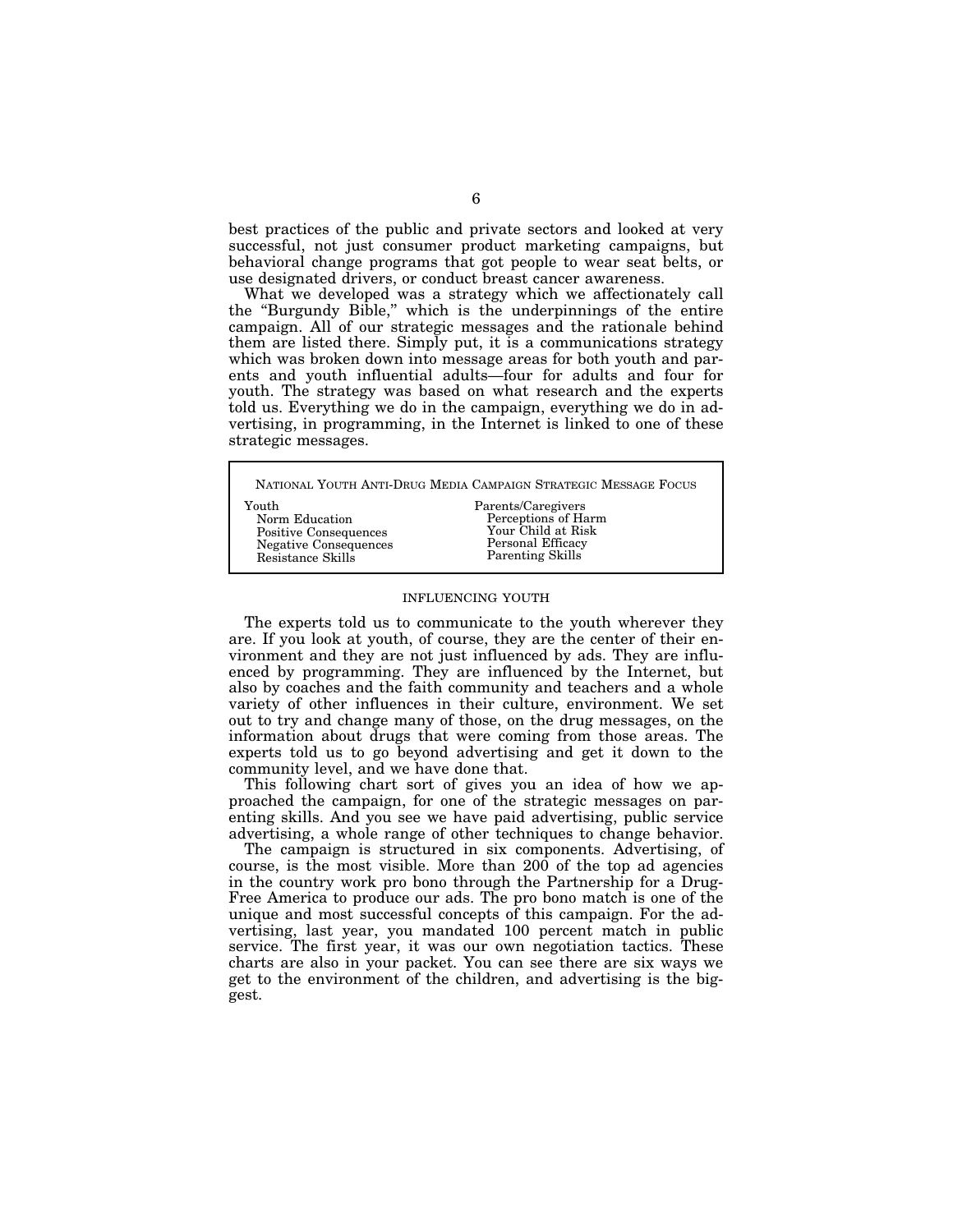best practices of the public and private sectors and looked at very successful, not just consumer product marketing campaigns, but behavioral change programs that got people to wear seat belts, or use designated drivers, or conduct breast cancer awareness.

What we developed was a strategy which we affectionately call the "Burgundy Bible," which is the underpinnings of the entire campaign. All of our strategic messages and the rationale behind them are listed there. Simply put, it is a communications strategy which was broken down into message areas for both youth and parents and youth influential adults—four for adults and four for youth. The strategy was based on what research and the experts told us. Everything we do in the campaign, everything we do in advertising, in programming, in the Internet is linked to one of these strategic messages.

| NATIONAL YOUTH ANTI-DRUG MEDIA CAMPAIGN STRATEGIC MESSAGE FOCUS | |
|---|---|
| Youth | Parents/Caregivers |
| Norm Education | Perceptions of Harm |
| Positive Consequences | Your Child at Risk |
| Negative Consequences | Personal Efficacy |
| Resistance Skills | Parenting Skills |

## INFLUENCING YOUTH

The experts told us to communicate to the youth wherever they are. If you look at youth, of course, they are the center of their environment and they are not just influenced by ads. They are influenced by programming. They are influenced by the Internet, but also by coaches and the faith community and teachers and a whole variety of other influences in their culture, environment. We set out to try and change many of those, on the drug messages, on the information about drugs that were coming from those areas. The experts told us to go beyond advertising and get it down to the community level, and we have done that.

This following chart sort of gives you an idea of how we approached the campaign, for one of the strategic messages on parenting skills. And you see we have paid advertising, public service advertising, a whole range of other techniques to change behavior.

The campaign is structured in six components. Advertising, of course, is the most visible. More than 200 of the top ad agencies in the country work pro bono through the Partnership for a Drug-Free America to produce our ads. The pro bono match is one of the unique and most successful concepts of this campaign. For the advertising, last year, you mandated 100 percent match in public service. The first year, it was our own negotiation tactics. These charts are also in your packet. You can see there are six ways we get to the environment of the children, and advertising is the biggest.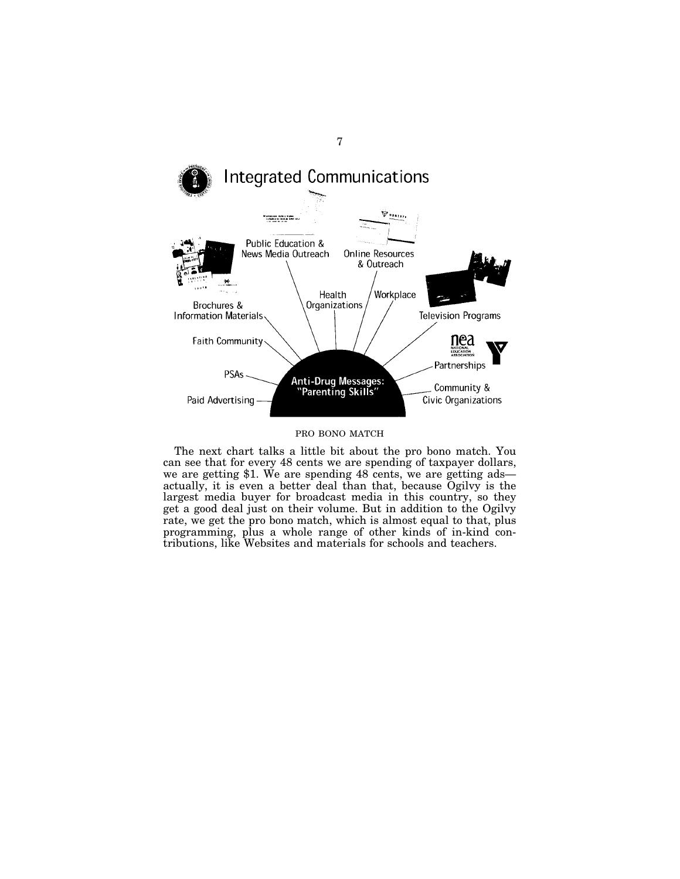## Integrated Communications

Public Education & News Media Outreach

Online Resources & Outreach

Brochures & Information Materials

Health Organizations

Workplace

Television Programs

Faith Community

Partnerships

PSAs

Anti-Drug Messages: "Parenting Skills"

Community & Civic Organizations

Paid Advertising

PRO BONO MATCH

The next chart talks a little bit about the pro bono match. You can see that for every 48 cents we are spending of taxpayer dollars, we are getting $1. We are spending 48 cents, we are getting ads—actually, it is even a better deal than that, because Ogilvy is the largest media buyer for broadcast media in this country, so they get a good deal just on their volume. But in addition to the Ogilvy rate, we get the pro bono match, which is almost equal to that, plus programming, plus a whole range of other kinds of in-kind contributions, like Websites and materials for schools and teachers.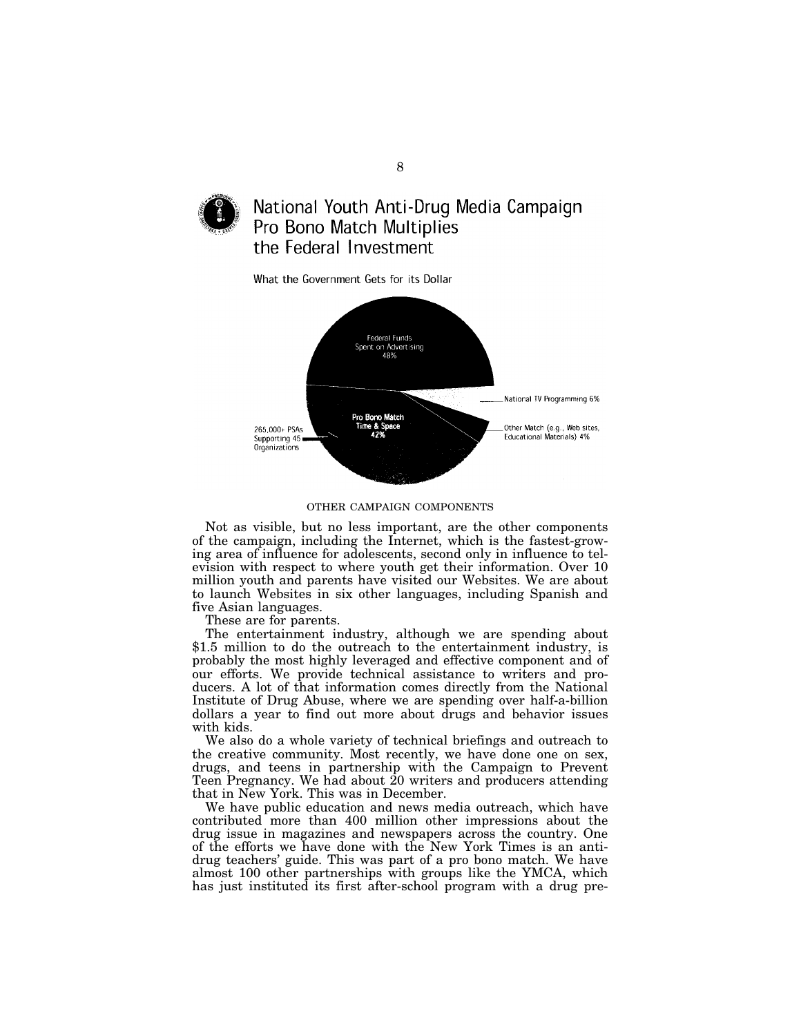# National Youth Anti-Drug Media Campaign Pro Bono Match Multiplies the Federal Investment

What the Government Gets for its Dollar

Federal Funds Spent on Advertising 48%

National TV Programming 6%

Pro Bono Match Time & Space 42%

265,000+ PSAs Supporting 45 Organizations

Other Match (e.g., Web sites, Educational Materials) 4%

OTHER CAMPAIGN COMPONENTS

Not as visible, but no less important, are the other components of the campaign, including the Internet, which is the fastest-growing area of influence for adolescents, second only in influence to television with respect to where youth get their information. Over 10 million youth and parents have visited our Websites. We are about to launch Websites in six other languages, including Spanish and five Asian languages.

These are for parents.

The entertainment industry, although we are spending about $1.5 million to do the outreach to the entertainment industry, is probably the most highly leveraged and effective component and of our efforts. We provide technical assistance to writers and producers. A lot of that information comes directly from the National Institute of Drug Abuse, where we are spending over half-a-billion dollars a year to find out more about drugs and behavior issues with kids.

We also do a whole variety of technical briefings and outreach to the creative community. Most recently, we have done one on sex, drugs, and teens in partnership with the Campaign to Prevent Teen Pregnancy. We had about 20 writers and producers attending that in New York. This was in December.

We have public education and news media outreach, which have contributed more than 400 million other impressions about the drug issue in magazines and newspapers across the country. One of the efforts we have done with the New York Times is an anti-drug teachers' guide. This was part of a pro bono match. We have almost 100 other partnerships with groups like the YMCA, which has just instituted its first after-school program with a drug pre-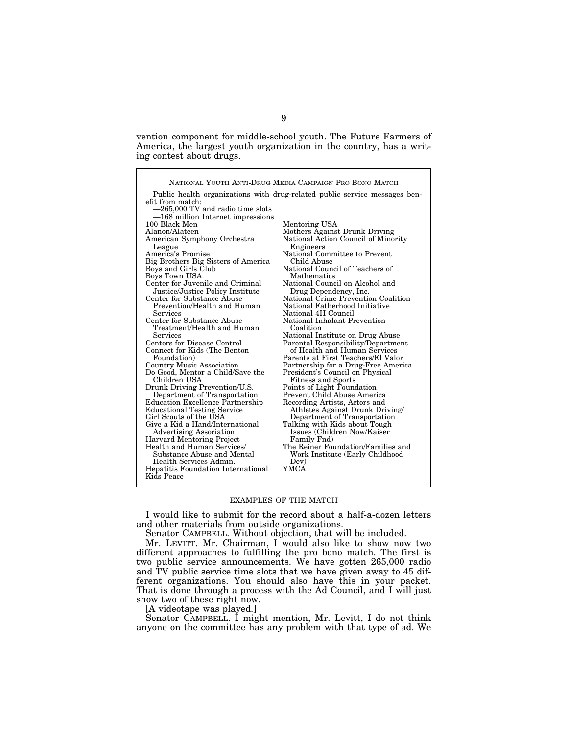vention component for middle-school youth. The Future Farmers of America, the largest youth organization in the country, has a writing contest about drugs.

> NATIONAL YOUTH ANTI-DRUG MEDIA CAMPAIGN PRO BONO MATCH
>
> Public health organizations with drug-related public service messages benefit from match:
>
> —265,000 TV and radio time slots
>
> —168 million Internet impressions
>
> 100 Black Men
> Alanon/Alateen
> American Symphony Orchestra League
> America's Promise
> Big Brothers Big Sisters of America
> Boys and Girls Club
> Boys Town USA
> Center for Juvenile and Criminal Justice/Justice Policy Institute
> Center for Substance Abuse Prevention/Health and Human Services
> Center for Substance Abuse Treatment/Health and Human Services
> Centers for Disease Control
> Connect for Kids (The Benton Foundation)
> Country Music Association
> Do Good, Mentor a Child/Save the Children USA
> Drunk Driving Prevention/U.S. Department of Transportation
> Education Excellence Partnership
> Educational Testing Service
> Girl Scouts of the USA
> Give a Kid a Hand/International Advertising Association
> Harvard Mentoring Project
> Health and Human Services/Substance Abuse and Mental Health Services Admin.
> Hepatitis Foundation International
> Kids Peace
> Mentoring USA
> Mothers Against Drunk Driving
> National Action Council of Minority Engineers
> National Committee to Prevent Child Abuse
> National Council of Teachers of Mathematics
> National Council on Alcohol and Drug Dependency, Inc.
> National Crime Prevention Coalition
> National Fatherhood Initiative
> National 4H Council
> National Inhalant Prevention Coalition
> National Institute on Drug Abuse
> Parental Responsibility/Department of Health and Human Services
> Parents at First Teachers/El Valor
> Partnership for a Drug-Free America
> President's Council on Physical Fitness and Sports
> Points of Light Foundation
> Prevent Child Abuse America
> Recording Artists, Actors and Athletes Against Drunk Driving/Department of Transportation
> Talking with Kids about Tough Issues (Children Now/Kaiser Family Fnd)
> The Reiner Foundation/Families and Work Institute (Early Childhood Dev)
> YMCA

EXAMPLES OF THE MATCH

I would like to submit for the record about a half-a-dozen letters and other materials from outside organizations.

Senator CAMPBELL. Without objection, that will be included.

Mr. LEVITT. Mr. Chairman, I would also like to show now two different approaches to fulfilling the pro bono match. The first is two public service announcements. We have gotten 265,000 radio and TV public service time slots that we have given away to 45 different organizations. You should also have this in your packet. That is done through a process with the Ad Council, and I will just show two of these right now.

[A videotape was played.]

Senator CAMPBELL. I might mention, Mr. Levitt, I do not think anyone on the committee has any problem with that type of ad. We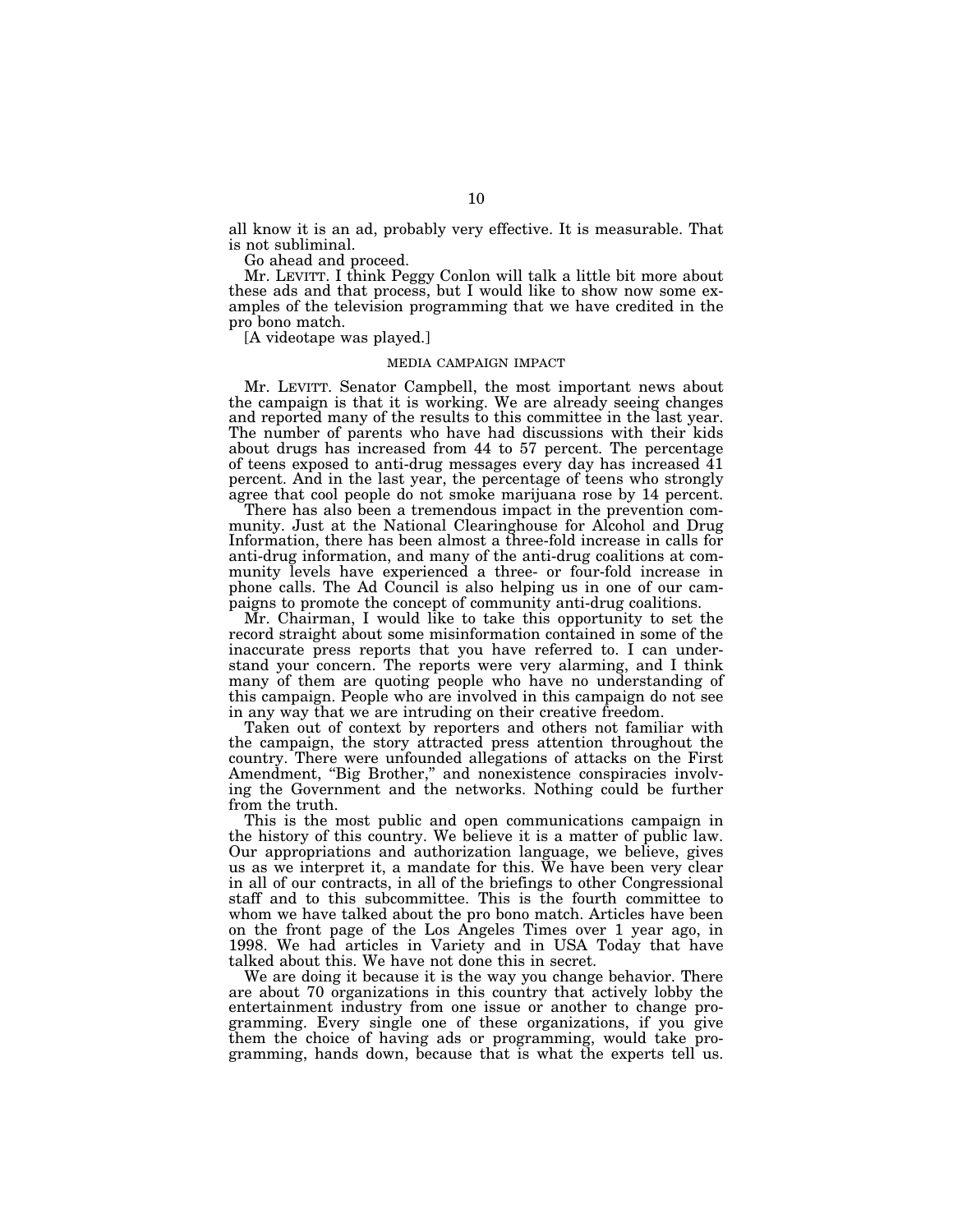all know it is an ad, probably very effective. It is measurable. That is not subliminal.

Go ahead and proceed.

Mr. LEVITT. I think Peggy Conlon will talk a little bit more about these ads and that process, but I would like to show now some examples of the television programming that we have credited in the pro bono match.

[A videotape was played.]

### MEDIA CAMPAIGN IMPACT

Mr. LEVITT. Senator Campbell, the most important news about the campaign is that it is working. We are already seeing changes and reported many of the results to this committee in the last year. The number of parents who have had discussions with their kids about drugs has increased from 44 to 57 percent. The percentage of teens exposed to anti-drug messages every day has increased 41 percent. And in the last year, the percentage of teens who strongly agree that cool people do not smoke marijuana rose by 14 percent.

There has also been a tremendous impact in the prevention community. Just at the National Clearinghouse for Alcohol and Drug Information, there has been almost a three-fold increase in calls for anti-drug information, and many of the anti-drug coalitions at community levels have experienced a three- or four-fold increase in phone calls. The Ad Council is also helping us in one of our campaigns to promote the concept of community anti-drug coalitions.

Mr. Chairman, I would like to take this opportunity to set the record straight about some misinformation contained in some of the inaccurate press reports that you have referred to. I can understand your concern. The reports were very alarming, and I think many of them are quoting people who have no understanding of this campaign. People who are involved in this campaign do not see in any way that we are intruding on their creative freedom.

Taken out of context by reporters and others not familiar with the campaign, the story attracted press attention throughout the country. There were unfounded allegations of attacks on the First Amendment, "Big Brother," and nonexistence conspiracies involving the Government and the networks. Nothing could be further from the truth.

This is the most public and open communications campaign in the history of this country. We believe it is a matter of public law. Our appropriations and authorization language, we believe, gives us as we interpret it, a mandate for this. We have been very clear in all of our contracts, in all of the briefings to other Congressional staff and to this subcommittee. This is the fourth committee to whom we have talked about the pro bono match. Articles have been on the front page of the Los Angeles Times over 1 year ago, in 1998. We had articles in Variety and in USA Today that have talked about this. We have not done this in secret.

We are doing it because it is the way you change behavior. There are about 70 organizations in this country that actively lobby the entertainment industry from one issue or another to change programming. Every single one of these organizations, if you give them the choice of having ads or programming, would take programming, hands down, because that is what the experts tell us.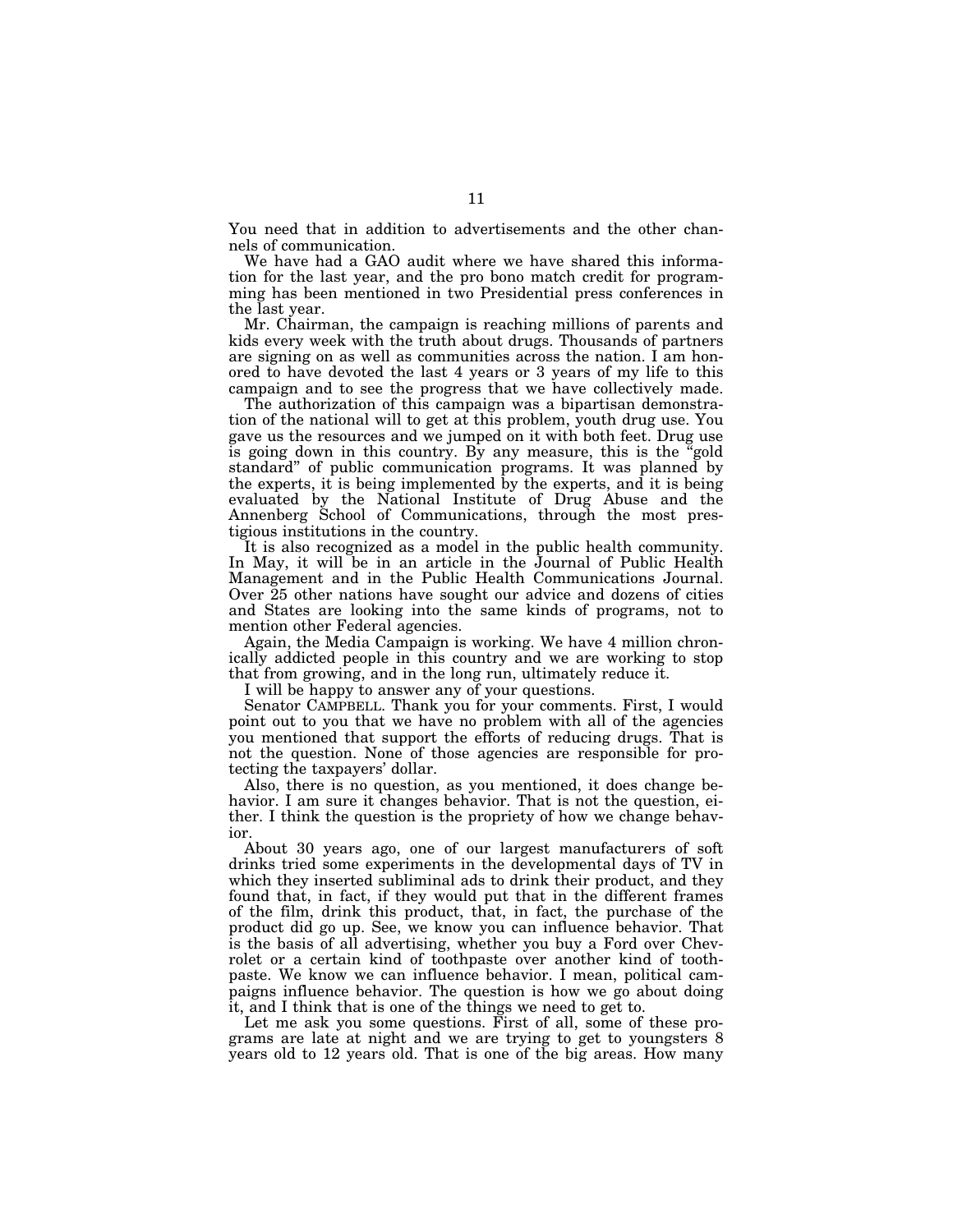You need that in addition to advertisements and the other channels of communication.

We have had a GAO audit where we have shared this information for the last year, and the pro bono match credit for programming has been mentioned in two Presidential press conferences in the last year.

Mr. Chairman, the campaign is reaching millions of parents and kids every week with the truth about drugs. Thousands of partners are signing on as well as communities across the nation. I am honored to have devoted the last 4 years or 3 years of my life to this campaign and to see the progress that we have collectively made.

The authorization of this campaign was a bipartisan demonstration of the national will to get at this problem, youth drug use. You gave us the resources and we jumped on it with both feet. Drug use is going down in this country. By any measure, this is the "gold standard" of public communication programs. It was planned by the experts, it is being implemented by the experts, and it is being evaluated by the National Institute of Drug Abuse and the Annenberg School of Communications, through the most prestigious institutions in the country.

It is also recognized as a model in the public health community. In May, it will be in an article in the Journal of Public Health Management and in the Public Health Communications Journal. Over 25 other nations have sought our advice and dozens of cities and States are looking into the same kinds of programs, not to mention other Federal agencies.

Again, the Media Campaign is working. We have 4 million chronically addicted people in this country and we are working to stop that from growing, and in the long run, ultimately reduce it.

I will be happy to answer any of your questions.

Senator CAMPBELL. Thank you for your comments. First, I would point out to you that we have no problem with all of the agencies you mentioned that support the efforts of reducing drugs. That is not the question. None of those agencies are responsible for protecting the taxpayers' dollar.

Also, there is no question, as you mentioned, it does change behavior. I am sure it changes behavior. That is not the question, either. I think the question is the propriety of how we change behavior.

About 30 years ago, one of our largest manufacturers of soft drinks tried some experiments in the developmental days of TV in which they inserted subliminal ads to drink their product, and they found that, in fact, if they would put that in the different frames of the film, drink this product, that, in fact, the purchase of the product did go up. See, we know you can influence behavior. That is the basis of all advertising, whether you buy a Ford over Chevrolet or a certain kind of toothpaste over another kind of toothpaste. We know we can influence behavior. I mean, political campaigns influence behavior. The question is how we go about doing it, and I think that is one of the things we need to get to.

Let me ask you some questions. First of all, some of these programs are late at night and we are trying to get to youngsters 8 years old to 12 years old. That is one of the big areas. How many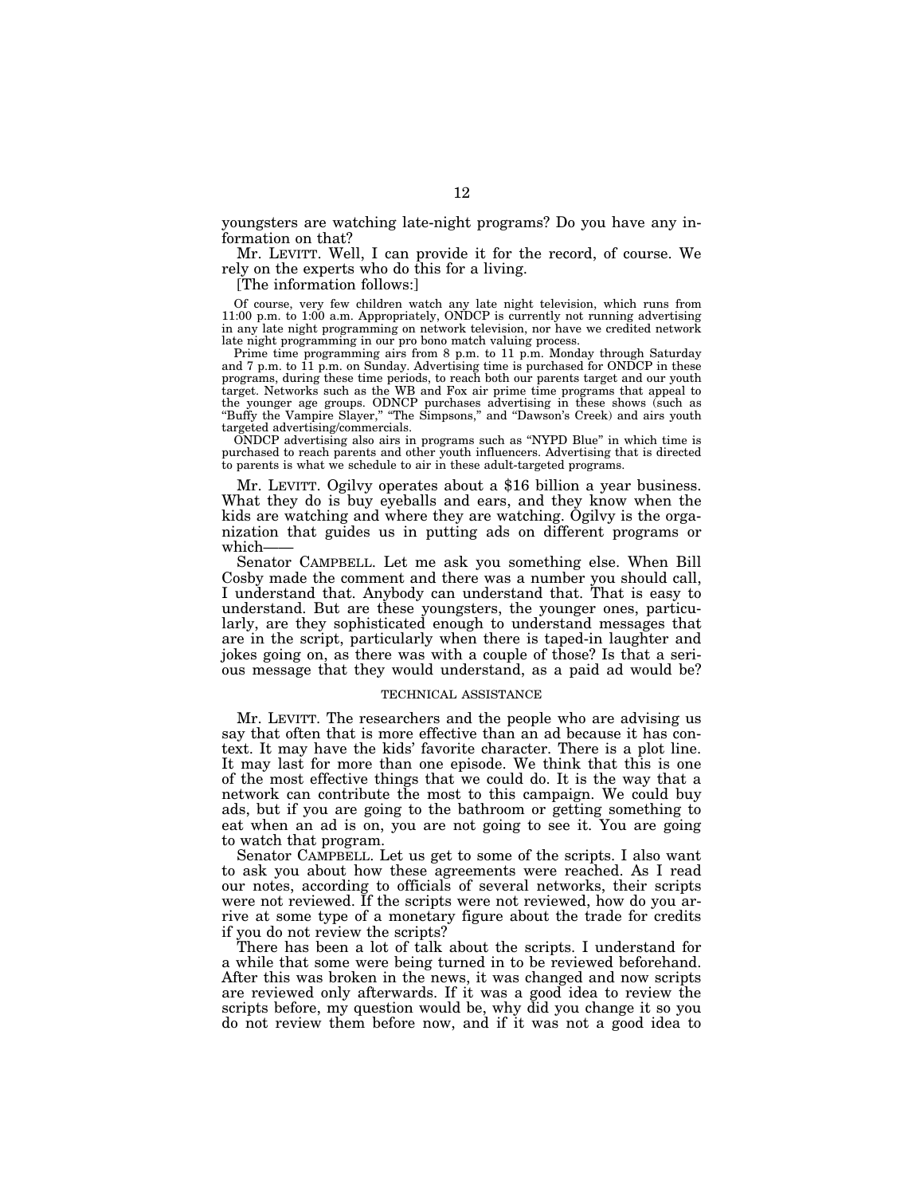youngsters are watching late-night programs? Do you have any information on that?

Mr. LEVITT. Well, I can provide it for the record, of course. We rely on the experts who do this for a living.

[The information follows:]

Of course, very few children watch any late night television, which runs from 11:00 p.m. to 1:00 a.m. Appropriately, ONDCP is currently not running advertising in any late night programming on network television, nor have we credited network late night programming in our pro bono match valuing process.

Prime time programming airs from 8 p.m. to 11 p.m. Monday through Saturday and 7 p.m. to 11 p.m. on Sunday. Advertising time is purchased for ONDCP in these programs, during these time periods, to reach both our parents target and our youth target. Networks such as the WB and Fox air prime time programs that appeal to the younger age groups. ODNCP purchases advertising in these shows (such as "Buffy the Vampire Slayer," "The Simpsons," and "Dawson's Creek) and airs youth targeted advertising/commercials.

ONDCP advertising also airs in programs such as "NYPD Blue" in which time is purchased to reach parents and other youth influencers. Advertising that is directed to parents is what we schedule to air in these adult-targeted programs.

Mr. LEVITT. Ogilvy operates about a $16 billion a year business. What they do is buy eyeballs and ears, and they know when the kids are watching and where they are watching. Ogilvy is the organization that guides us in putting ads on different programs or which——

Senator CAMPBELL. Let me ask you something else. When Bill Cosby made the comment and there was a number you should call, I understand that. Anybody can understand that. That is easy to understand. But are these youngsters, the younger ones, particularly, are they sophisticated enough to understand messages that are in the script, particularly when there is taped-in laughter and jokes going on, as there was with a couple of those? Is that a serious message that they would understand, as a paid ad would be?

## TECHNICAL ASSISTANCE

Mr. LEVITT. The researchers and the people who are advising us say that often that is more effective than an ad because it has context. It may have the kids' favorite character. There is a plot line. It may last for more than one episode. We think that this is one of the most effective things that we could do. It is the way that a network can contribute the most to this campaign. We could buy ads, but if you are going to the bathroom or getting something to eat when an ad is on, you are not going to see it. You are going to watch that program.

Senator CAMPBELL. Let us get to some of the scripts. I also want to ask you about how these agreements were reached. As I read our notes, according to officials of several networks, their scripts were not reviewed. If the scripts were not reviewed, how do you arrive at some type of a monetary figure about the trade for credits if you do not review the scripts?

There has been a lot of talk about the scripts. I understand for a while that some were being turned in to be reviewed beforehand. After this was broken in the news, it was changed and now scripts are reviewed only afterwards. If it was a good idea to review the scripts before, my question would be, why did you change it so you do not review them before now, and if it was not a good idea to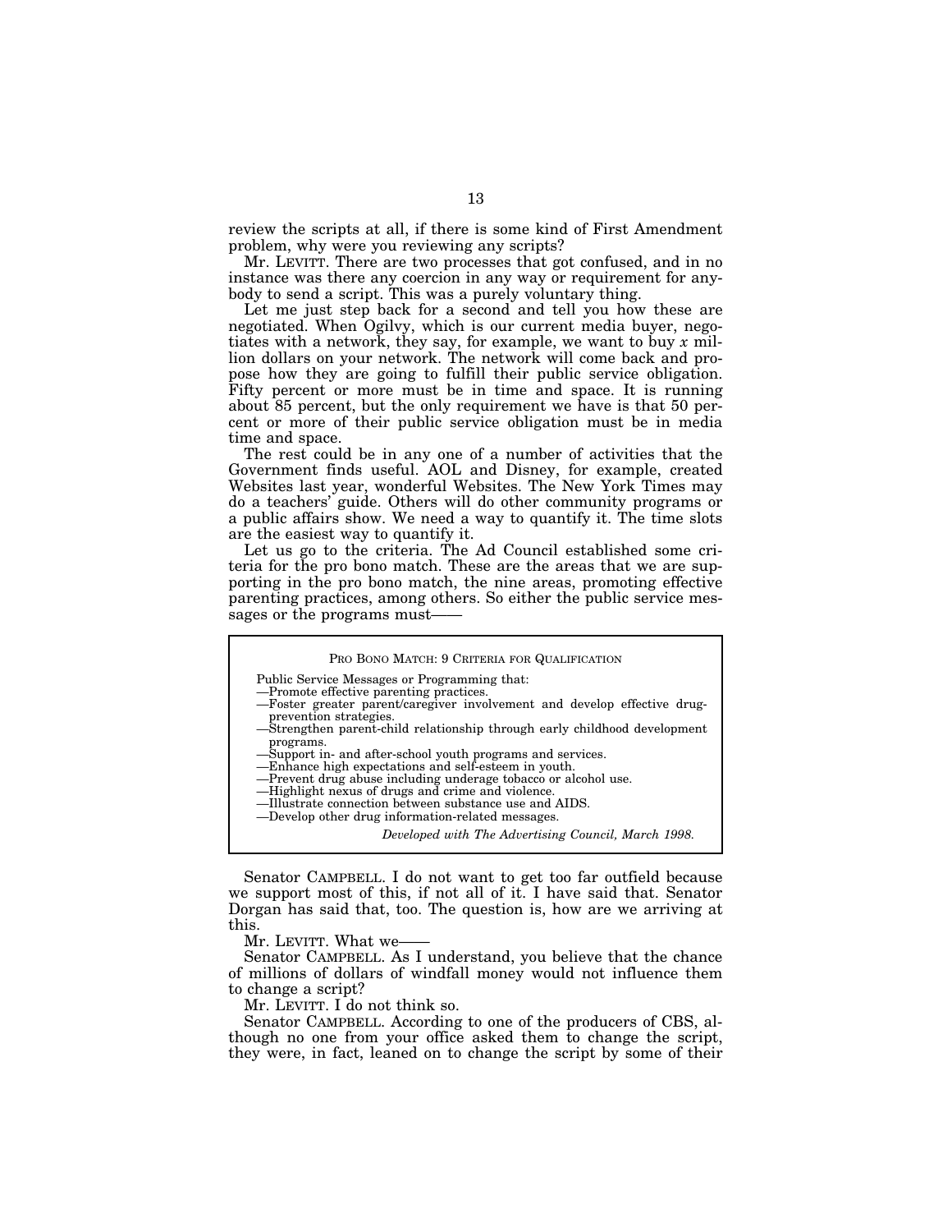review the scripts at all, if there is some kind of First Amendment problem, why were you reviewing any scripts?

Mr. LEVITT. There are two processes that got confused, and in no instance was there any coercion in any way or requirement for anybody to send a script. This was a purely voluntary thing.

Let me just step back for a second and tell you how these are negotiated. When Ogilvy, which is our current media buyer, negotiates with a network, they say, for example, we want to buy *x* million dollars on your network. The network will come back and propose how they are going to fulfill their public service obligation. Fifty percent or more must be in time and space. It is running about 85 percent, but the only requirement we have is that 50 percent or more of their public service obligation must be in media time and space.

The rest could be in any one of a number of activities that the Government finds useful. AOL and Disney, for example, created Websites last year, wonderful Websites. The New York Times may do a teachers' guide. Others will do other community programs or a public affairs show. We need a way to quantify it. The time slots are the easiest way to quantify it.

Let us go to the criteria. The Ad Council established some criteria for the pro bono match. These are the areas that we are supporting in the pro bono match, the nine areas, promoting effective parenting practices, among others. So either the public service messages or the programs must——

PRO BONO MATCH: 9 CRITERIA FOR QUALIFICATION

Public Service Messages or Programming that:

—Promote effective parenting practices.
—Foster greater parent/caregiver involvement and develop effective drug-prevention strategies.
—Strengthen parent-child relationship through early childhood development programs.
—Support in- and after-school youth programs and services.
—Enhance high expectations and self-esteem in youth.
—Prevent drug abuse including underage tobacco or alcohol use.
—Highlight nexus of drugs and crime and violence.
—Illustrate connection between substance use and AIDS.
—Develop other drug information-related messages.

*Developed with The Advertising Council, March 1998.*

Senator CAMPBELL. I do not want to get too far outfield because we support most of this, if not all of it. I have said that. Senator Dorgan has said that, too. The question is, how are we arriving at this.

Mr. LEVITT. What we——

Senator CAMPBELL. As I understand, you believe that the chance of millions of dollars of windfall money would not influence them to change a script?

Mr. LEVITT. I do not think so.

Senator CAMPBELL. According to one of the producers of CBS, although no one from your office asked them to change the script, they were, in fact, leaned on to change the script by some of their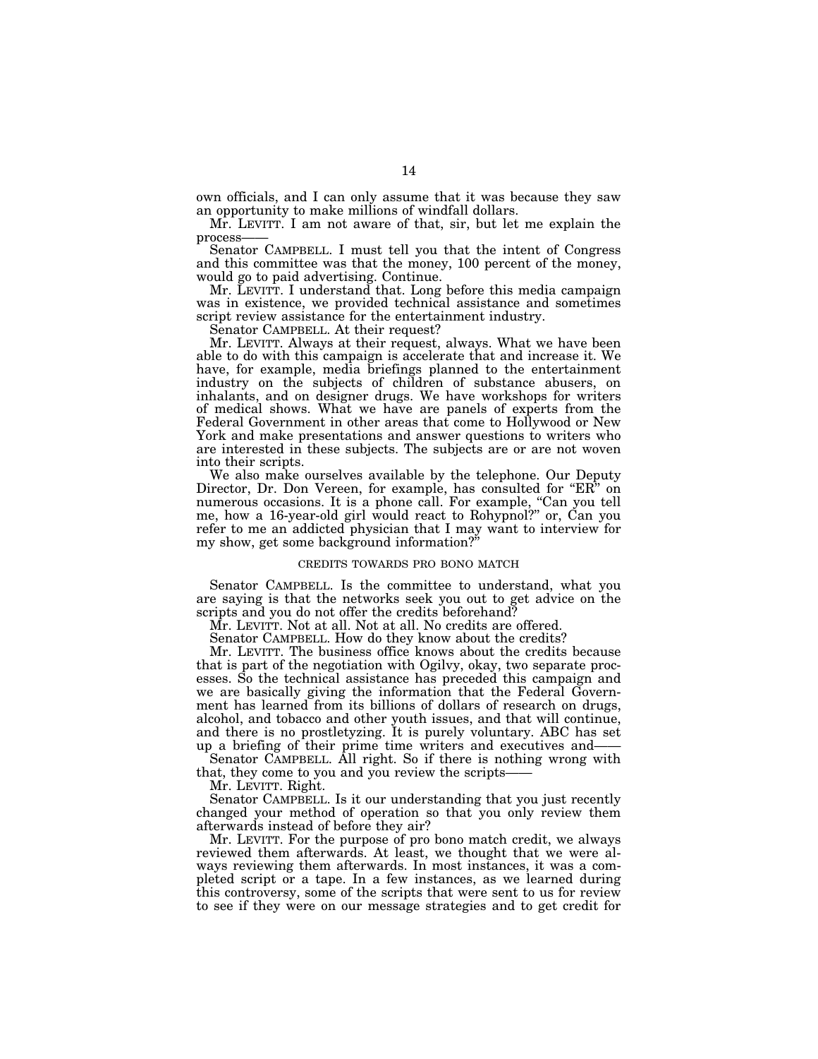own officials, and I can only assume that it was because they saw an opportunity to make millions of windfall dollars.

Mr. LEVITT. I am not aware of that, sir, but let me explain the process——

Senator CAMPBELL. I must tell you that the intent of Congress and this committee was that the money, 100 percent of the money, would go to paid advertising. Continue.

Mr. LEVITT. I understand that. Long before this media campaign was in existence, we provided technical assistance and sometimes script review assistance for the entertainment industry.

Senator CAMPBELL. At their request?

Mr. LEVITT. Always at their request, always. What we have been able to do with this campaign is accelerate that and increase it. We have, for example, media briefings planned to the entertainment industry on the subjects of children of substance abusers, on inhalants, and on designer drugs. We have workshops for writers of medical shows. What we have are panels of experts from the Federal Government in other areas that come to Hollywood or New York and make presentations and answer questions to writers who are interested in these subjects. The subjects are or are not woven into their scripts.

We also make ourselves available by the telephone. Our Deputy Director, Dr. Don Vereen, for example, has consulted for "ER" on numerous occasions. It is a phone call. For example, "Can you tell me, how a 16-year-old girl would react to Rohypnol?" or, Can you refer to me an addicted physician that I may want to interview for my show, get some background information?"

CREDITS TOWARDS PRO BONO MATCH

Senator CAMPBELL. Is the committee to understand, what you are saying is that the networks seek you out to get advice on the scripts and you do not offer the credits beforehand?

Mr. LEVITT. Not at all. Not at all. No credits are offered.

Senator CAMPBELL. How do they know about the credits?

Mr. LEVITT. The business office knows about the credits because that is part of the negotiation with Ogilvy, okay, two separate processes. So the technical assistance has preceded this campaign and we are basically giving the information that the Federal Government has learned from its billions of dollars of research on drugs, alcohol, and tobacco and other youth issues, and that will continue, and there is no prostletyzing. It is purely voluntary. ABC has set up a briefing of their prime time writers and executives and——

Senator CAMPBELL. All right. So if there is nothing wrong with that, they come to you and you review the scripts——

Mr. LEVITT. Right.

Senator CAMPBELL. Is it our understanding that you just recently changed your method of operation so that you only review them afterwards instead of before they air?

Mr. LEVITT. For the purpose of pro bono match credit, we always reviewed them afterwards. At least, we thought that we were always reviewing them afterwards. In most instances, it was a completed script or a tape. In a few instances, as we learned during this controversy, some of the scripts that were sent to us for review to see if they were on our message strategies and to get credit for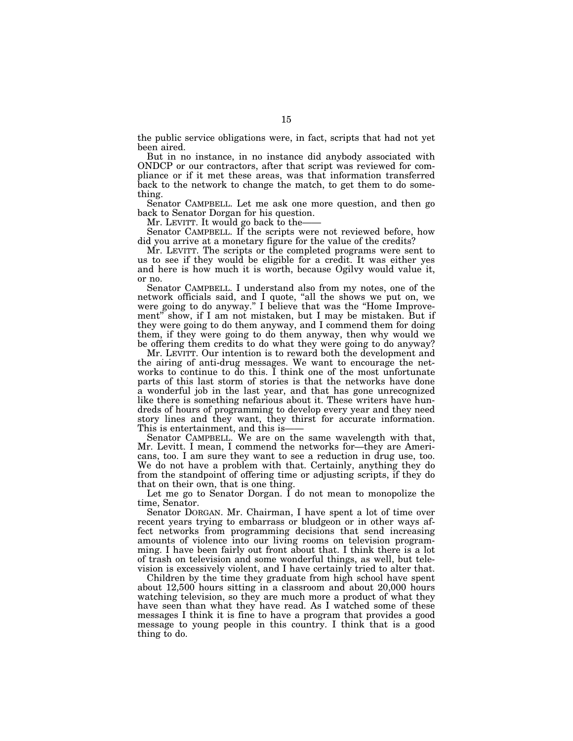the public service obligations were, in fact, scripts that had not yet been aired.

But in no instance, in no instance did anybody associated with ONDCP or our contractors, after that script was reviewed for compliance or if it met these areas, was that information transferred back to the network to change the match, to get them to do something.

Senator CAMPBELL. Let me ask one more question, and then go back to Senator Dorgan for his question.

Mr. LEVITT. It would go back to the——

Senator CAMPBELL. If the scripts were not reviewed before, how did you arrive at a monetary figure for the value of the credits?

Mr. LEVITT. The scripts or the completed programs were sent to us to see if they would be eligible for a credit. It was either yes and here is how much it is worth, because Ogilvy would value it, or no.

Senator CAMPBELL. I understand also from my notes, one of the network officials said, and I quote, "all the shows we put on, we were going to do anyway." I believe that was the "Home Improvement" show, if I am not mistaken, but I may be mistaken. But if they were going to do them anyway, and I commend them for doing them, if they were going to do them anyway, then why would we be offering them credits to do what they were going to do anyway?

Mr. LEVITT. Our intention is to reward both the development and the airing of anti-drug messages. We want to encourage the networks to continue to do this. I think one of the most unfortunate parts of this last storm of stories is that the networks have done a wonderful job in the last year, and that has gone unrecognized like there is something nefarious about it. These writers have hundreds of hours of programming to develop every year and they need story lines and they want, they thirst for accurate information. This is entertainment, and this is——

Senator CAMPBELL. We are on the same wavelength with that, Mr. Levitt. I mean, I commend the networks for—they are Americans, too. I am sure they want to see a reduction in drug use, too. We do not have a problem with that. Certainly, anything they do from the standpoint of offering time or adjusting scripts, if they do that on their own, that is one thing.

Let me go to Senator Dorgan. I do not mean to monopolize the time, Senator.

Senator DORGAN. Mr. Chairman, I have spent a lot of time over recent years trying to embarrass or bludgeon or in other ways affect networks from programming decisions that send increasing amounts of violence into our living rooms on television programming. I have been fairly out front about that. I think there is a lot of trash on television and some wonderful things, as well, but television is excessively violent, and I have certainly tried to alter that.

Children by the time they graduate from high school have spent about 12,500 hours sitting in a classroom and about 20,000 hours watching television, so they are much more a product of what they have seen than what they have read. As I watched some of these messages I think it is fine to have a program that provides a good message to young people in this country. I think that is a good thing to do.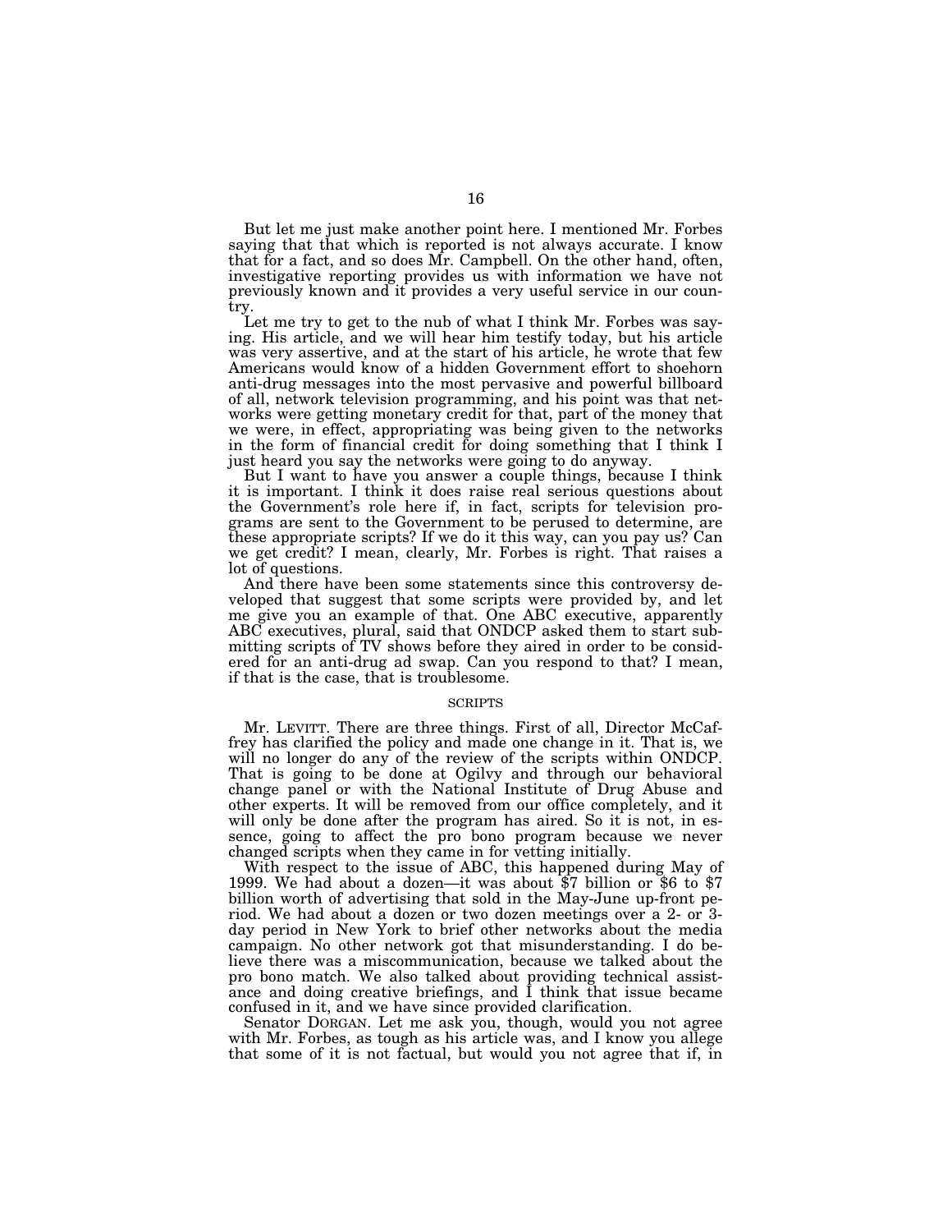But let me just make another point here. I mentioned Mr. Forbes saying that that which is reported is not always accurate. I know that for a fact, and so does Mr. Campbell. On the other hand, often, investigative reporting provides us with information we have not previously known and it provides a very useful service in our country.

Let me try to get to the nub of what I think Mr. Forbes was saying. His article, and we will hear him testify today, but his article was very assertive, and at the start of his article, he wrote that few Americans would know of a hidden Government effort to shoehorn anti-drug messages into the most pervasive and powerful billboard of all, network television programming, and his point was that networks were getting monetary credit for that, part of the money that we were, in effect, appropriating was being given to the networks in the form of financial credit for doing something that I think I just heard you say the networks were going to do anyway.

But I want to have you answer a couple things, because I think it is important. I think it does raise real serious questions about the Government's role here if, in fact, scripts for television programs are sent to the Government to be perused to determine, are these appropriate scripts? If we do it this way, can you pay us? Can we get credit? I mean, clearly, Mr. Forbes is right. That raises a lot of questions.

And there have been some statements since this controversy developed that suggest that some scripts were provided by, and let me give you an example of that. One ABC executive, apparently ABC executives, plural, said that ONDCP asked them to start submitting scripts of TV shows before they aired in order to be considered for an anti-drug ad swap. Can you respond to that? I mean, if that is the case, that is troublesome.

## SCRIPTS

Mr. LEVITT. There are three things. First of all, Director McCaffrey has clarified the policy and made one change in it. That is, we will no longer do any of the review of the scripts within ONDCP. That is going to be done at Ogilvy and through our behavioral change panel or with the National Institute of Drug Abuse and other experts. It will be removed from our office completely, and it will only be done after the program has aired. So it is not, in essence, going to affect the pro bono program because we never changed scripts when they came in for vetting initially.

With respect to the issue of ABC, this happened during May of 1999. We had about a dozen—it was about $7 billion or $6 to $7 billion worth of advertising that sold in the May-June up-front period. We had about a dozen or two dozen meetings over a 2- or 3-day period in New York to brief other networks about the media campaign. No other network got that misunderstanding. I do believe there was a miscommunication, because we talked about the pro bono match. We also talked about providing technical assistance and doing creative briefings, and I think that issue became confused in it, and we have since provided clarification.

Senator DORGAN. Let me ask you, though, would you not agree with Mr. Forbes, as tough as his article was, and I know you allege that some of it is not factual, but would you not agree that if, in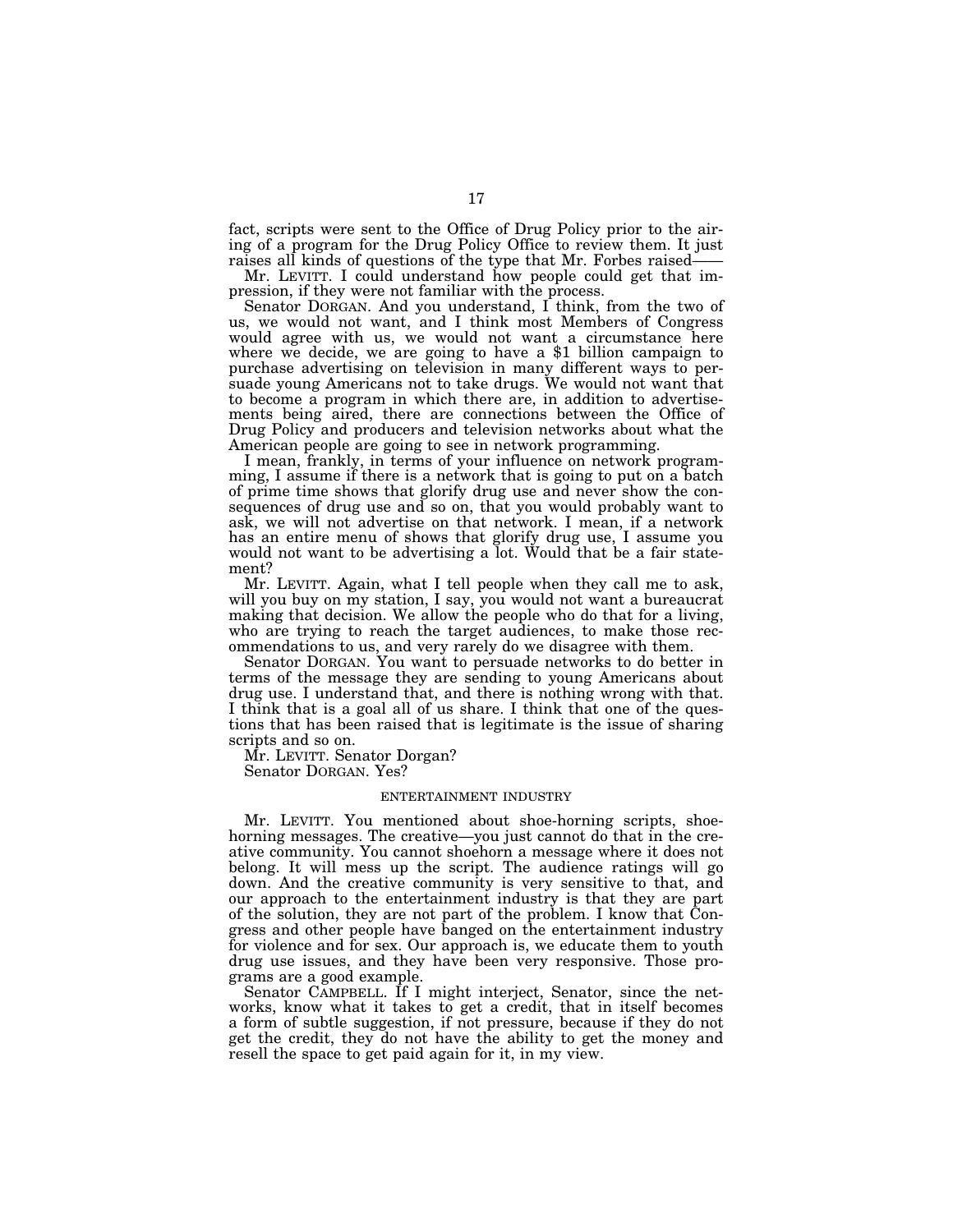fact, scripts were sent to the Office of Drug Policy prior to the airing of a program for the Drug Policy Office to review them. It just raises all kinds of questions of the type that Mr. Forbes raised——

Mr. LEVITT. I could understand how people could get that impression, if they were not familiar with the process.

Senator DORGAN. And you understand, I think, from the two of us, we would not want, and I think most Members of Congress would agree with us, we would not want a circumstance here where we decide, we are going to have a $1 billion campaign to purchase advertising on television in many different ways to persuade young Americans not to take drugs. We would not want that to become a program in which there are, in addition to advertisements being aired, there are connections between the Office of Drug Policy and producers and television networks about what the American people are going to see in network programming.

I mean, frankly, in terms of your influence on network programming, I assume if there is a network that is going to put on a batch of prime time shows that glorify drug use and never show the consequences of drug use and so on, that you would probably want to ask, we will not advertise on that network. I mean, if a network has an entire menu of shows that glorify drug use, I assume you would not want to be advertising a lot. Would that be a fair statement?

Mr. LEVITT. Again, what I tell people when they call me to ask, will you buy on my station, I say, you would not want a bureaucrat making that decision. We allow the people who do that for a living, who are trying to reach the target audiences, to make those recommendations to us, and very rarely do we disagree with them.

Senator DORGAN. You want to persuade networks to do better in terms of the message they are sending to young Americans about drug use. I understand that, and there is nothing wrong with that. I think that is a goal all of us share. I think that one of the questions that has been raised that is legitimate is the issue of sharing scripts and so on.

Mr. LEVITT. Senator Dorgan?

Senator DORGAN. Yes?

## ENTERTAINMENT INDUSTRY

Mr. LEVITT. You mentioned about shoe-horning scripts, shoe-horning messages. The creative—you just cannot do that in the creative community. You cannot shoehorn a message where it does not belong. It will mess up the script. The audience ratings will go down. And the creative community is very sensitive to that, and our approach to the entertainment industry is that they are part of the solution, they are not part of the problem. I know that Congress and other people have banged on the entertainment industry for violence and for sex. Our approach is, we educate them to youth drug use issues, and they have been very responsive. Those programs are a good example.

Senator CAMPBELL. If I might interject, Senator, since the networks, know what it takes to get a credit, that in itself becomes a form of subtle suggestion, if not pressure, because if they do not get the credit, they do not have the ability to get the money and resell the space to get paid again for it, in my view.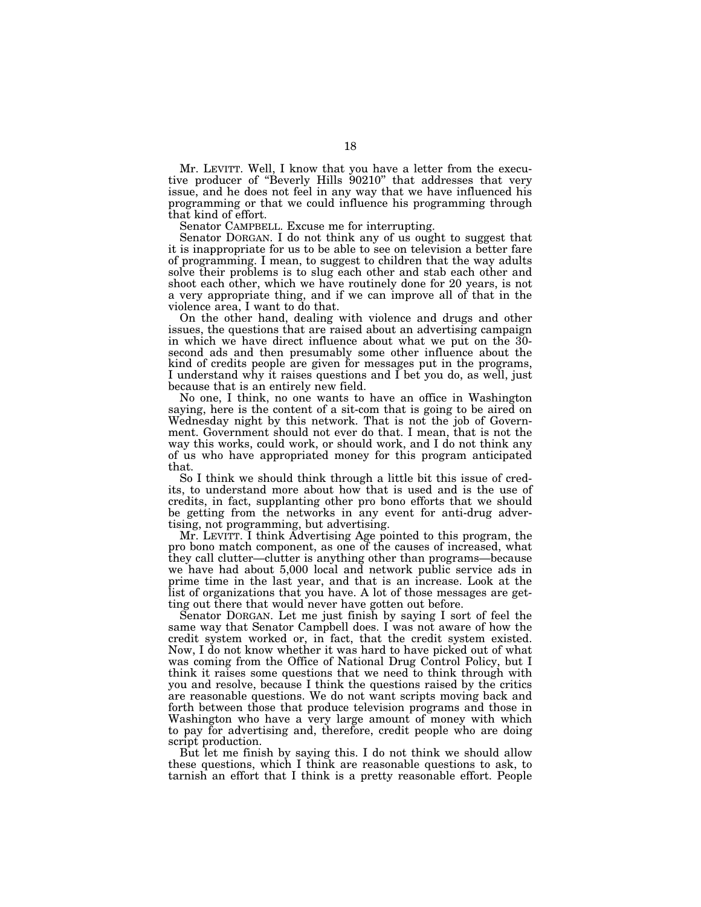Mr. LEVITT. Well, I know that you have a letter from the executive producer of "Beverly Hills 90210" that addresses that very issue, and he does not feel in any way that we have influenced his programming or that we could influence his programming through that kind of effort.

Senator CAMPBELL. Excuse me for interrupting.

Senator DORGAN. I do not think any of us ought to suggest that it is inappropriate for us to be able to see on television a better fare of programming. I mean, to suggest to children that the way adults solve their problems is to slug each other and stab each other and shoot each other, which we have routinely done for 20 years, is not a very appropriate thing, and if we can improve all of that in the violence area, I want to do that.

On the other hand, dealing with violence and drugs and other issues, the questions that are raised about an advertising campaign in which we have direct influence about what we put on the 30-second ads and then presumably some other influence about the kind of credits people are given for messages put in the programs, I understand why it raises questions and I bet you do, as well, just because that is an entirely new field.

No one, I think, no one wants to have an office in Washington saying, here is the content of a sit-com that is going to be aired on Wednesday night by this network. That is not the job of Government. Government should not ever do that. I mean, that is not the way this works, could work, or should work, and I do not think any of us who have appropriated money for this program anticipated that.

So I think we should think through a little bit this issue of credits, to understand more about how that is used and is the use of credits, in fact, supplanting other pro bono efforts that we should be getting from the networks in any event for anti-drug advertising, not programming, but advertising.

Mr. LEVITT. I think Advertising Age pointed to this program, the pro bono match component, as one of the causes of increased, what they call clutter—clutter is anything other than programs—because we have had about 5,000 local and network public service ads in prime time in the last year, and that is an increase. Look at the list of organizations that you have. A lot of those messages are getting out there that would never have gotten out before.

Senator DORGAN. Let me just finish by saying I sort of feel the same way that Senator Campbell does. I was not aware of how the credit system worked or, in fact, that the credit system existed. Now, I do not know whether it was hard to have picked out of what was coming from the Office of National Drug Control Policy, but I think it raises some questions that we need to think through with you and resolve, because I think the questions raised by the critics are reasonable questions. We do not want scripts moving back and forth between those that produce television programs and those in Washington who have a very large amount of money with which to pay for advertising and, therefore, credit people who are doing script production.

But let me finish by saying this. I do not think we should allow these questions, which I think are reasonable questions to ask, to tarnish an effort that I think is a pretty reasonable effort. People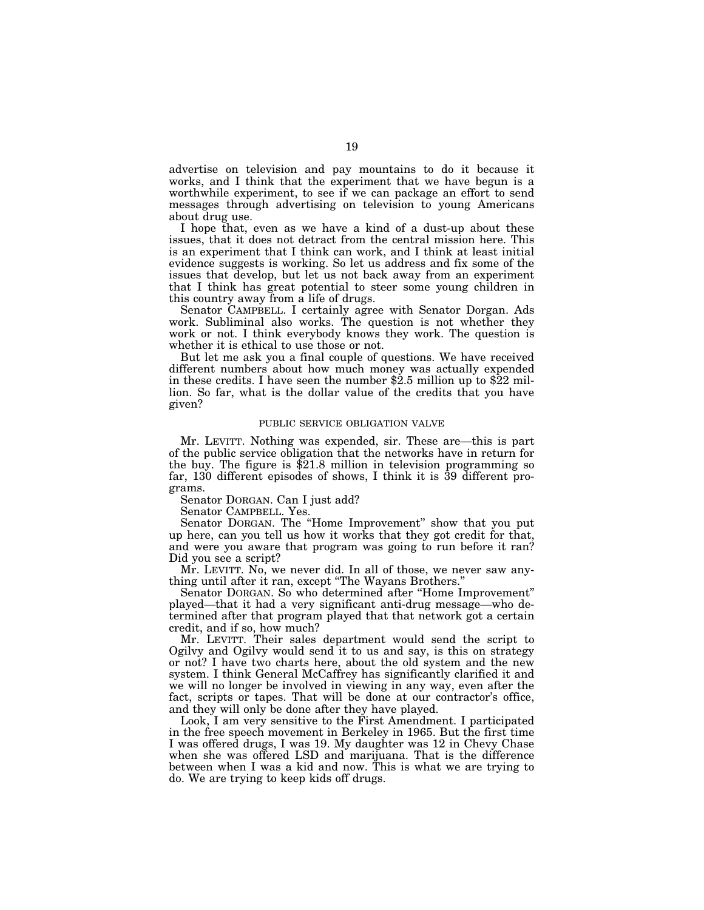advertise on television and pay mountains to do it because it works, and I think that the experiment that we have begun is a worthwhile experiment, to see if we can package an effort to send messages through advertising on television to young Americans about drug use.

I hope that, even as we have a kind of a dust-up about these issues, that it does not detract from the central mission here. This is an experiment that I think can work, and I think at least initial evidence suggests is working. So let us address and fix some of the issues that develop, but let us not back away from an experiment that I think has great potential to steer some young children in this country away from a life of drugs.

Senator CAMPBELL. I certainly agree with Senator Dorgan. Ads work. Subliminal also works. The question is not whether they work or not. I think everybody knows they work. The question is whether it is ethical to use those or not.

But let me ask you a final couple of questions. We have received different numbers about how much money was actually expended in these credits. I have seen the number $2.5 million up to $22 million. So far, what is the dollar value of the credits that you have given?

### PUBLIC SERVICE OBLIGATION VALVE

Mr. LEVITT. Nothing was expended, sir. These are—this is part of the public service obligation that the networks have in return for the buy. The figure is $21.8 million in television programming so far, 130 different episodes of shows, I think it is 39 different programs.

Senator DORGAN. Can I just add?

Senator CAMPBELL. Yes.

Senator DORGAN. The "Home Improvement" show that you put up here, can you tell us how it works that they got credit for that, and were you aware that program was going to run before it ran? Did you see a script?

Mr. LEVITT. No, we never did. In all of those, we never saw anything until after it ran, except "The Wayans Brothers."

Senator DORGAN. So who determined after "Home Improvement" played—that it had a very significant anti-drug message—who determined after that program played that that network got a certain credit, and if so, how much?

Mr. LEVITT. Their sales department would send the script to Ogilvy and Ogilvy would send it to us and say, is this on strategy or not? I have two charts here, about the old system and the new system. I think General McCaffrey has significantly clarified it and we will no longer be involved in viewing in any way, even after the fact, scripts or tapes. That will be done at our contractor's office, and they will only be done after they have played.

Look, I am very sensitive to the First Amendment. I participated in the free speech movement in Berkeley in 1965. But the first time I was offered drugs, I was 19. My daughter was 12 in Chevy Chase when she was offered LSD and marijuana. That is the difference between when I was a kid and now. This is what we are trying to do. We are trying to keep kids off drugs.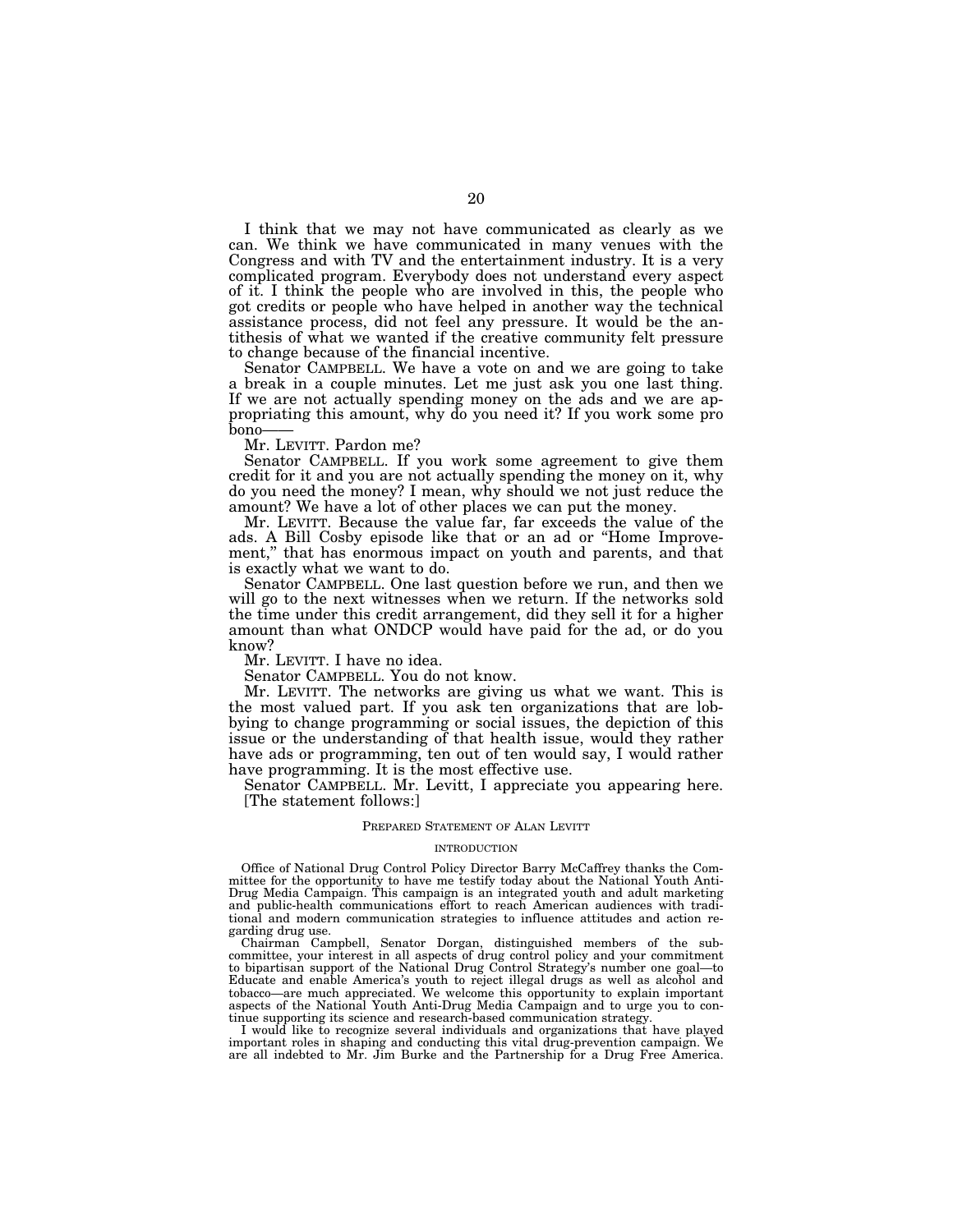I think that we may not have communicated as clearly as we can. We think we have communicated in many venues with the Congress and with TV and the entertainment industry. It is a very complicated program. Everybody does not understand every aspect of it. I think the people who are involved in this, the people who got credits or people who have helped in another way the technical assistance process, did not feel any pressure. It would be the antithesis of what we wanted if the creative community felt pressure to change because of the financial incentive.

Senator CAMPBELL. We have a vote on and we are going to take a break in a couple minutes. Let me just ask you one last thing. If we are not actually spending money on the ads and we are appropriating this amount, why do you need it? If you work some pro bono——

Mr. LEVITT. Pardon me?

Senator CAMPBELL. If you work some agreement to give them credit for it and you are not actually spending the money on it, why do you need the money? I mean, why should we not just reduce the amount? We have a lot of other places we can put the money.

Mr. LEVITT. Because the value far, far exceeds the value of the ads. A Bill Cosby episode like that or an ad or "Home Improvement," that has enormous impact on youth and parents, and that is exactly what we want to do.

Senator CAMPBELL. One last question before we run, and then we will go to the next witnesses when we return. If the networks sold the time under this credit arrangement, did they sell it for a higher amount than what ONDCP would have paid for the ad, or do you know?

Mr. LEVITT. I have no idea.

Senator CAMPBELL. You do not know.

Mr. LEVITT. The networks are giving us what we want. This is the most valued part. If you ask ten organizations that are lobbying to change programming or social issues, the depiction of this issue or the understanding of that health issue, would they rather have ads or programming, ten out of ten would say, I would rather have programming. It is the most effective use.

Senator CAMPBELL. Mr. Levitt, I appreciate you appearing here.

[The statement follows:]

## PREPARED STATEMENT OF ALAN LEVITT

### INTRODUCTION

Office of National Drug Control Policy Director Barry McCaffrey thanks the Committee for the opportunity to have me testify today about the National Youth Anti-Drug Media Campaign. This campaign is an integrated youth and adult marketing and public-health communications effort to reach American audiences with traditional and modern communication strategies to influence attitudes and action regarding drug use.

Chairman Campbell, Senator Dorgan, distinguished members of the subcommittee, your interest in all aspects of drug control policy and your commitment to bipartisan support of the National Drug Control Strategy's number one goal—to Educate and enable America's youth to reject illegal drugs as well as alcohol and tobacco—are much appreciated. We welcome this opportunity to explain important aspects of the National Youth Anti-Drug Media Campaign and to urge you to continue supporting its science and research-based communication strategy.

I would like to recognize several individuals and organizations that have played important roles in shaping and conducting this vital drug-prevention campaign. We are all indebted to Mr. Jim Burke and the Partnership for a Drug Free America.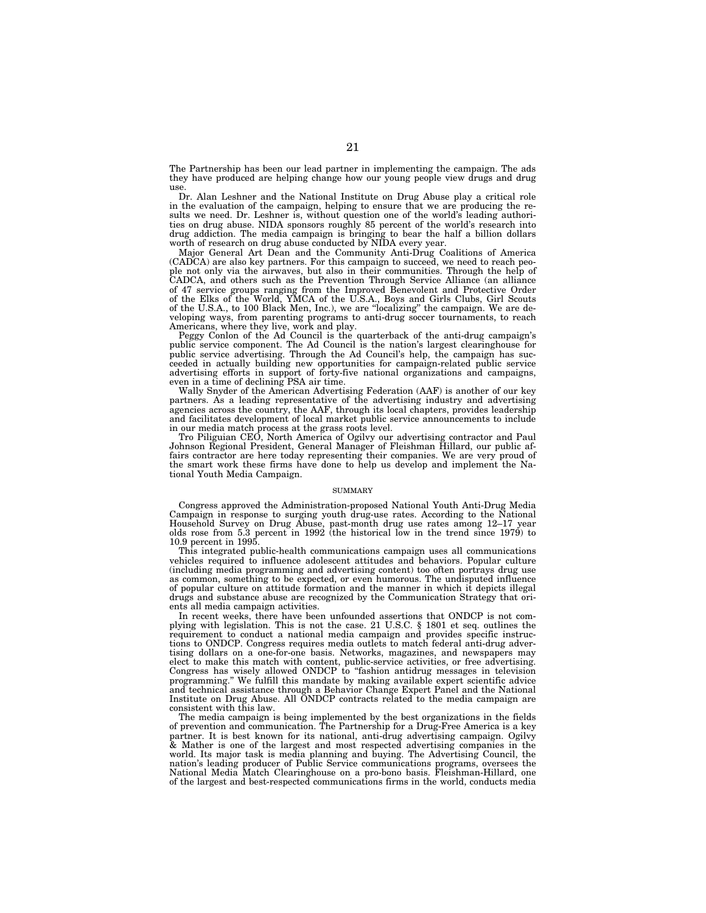The Partnership has been our lead partner in implementing the campaign. The ads they have produced are helping change how our young people view drugs and drug use.

Dr. Alan Leshner and the National Institute on Drug Abuse play a critical role in the evaluation of the campaign, helping to ensure that we are producing the results we need. Dr. Leshner is, without question one of the world's leading authorities on drug abuse. NIDA sponsors roughly 85 percent of the world's research into drug addiction. The media campaign is bringing to bear the half a billion dollars worth of research on drug abuse conducted by NIDA every year.

Major General Art Dean and the Community Anti-Drug Coalitions of America (CADCA) are also key partners. For this campaign to succeed, we need to reach people not only via the airwaves, but also in their communities. Through the help of CADCA, and others such as the Prevention Through Service Alliance (an alliance of 47 service groups ranging from the Improved Benevolent and Protective Order of the Elks of the World, YMCA of the U.S.A., Boys and Girls Clubs, Girl Scouts of the U.S.A., to 100 Black Men, Inc.), we are "localizing" the campaign. We are developing ways, from parenting programs to anti-drug soccer tournaments, to reach Americans, where they live, work and play.

Peggy Conlon of the Ad Council is the quarterback of the anti-drug campaign's public service component. The Ad Council is the nation's largest clearinghouse for public service advertising. Through the Ad Council's help, the campaign has succeeded in actually building new opportunities for campaign-related public service advertising efforts in support of forty-five national organizations and campaigns, even in a time of declining PSA air time.

Wally Snyder of the American Advertising Federation (AAF) is another of our key partners. As a leading representative of the advertising industry and advertising agencies across the country, the AAF, through its local chapters, provides leadership and facilitates development of local market public service announcements to include in our media match process at the grass roots level.

Tro Piliguian CEO, North America of Ogilvy our advertising contractor and Paul Johnson Regional President, General Manager of Fleishman Hillard, our public affairs contractor are here today representing their companies. We are very proud of the smart work these firms have done to help us develop and implement the National Youth Media Campaign.

## SUMMARY

Congress approved the Administration-proposed National Youth Anti-Drug Media Campaign in response to surging youth drug-use rates. According to the National Household Survey on Drug Abuse, past-month drug use rates among 12–17 year olds rose from 5.3 percent in 1992 (the historical low in the trend since 1979) to 10.9 percent in 1995.

This integrated public-health communications campaign uses all communications vehicles required to influence adolescent attitudes and behaviors. Popular culture (including media programming and advertising content) too often portrays drug use as common, something to be expected, or even humorous. The undisputed influence of popular culture on attitude formation and the manner in which it depicts illegal drugs and substance abuse are recognized by the Communication Strategy that orients all media campaign activities.

In recent weeks, there have been unfounded assertions that ONDCP is not complying with legislation. This is not the case. 21 U.S.C. § 1801 et seq. outlines the requirement to conduct a national media campaign and provides specific instructions to ONDCP. Congress requires media outlets to match federal anti-drug advertising dollars on a one-for-one basis. Networks, magazines, and newspapers may elect to make this match with content, public-service activities, or free advertising. Congress has wisely allowed ONDCP to "fashion antidrug messages in television programming." We fulfill this mandate by making available expert scientific advice and technical assistance through a Behavior Change Expert Panel and the National Institute on Drug Abuse. All ONDCP contracts related to the media campaign are consistent with this law.

The media campaign is being implemented by the best organizations in the fields of prevention and communication. The Partnership for a Drug-Free America is a key partner. It is best known for its national, anti-drug advertising campaign. Ogilvy & Mather is one of the largest and most respected advertising companies in the world. Its major task is media planning and buying. The Advertising Council, the nation's leading producer of Public Service communications programs, oversees the National Media Match Clearinghouse on a pro-bono basis. Fleishman-Hillard, one of the largest and best-respected communications firms in the world, conducts media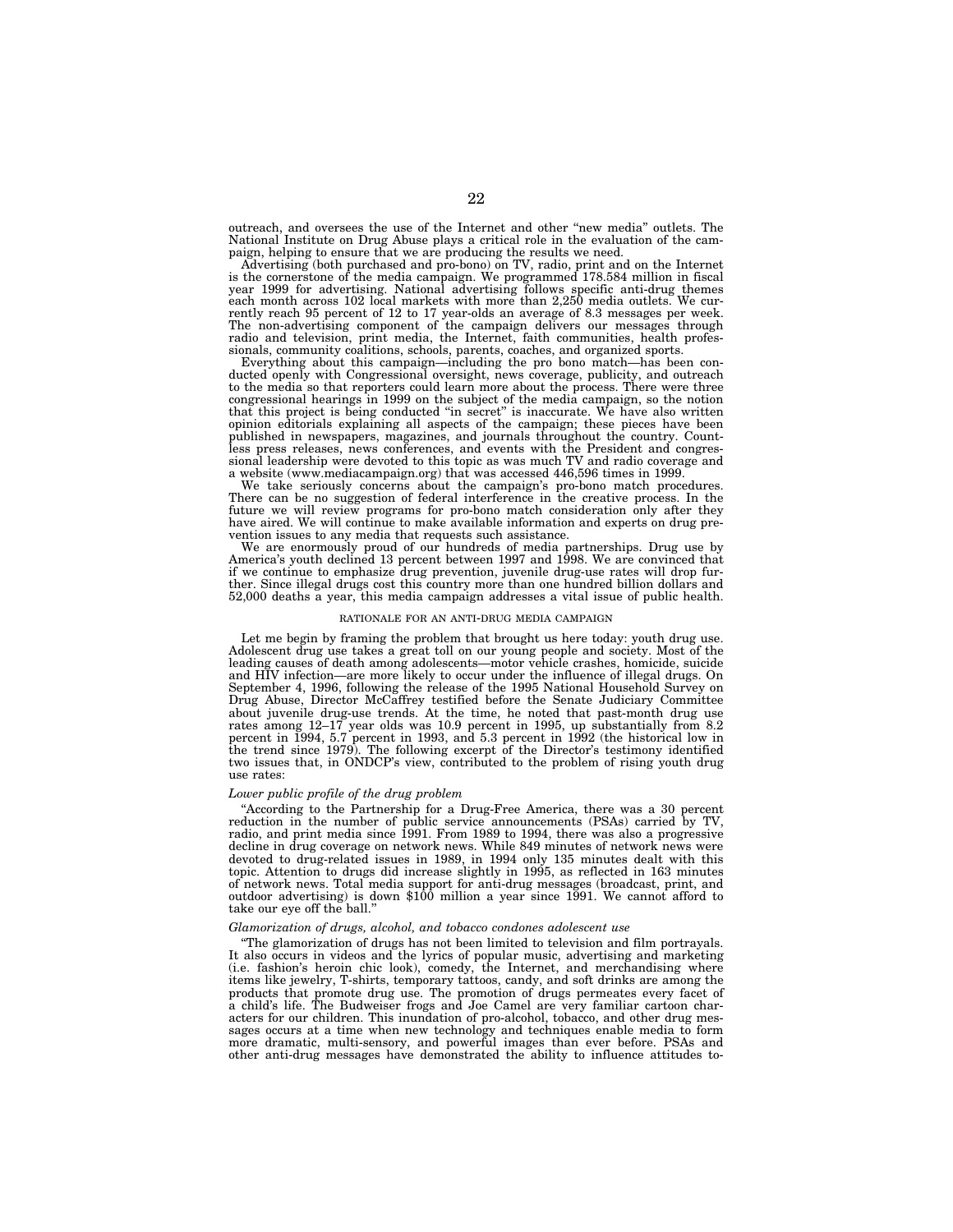outreach, and oversees the use of the Internet and other "new media" outlets. The National Institute on Drug Abuse plays a critical role in the evaluation of the campaign, helping to ensure that we are producing the results we need.

Advertising (both purchased and pro-bono) on TV, radio, print and on the Internet is the cornerstone of the media campaign. We programmed 178.584 million in fiscal year 1999 for advertising. National advertising follows specific anti-drug themes each month across 102 local markets with more than 2,250 media outlets. We currently reach 95 percent of 12 to 17 year-olds an average of 8.3 messages per week. The non-advertising component of the campaign delivers our messages through radio and television, print media, the Internet, faith communities, health professionals, community coalitions, schools, parents, coaches, and organized sports.

Everything about this campaign—including the pro bono match—has been conducted openly with Congressional oversight, news coverage, publicity, and outreach to the media so that reporters could learn more about the process. There were three congressional hearings in 1999 on the subject of the media campaign, so the notion that this project is being conducted "in secret" is inaccurate. We have also written opinion editorials explaining all aspects of the campaign; these pieces have been published in newspapers, magazines, and journals throughout the country. Countless press releases, news conferences, and events with the President and congressional leadership were devoted to this topic as was much TV and radio coverage and a website (www.mediacampaign.org) that was accessed 446,596 times in 1999.

We take seriously concerns about the campaign's pro-bono match procedures. There can be no suggestion of federal interference in the creative process. In the future we will review programs for pro-bono match consideration only after they have aired. We will continue to make available information and experts on drug prevention issues to any media that requests such assistance.

We are enormously proud of our hundreds of media partnerships. Drug use by America's youth declined 13 percent between 1997 and 1998. We are convinced that if we continue to emphasize drug prevention, juvenile drug-use rates will drop further. Since illegal drugs cost this country more than one hundred billion dollars and 52,000 deaths a year, this media campaign addresses a vital issue of public health.

## RATIONALE FOR AN ANTI-DRUG MEDIA CAMPAIGN

Let me begin by framing the problem that brought us here today: youth drug use. Adolescent drug use takes a great toll on our young people and society. Most of the leading causes of death among adolescents—motor vehicle crashes, homicide, suicide and HIV infection—are more likely to occur under the influence of illegal drugs. On September 4, 1996, following the release of the 1995 National Household Survey on Drug Abuse, Director McCaffrey testified before the Senate Judiciary Committee about juvenile drug-use trends. At the time, he noted that past-month drug use rates among 12–17 year olds was 10.9 percent in 1995, up substantially from 8.2 percent in 1994, 5.7 percent in 1993, and 5.3 percent in 1992 (the historical low in the trend since 1979). The following excerpt of the Director's testimony identified two issues that, in ONDCP's view, contributed to the problem of rising youth drug use rates:

*Lower public profile of the drug problem*

"According to the Partnership for a Drug-Free America, there was a 30 percent reduction in the number of public service announcements (PSAs) carried by TV, radio, and print media since 1991. From 1989 to 1994, there was also a progressive decline in drug coverage on network news. While 849 minutes of network news were devoted to drug-related issues in 1989, in 1994 only 135 minutes dealt with this topic. Attention to drugs did increase slightly in 1995, as reflected in 163 minutes of network news. Total media support for anti-drug messages (broadcast, print, and outdoor advertising) is down $100 million a year since 1991. We cannot afford to take our eye off the ball."

*Glamorization of drugs, alcohol, and tobacco condones adolescent use*

"The glamorization of drugs has not been limited to television and film portrayals. It also occurs in videos and the lyrics of popular music, advertising and marketing (i.e. fashion's heroin chic look), comedy, the Internet, and merchandising where items like jewelry, T-shirts, temporary tattoos, candy, and soft drinks are among the products that promote drug use. The promotion of drugs permeates every facet of a child's life. The Budweiser frogs and Joe Camel are very familiar cartoon characters for our children. This inundation of pro-alcohol, tobacco, and other drug messages occurs at a time when new technology and techniques enable media to form more dramatic, multi-sensory, and powerful images than ever before. PSAs and other anti-drug messages have demonstrated the ability to influence attitudes to-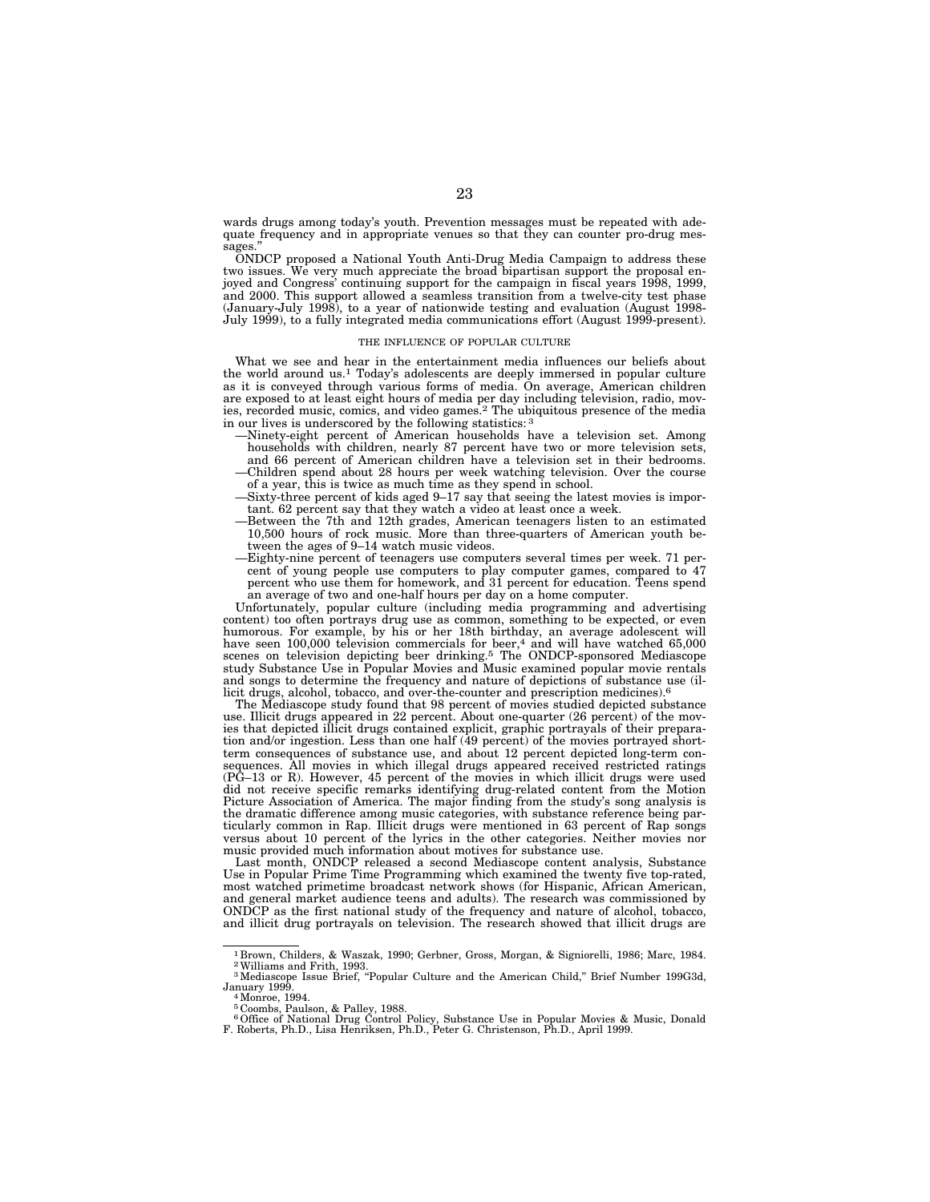wards drugs among today's youth. Prevention messages must be repeated with adequate frequency and in appropriate venues so that they can counter pro-drug messages."

ONDCP proposed a National Youth Anti-Drug Media Campaign to address these two issues. We very much appreciate the broad bipartisan support the proposal enjoyed and Congress' continuing support for the campaign in fiscal years 1998, 1999, and 2000. This support allowed a seamless transition from a twelve-city test phase (January-July 1998), to a year of nationwide testing and evaluation (August 1998-July 1999), to a fully integrated media communications effort (August 1999-present).

### THE INFLUENCE OF POPULAR CULTURE

What we see and hear in the entertainment media influences our beliefs about the world around us.[1] Today's adolescents are deeply immersed in popular culture as it is conveyed through various forms of media. On average, American children are exposed to at least eight hours of media per day including television, radio, movies, recorded music, comics, and video games.[2] The ubiquitous presence of the media in our lives is underscored by the following statistics:[3]

—Ninety-eight percent of American households have a television set. Among households with children, nearly 87 percent have two or more television sets, and 66 percent of American children have a television set in their bedrooms.

—Children spend about 28 hours per week watching television. Over the course of a year, this is twice as much time as they spend in school.

—Sixty-three percent of kids aged 9–17 say that seeing the latest movies is important. 62 percent say that they watch a video at least once a week.

—Between the 7th and 12th grades, American teenagers listen to an estimated 10,500 hours of rock music. More than three-quarters of American youth between the ages of 9–14 watch music videos.

—Eighty-nine percent of teenagers use computers several times per week. 71 percent of young people use computers to play computer games, compared to 47 percent who use them for homework, and 31 percent for education. Teens spend an average of two and one-half hours per day on a home computer.

Unfortunately, popular culture (including media programming and advertising content) too often portrays drug use as common, something to be expected, or even humorous. For example, by his or her 18th birthday, an average adolescent will have seen 100,000 television commercials for beer,[4] and will have watched 65,000 scenes on television depicting beer drinking.[5] The ONDCP-sponsored Mediascope study Substance Use in Popular Movies and Music examined popular movie rentals and songs to determine the frequency and nature of depictions of substance use (illicit drugs, alcohol, tobacco, and over-the-counter and prescription medicines).[6]

The Mediascope study found that 98 percent of movies studied depicted substance use. Illicit drugs appeared in 22 percent. About one-quarter (26 percent) of the movies that depicted illicit drugs contained explicit, graphic portrayals of their preparation and/or ingestion. Less than one half (49 percent) of the movies portrayed short-term consequences of substance use, and about 12 percent depicted long-term consequences. All movies in which illegal drugs appeared received restricted ratings (PG–13 or R). However, 45 percent of the movies in which illicit drugs were used did not receive specific remarks identifying drug-related content from the Motion Picture Association of America. The major finding from the study's song analysis is the dramatic difference among music categories, with substance reference being particularly common in Rap. Illicit drugs were mentioned in 63 percent of Rap songs versus about 10 percent of the lyrics in the other categories. Neither movies nor music provided much information about motives for substance use.

Last month, ONDCP released a second Mediascope content analysis, Substance Use in Popular Prime Time Programming which examined the twenty five top-rated, most watched primetime broadcast network shows (for Hispanic, African American, and general market audience teens and adults). The research was commissioned by ONDCP as the first national study of the frequency and nature of alcohol, tobacco, and illicit drug portrayals on television. The research showed that illicit drugs are

---

[1] Brown, Childers, & Waszak, 1990; Gerbner, Gross, Morgan, & Signiorelli, 1986; Marc, 1984.

[2] Williams and Frith, 1993.

[3] Mediascope Issue Brief, "Popular Culture and the American Child," Brief Number 199G3d, January 1999.

[4] Monroe, 1994.

[5] Coombs, Paulson, & Palley, 1988.

[6] Office of National Drug Control Policy, Substance Use in Popular Movies & Music, Donald F. Roberts, Ph.D., Lisa Henriksen, Ph.D., Peter G. Christenson, Ph.D., April 1999.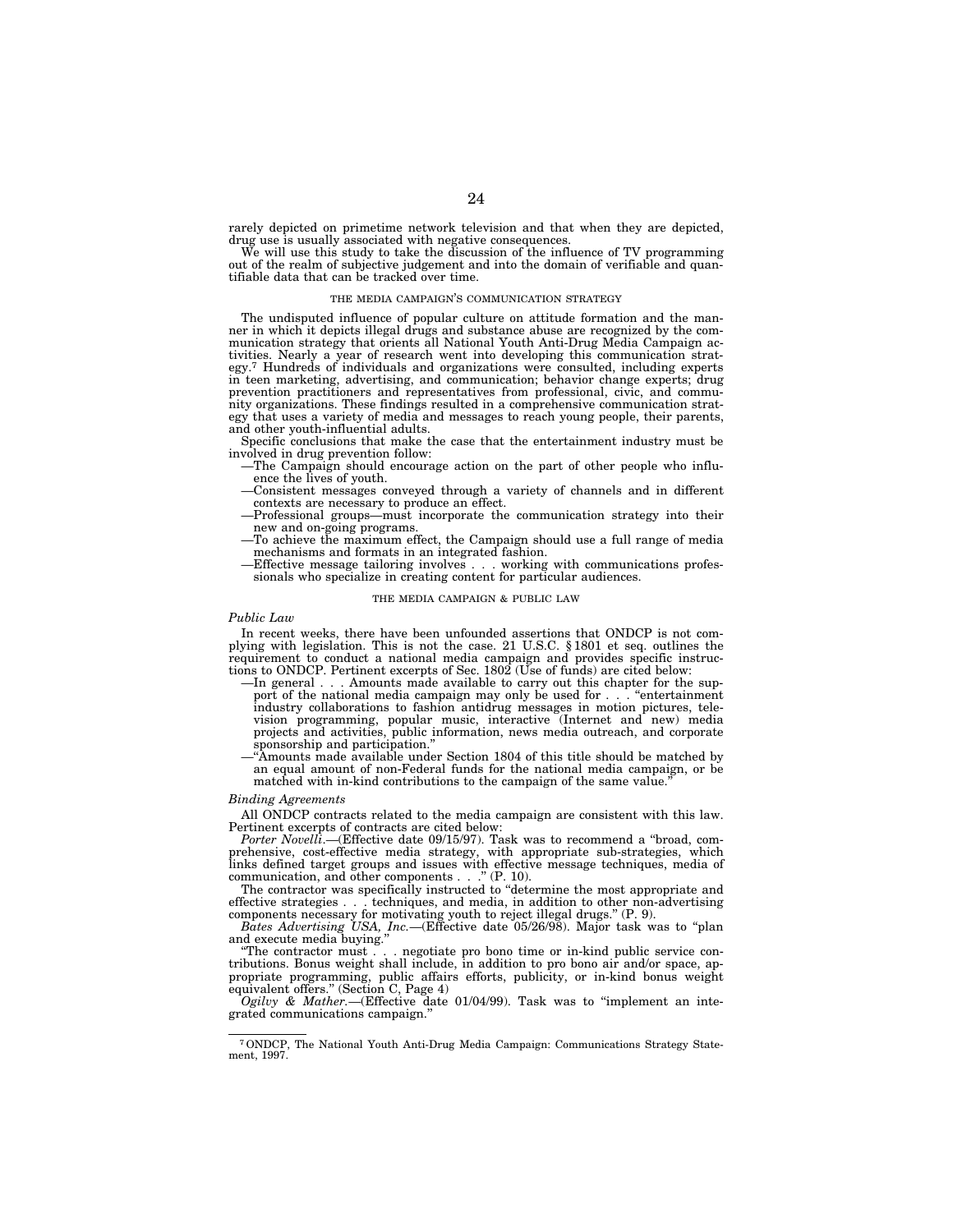rarely depicted on primetime network television and that when they are depicted, drug use is usually associated with negative consequences.

We will use this study to take the discussion of the influence of TV programming out of the realm of subjective judgement and into the domain of verifiable and quantifiable data that can be tracked over time.

### THE MEDIA CAMPAIGN'S COMMUNICATION STRATEGY

The undisputed influence of popular culture on attitude formation and the manner in which it depicts illegal drugs and substance abuse are recognized by the communication strategy that orients all National Youth Anti-Drug Media Campaign activities. Nearly a year of research went into developing this communication strategy.[7] Hundreds of individuals and organizations were consulted, including experts in teen marketing, advertising, and communication; behavior change experts; drug prevention practitioners and representatives from professional, civic, and community organizations. These findings resulted in a comprehensive communication strategy that uses a variety of media and messages to reach young people, their parents, and other youth-influential adults.

Specific conclusions that make the case that the entertainment industry must be involved in drug prevention follow:

- —The Campaign should encourage action on the part of other people who influence the lives of youth.
- —Consistent messages conveyed through a variety of channels and in different contexts are necessary to produce an effect.
- —Professional groups—must incorporate the communication strategy into their new and on-going programs.
- —To achieve the maximum effect, the Campaign should use a full range of media mechanisms and formats in an integrated fashion.
- —Effective message tailoring involves . . . working with communications professionals who specialize in creating content for particular audiences.

### THE MEDIA CAMPAIGN & PUBLIC LAW

*Public Law*

In recent weeks, there have been unfounded assertions that ONDCP is not complying with legislation. This is not the case. 21 U.S.C. §1801 et seq. outlines the requirement to conduct a national media campaign and provides specific instructions to ONDCP. Pertinent excerpts of Sec. 1802 (Use of funds) are cited below:

- —In general . . . Amounts made available to carry out this chapter for the support of the national media campaign may only be used for . . . "entertainment industry collaborations to fashion antidrug messages in motion pictures, television programming, popular music, interactive (Internet and new) media projects and activities, public information, news media outreach, and corporate sponsorship and participation."
- —"Amounts made available under Section 1804 of this title should be matched by an equal amount of non-Federal funds for the national media campaign, or be matched with in-kind contributions to the campaign of the same value."

*Binding Agreements*

All ONDCP contracts related to the media campaign are consistent with this law. Pertinent excerpts of contracts are cited below:

*Porter Novelli*.—(Effective date 09/15/97). Task was to recommend a "broad, comprehensive, cost-effective media strategy, with appropriate sub-strategies, which links defined target groups and issues with effective message techniques, media of communication, and other components . . ." (P. 10).

The contractor was specifically instructed to "determine the most appropriate and effective strategies . . . techniques, and media, in addition to other non-advertising components necessary for motivating youth to reject illegal drugs." (P. 9).

*Bates Advertising USA, Inc.*—(Effective date 05/26/98). Major task was to "plan and execute media buying."

"The contractor must . . . negotiate pro bono time or in-kind public service contributions. Bonus weight shall include, in addition to pro bono air and/or space, appropriate programming, public affairs efforts, publicity, or in-kind bonus weight equivalent offers." (Section C, Page 4)

*Ogilvy & Mather*.—(Effective date 01/04/99). Task was to "implement an integrated communications campaign."

---

[7] ONDCP, The National Youth Anti-Drug Media Campaign: Communications Strategy Statement, 1997.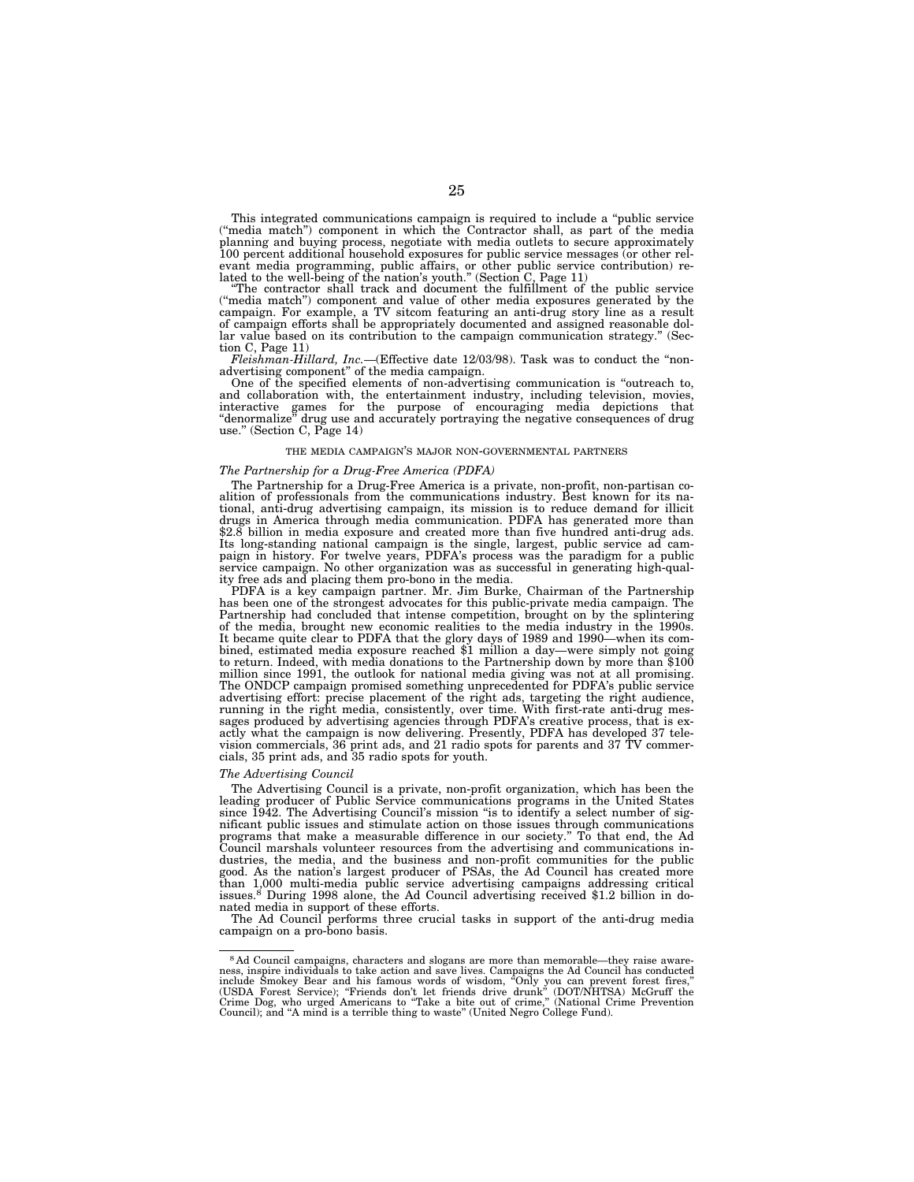This integrated communications campaign is required to include a "public service ("media match") component in which the Contractor shall, as part of the media planning and buying process, negotiate with media outlets to secure approximately 100 percent additional household exposures for public service messages (or other relevant media programming, public affairs, or other public service contribution) related to the well-being of the nation's youth." (Section C, Page 11)

"The contractor shall track and document the fulfillment of the public service ("media match") component and value of other media exposures generated by the campaign. For example, a TV sitcom featuring an anti-drug story line as a result of campaign efforts shall be appropriately documented and assigned reasonable dollar value based on its contribution to the campaign communication strategy." (Section C, Page 11)

*Fleishman-Hillard, Inc.*—(Effective date 12/03/98). Task was to conduct the "non-advertising component" of the media campaign.

One of the specified elements of non-advertising communication is "outreach to, and collaboration with, the entertainment industry, including television, movies, interactive games for the purpose of encouraging media depictions that "denormalize" drug use and accurately portraying the negative consequences of drug use." (Section C, Page 14)

## THE MEDIA CAMPAIGN'S MAJOR NON-GOVERNMENTAL PARTNERS

### *The Partnership for a Drug-Free America (PDFA)*

The Partnership for a Drug-Free America is a private, non-profit, non-partisan coalition of professionals from the communications industry. Best known for its national, anti-drug advertising campaign, its mission is to reduce demand for illicit drugs in America through media communication. PDFA has generated more than $2.8 billion in media exposure and created more than five hundred anti-drug ads. Its long-standing national campaign is the single, largest, public service ad campaign in history. For twelve years, PDFA's process was the paradigm for a public service campaign. No other organization was as successful in generating high-quality free ads and placing them pro-bono in the media.

PDFA is a key campaign partner. Mr. Jim Burke, Chairman of the Partnership has been one of the strongest advocates for this public-private media campaign. The Partnership had concluded that intense competition, brought on by the splintering of the media, brought new economic realities to the media industry in the 1990s. It became quite clear to PDFA that the glory days of 1989 and 1990—when its combined, estimated media exposure reached $1 million a day—were simply not going to return. Indeed, with media donations to the Partnership down by more than $100 million since 1991, the outlook for national media giving was not at all promising. The ONDCP campaign promised something unprecedented for PDFA's public service advertising effort: precise placement of the right ads, targeting the right audience, running in the right media, consistently, over time. With first-rate anti-drug messages produced by advertising agencies through PDFA's creative process, that is exactly what the campaign is now delivering. Presently, PDFA has developed 37 television commercials, 36 print ads, and 21 radio spots for parents and 37 TV commercials, 35 print ads, and 35 radio spots for youth.

### *The Advertising Council*

The Advertising Council is a private, non-profit organization, which has been the leading producer of Public Service communications programs in the United States since 1942. The Advertising Council's mission "is to identify a select number of significant public issues and stimulate action on those issues through communications programs that make a measurable difference in our society." To that end, the Ad Council marshals volunteer resources from the advertising and communications industries, the media, and the business and non-profit communities for the public good. As the nation's largest producer of PSAs, the Ad Council has created more than 1,000 multi-media public service advertising campaigns addressing critical issues.[8] During 1998 alone, the Ad Council advertising received $1.2 billion in donated media in support of these efforts.

The Ad Council performs three crucial tasks in support of the anti-drug media campaign on a pro-bono basis.

---

[8] Ad Council campaigns, characters and slogans are more than memorable—they raise awareness, inspire individuals to take action and save lives. Campaigns the Ad Council has conducted include Smokey Bear and his famous words of wisdom, "Only you can prevent forest fires," (USDA Forest Service); "Friends don't let friends drive drunk" (DOT/NHTSA) McGruff the Crime Dog, who urged Americans to "Take a bite out of crime," (National Crime Prevention Council); and "A mind is a terrible thing to waste" (United Negro College Fund).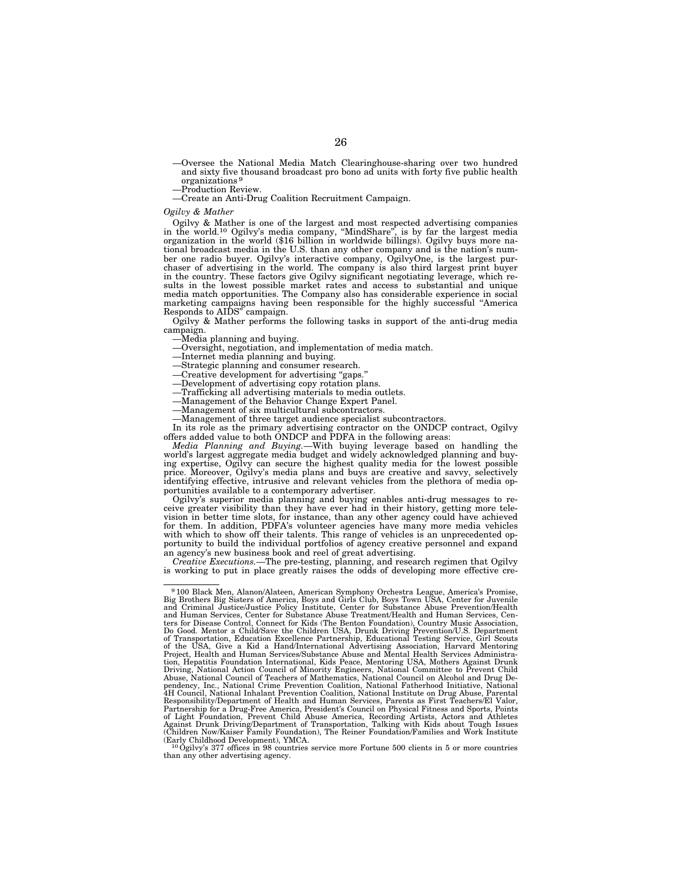—Oversee the National Media Match Clearinghouse-sharing over two hundred and sixty five thousand broadcast pro bono ad units with forty five public health organizations [9]

—Production Review.

—Create an Anti-Drug Coalition Recruitment Campaign.

*Ogilvy & Mather*

Ogilvy & Mather is one of the largest and most respected advertising companies in the world.[10] Ogilvy's media company, "MindShare", is by far the largest media organization in the world ($16 billion in worldwide billings). Ogilvy buys more national broadcast media in the U.S. than any other company and is the nation's number one radio buyer. Ogilvy's interactive company, OgilvyOne, is the largest purchaser of advertising in the world. The company is also third largest print buyer in the country. These factors give Ogilvy significant negotiating leverage, which results in the lowest possible market rates and access to substantial and unique media match opportunities. The Company also has considerable experience in social marketing campaigns having been responsible for the highly successful "America Responds to AIDS" campaign.

Ogilvy & Mather performs the following tasks in support of the anti-drug media campaign.

—Media planning and buying.

—Oversight, negotiation, and implementation of media match.

—Internet media planning and buying.

—Strategic planning and consumer research.

—Creative development for advertising "gaps."

—Development of advertising copy rotation plans.

—Trafficking all advertising materials to media outlets.

—Management of the Behavior Change Expert Panel.

—Management of six multicultural subcontractors.

—Management of three target audience specialist subcontractors.

In its role as the primary advertising contractor on the ONDCP contract, Ogilvy offers added value to both ONDCP and PDFA in the following areas:

*Media Planning and Buying.*—With buying leverage based on handling the world's largest aggregate media budget and widely acknowledged planning and buying expertise, Ogilvy can secure the highest quality media for the lowest possible price. Moreover, Ogilvy's media plans and buys are creative and savvy, selectively identifying effective, intrusive and relevant vehicles from the plethora of media opportunities available to a contemporary advertiser.

Ogilvy's superior media planning and buying enables anti-drug messages to receive greater visibility than they have ever had in their history, getting more television in better time slots, for instance, than any other agency could have achieved for them. In addition, PDFA's volunteer agencies have many more media vehicles with which to show off their talents. This range of vehicles is an unprecedented opportunity to build the individual portfolios of agency creative personnel and expand an agency's new business book and reel of great advertising.

*Creative Executions.*—The pre-testing, planning, and research regimen that Ogilvy is working to put in place greatly raises the odds of developing more effective cre-

---

[9] 100 Black Men, Alanon/Alateen, American Symphony Orchestra League, America's Promise, Big Brothers Big Sisters of America, Boys and Girls Club, Boys Town USA, Center for Juvenile and Criminal Justice/Justice Policy Institute, Center for Substance Abuse Prevention/Health and Human Services, Center for Substance Abuse Treatment/Health and Human Services, Centers for Disease Control, Connect for Kids (The Benton Foundation), Country Music Association, Do Good. Mentor a Child/Save the Children USA, Drunk Driving Prevention/U.S. Department of Transportation, Education Excellence Partnership, Educational Testing Service, Girl Scouts of the USA, Give a Kid a Hand/International Advertising Association, Harvard Mentoring Project, Health and Human Services/Substance Abuse and Mental Health Services Administration, Hepatitis Foundation International, Kids Peace, Mentoring USA, Mothers Against Drunk Driving, National Action Council of Minority Engineers, National Committee to Prevent Child Abuse, National Council of Teachers of Mathematics, National Council on Alcohol and Drug Dependency, Inc., National Crime Prevention Coalition, National Fatherhood Initiative, National 4H Council, National Inhalant Prevention Coalition, National Institute on Drug Abuse, Parental Responsibility/Department of Health and Human Services, Parents as First Teachers/El Valor, Partnership for a Drug-Free America, President's Council on Physical Fitness and Sports, Points of Light Foundation, Prevent Child Abuse America, Recording Artists, Actors and Athletes Against Drunk Driving/Department of Transportation, Talking with Kids about Tough Issues (Children Now/Kaiser Family Foundation), The Reiner Foundation/Families and Work Institute (Early Childhood Development), YMCA.

[10] Ogilvy's 377 offices in 98 countries service more Fortune 500 clients in 5 or more countries than any other advertising agency.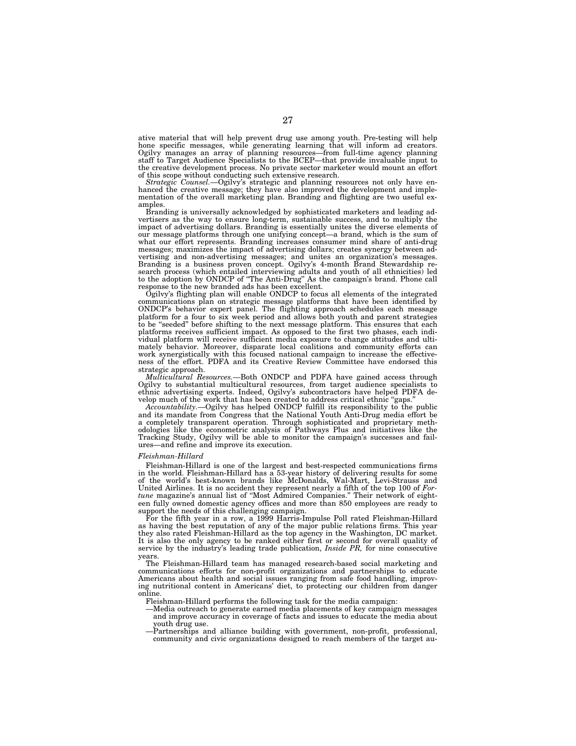ative material that will help prevent drug use among youth. Pre-testing will help hone specific messages, while generating learning that will inform ad creators. Ogilvy manages an array of planning resources—from full-time agency planning staff to Target Audience Specialists to the BCEP—that provide invaluable input to the creative development process. No private sector marketer would mount an effort of this scope without conducting such extensive research.

*Strategic Counsel.*—Ogilvy's strategic and planning resources not only have enhanced the creative message; they have also improved the development and implementation of the overall marketing plan. Branding and flighting are two useful examples.

Branding is universally acknowledged by sophisticated marketers and leading advertisers as the way to ensure long-term, sustainable success, and to multiply the impact of advertising dollars. Branding is essentially unites the diverse elements of our message platforms through one unifying concept—a brand, which is the sum of what our effort represents. Branding increases consumer mind share of anti-drug messages; maximizes the impact of advertising dollars; creates synergy between advertising and non-advertising messages; and unites an organization's messages. Branding is a business proven concept. Ogilvy's 4-month Brand Stewardship research process (which entailed interviewing adults and youth of all ethnicities) led to the adoption by ONDCP of "The Anti-Drug" As the campaign's brand. Phone call response to the new branded ads has been excellent.

Ogilvy's flighting plan will enable ONDCP to focus all elements of the integrated communications plan on strategic message platforms that have been identified by ONDCP's behavior expert panel. The flighting approach schedules each message platform for a four to six week period and allows both youth and parent strategies to be "seeded" before shifting to the next message platform. This ensures that each platforms receives sufficient impact. As opposed to the first two phases, each individual platform will receive sufficient media exposure to change attitudes and ultimately behavior. Moreover, disparate local coalitions and community efforts can work synergistically with this focused national campaign to increase the effectiveness of the effort. PDFA and its Creative Review Committee have endorsed this strategic approach.

*Multicultural Resources.*—Both ONDCP and PDFA have gained access through Ogilvy to substantial multicultural resources, from target audience specialists to ethnic advertising experts. Indeed, Ogilvy's subcontractors have helped PDFA develop much of the work that has been created to address critical ethnic "gaps."

*Accountability.*—Ogilvy has helped ONDCP fulfill its responsibility to the public and its mandate from Congress that the National Youth Anti-Drug media effort be a completely transparent operation. Through sophisticated and proprietary methodologies like the econometric analysis of Pathways Plus and initiatives like the Tracking Study, Ogilvy will be able to monitor the campaign's successes and failures—and refine and improve its execution.

*Fleishman-Hillard*

Fleishman-Hillard is one of the largest and best-respected communications firms in the world. Fleishman-Hillard has a 53-year history of delivering results for some of the world's best-known brands like McDonalds, Wal-Mart, Levi-Strauss and United Airlines. It is no accident they represent nearly a fifth of the top 100 of *Fortune* magazine's annual list of "Most Admired Companies." Their network of eighteen fully owned domestic agency offices and more than 850 employees are ready to support the needs of this challenging campaign.

For the fifth year in a row, a 1999 Harris-Impulse Poll rated Fleishman-Hillard as having the best reputation of any of the major public relations firms. This year they also rated Fleishman-Hillard as the top agency in the Washington, DC market. It is also the only agency to be ranked either first or second for overall quality of service by the industry's leading trade publication, *Inside PR,* for nine consecutive years.

The Fleishman-Hillard team has managed research-based social marketing and communications efforts for non-profit organizations and partnerships to educate Americans about health and social issues ranging from safe food handling, improving nutritional content in Americans' diet, to protecting our children from danger online.

Fleishman-Hillard performs the following task for the media campaign:

—Media outreach to generate earned media placements of key campaign messages and improve accuracy in coverage of facts and issues to educate the media about youth drug use.

—Partnerships and alliance building with government, non-profit, professional, community and civic organizations designed to reach members of the target au-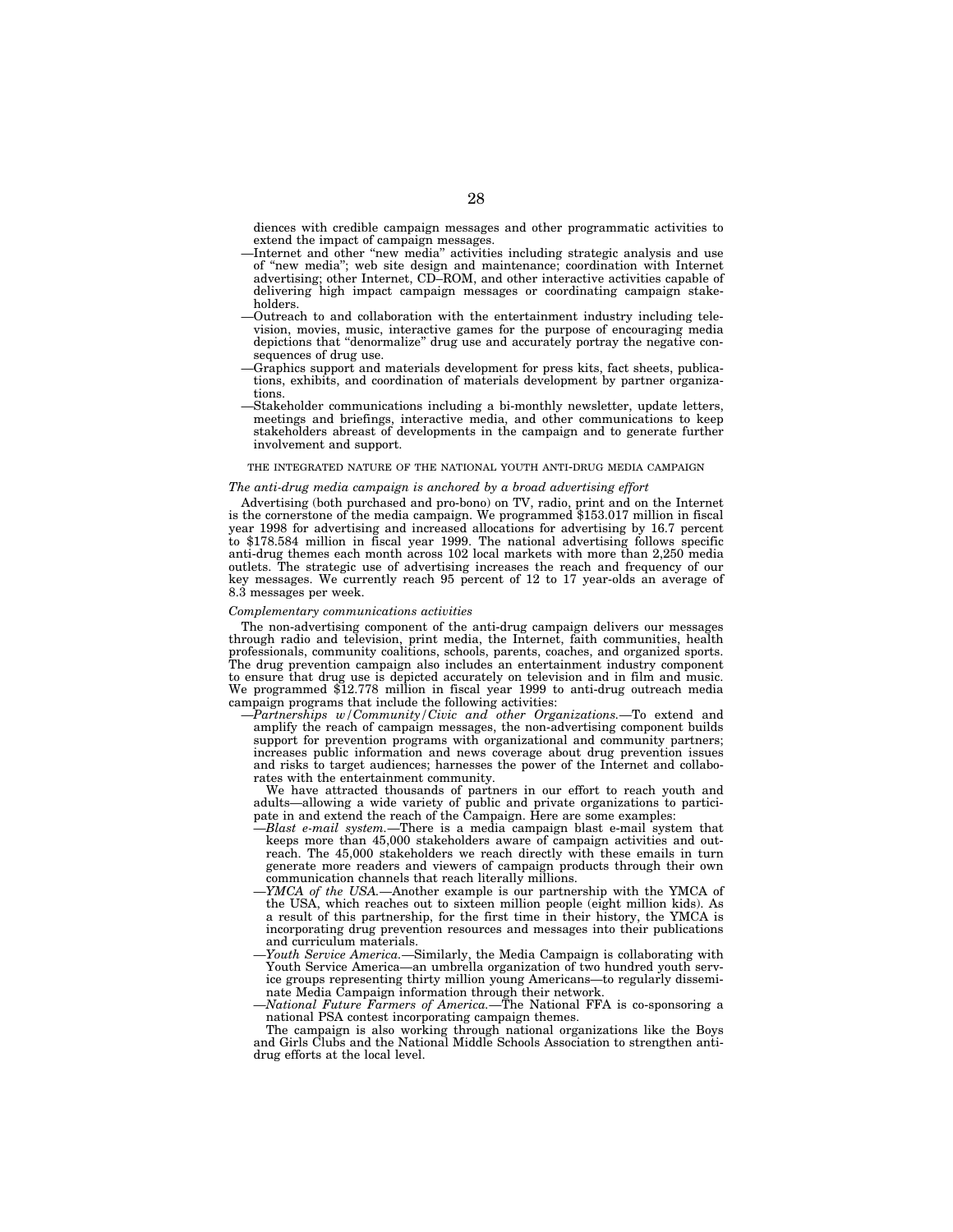diences with credible campaign messages and other programmatic activities to extend the impact of campaign messages.

—Internet and other "new media" activities including strategic analysis and use of "new media"; web site design and maintenance; coordination with Internet advertising; other Internet, CD–ROM, and other interactive activities capable of delivering high impact campaign messages or coordinating campaign stakeholders.

—Outreach to and collaboration with the entertainment industry including television, movies, music, interactive games for the purpose of encouraging media depictions that "denormalize" drug use and accurately portray the negative consequences of drug use.

—Graphics support and materials development for press kits, fact sheets, publications, exhibits, and coordination of materials development by partner organizations.

—Stakeholder communications including a bi-monthly newsletter, update letters, meetings and briefings, interactive media, and other communications to keep stakeholders abreast of developments in the campaign and to generate further involvement and support.

THE INTEGRATED NATURE OF THE NATIONAL YOUTH ANTI-DRUG MEDIA CAMPAIGN

*The anti-drug media campaign is anchored by a broad advertising effort*

Advertising (both purchased and pro-bono) on TV, radio, print and on the Internet is the cornerstone of the media campaign. We programmed $153.017 million in fiscal year 1998 for advertising and increased allocations for advertising by 16.7 percent to $178.584 million in fiscal year 1999. The national advertising follows specific anti-drug themes each month across 102 local markets with more than 2,250 media outlets. The strategic use of advertising increases the reach and frequency of our key messages. We currently reach 95 percent of 12 to 17 year-olds an average of 8.3 messages per week.

*Complementary communications activities*

The non-advertising component of the anti-drug campaign delivers our messages through radio and television, print media, the Internet, faith communities, health professionals, community coalitions, schools, parents, coaches, and organized sports. The drug prevention campaign also includes an entertainment industry component to ensure that drug use is depicted accurately on television and in film and music. We programmed $12.778 million in fiscal year 1999 to anti-drug outreach media campaign programs that include the following activities:

—*Partnerships w/Community/Civic and other Organizations.*—To extend and amplify the reach of campaign messages, the non-advertising component builds support for prevention programs with organizational and community partners; increases public information and news coverage about drug prevention issues and risks to target audiences; harnesses the power of the Internet and collaborates with the entertainment community.

We have attracted thousands of partners in our effort to reach youth and adults—allowing a wide variety of public and private organizations to participate in and extend the reach of the Campaign. Here are some examples:

—*Blast e-mail system.*—There is a media campaign blast e-mail system that keeps more than 45,000 stakeholders aware of campaign activities and outreach. The 45,000 stakeholders we reach directly with these emails in turn generate more readers and viewers of campaign products through their own communication channels that reach literally millions.

—*YMCA of the USA.*—Another example is our partnership with the YMCA of the USA, which reaches out to sixteen million people (eight million kids). As a result of this partnership, for the first time in their history, the YMCA is incorporating drug prevention resources and messages into their publications and curriculum materials.

—*Youth Service America.*—Similarly, the Media Campaign is collaborating with Youth Service America—an umbrella organization of two hundred youth service groups representing thirty million young Americans—to regularly disseminate Media Campaign information through their network.

—*National Future Farmers of America.*—The National FFA is co-sponsoring a national PSA contest incorporating campaign themes.

The campaign is also working through national organizations like the Boys and Girls Clubs and the National Middle Schools Association to strengthen anti-drug efforts at the local level.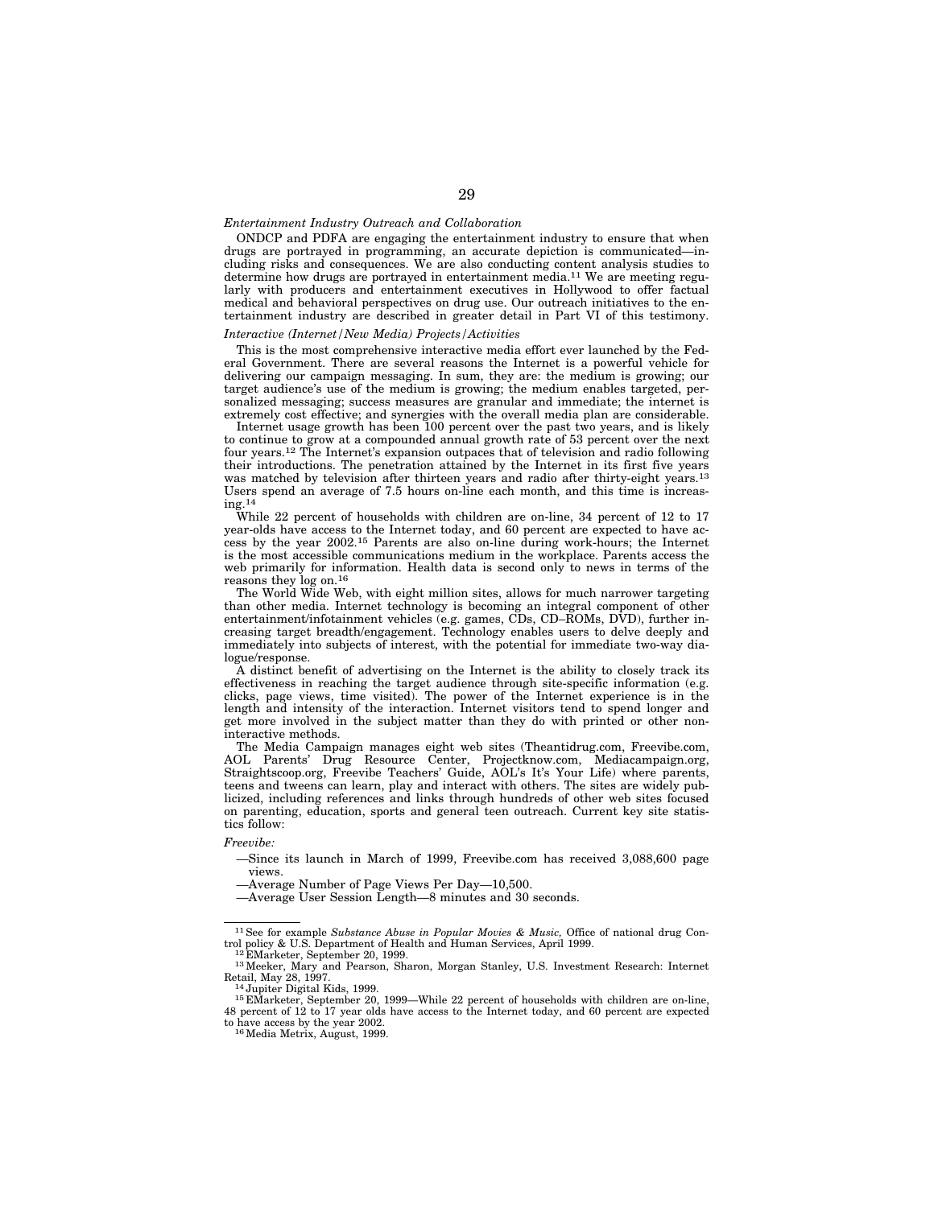*Entertainment Industry Outreach and Collaboration*

ONDCP and PDFA are engaging the entertainment industry to ensure that when drugs are portrayed in programming, an accurate depiction is communicated—including risks and consequences. We are also conducting content analysis studies to determine how drugs are portrayed in entertainment media.[11] We are meeting regularly with producers and entertainment executives in Hollywood to offer factual medical and behavioral perspectives on drug use. Our outreach initiatives to the entertainment industry are described in greater detail in Part VI of this testimony.

*Interactive (Internet/New Media) Projects/Activities*

This is the most comprehensive interactive media effort ever launched by the Federal Government. There are several reasons the Internet is a powerful vehicle for delivering our campaign messaging. In sum, they are: the medium is growing; our target audience's use of the medium is growing; the medium enables targeted, personalized messaging; success measures are granular and immediate; the internet is extremely cost effective; and synergies with the overall media plan are considerable.

Internet usage growth has been 100 percent over the past two years, and is likely to continue to grow at a compounded annual growth rate of 53 percent over the next four years.[12] The Internet's expansion outpaces that of television and radio following their introductions. The penetration attained by the Internet in its first five years was matched by television after thirteen years and radio after thirty-eight years.[13] Users spend an average of 7.5 hours on-line each month, and this time is increasing.[14]

While 22 percent of households with children are on-line, 34 percent of 12 to 17 year-olds have access to the Internet today, and 60 percent are expected to have access by the year 2002.[15] Parents are also on-line during work-hours; the Internet is the most accessible communications medium in the workplace. Parents access the web primarily for information. Health data is second only to news in terms of the reasons they log on.[16]

The World Wide Web, with eight million sites, allows for much narrower targeting than other media. Internet technology is becoming an integral component of other entertainment/infotainment vehicles (e.g. games, CDs, CD–ROMs, DVD), further increasing target breadth/engagement. Technology enables users to delve deeply and immediately into subjects of interest, with the potential for immediate two-way dialogue/response.

A distinct benefit of advertising on the Internet is the ability to closely track its effectiveness in reaching the target audience through site-specific information (e.g. clicks, page views, time visited). The power of the Internet experience is in the length and intensity of the interaction. Internet visitors tend to spend longer and get more involved in the subject matter than they do with printed or other non-interactive methods.

The Media Campaign manages eight web sites (Theantidrug.com, Freevibe.com, AOL Parents' Drug Resource Center, Projectknow.com, Mediacampaign.org, Straightscoop.org, Freevibe Teachers' Guide, AOL's It's Your Life) where parents, teens and tweens can learn, play and interact with others. The sites are widely publicized, including references and links through hundreds of other web sites focused on parenting, education, sports and general teen outreach. Current key site statistics follow:

*Freevibe:*

- —Since its launch in March of 1999, Freevibe.com has received 3,088,600 page views.
- —Average Number of Page Views Per Day—10,500.
- —Average User Session Length—8 minutes and 30 seconds.

---

[11] See for example *Substance Abuse in Popular Movies & Music,* Office of national drug Control policy & U.S. Department of Health and Human Services, April 1999.

[12] EMarketer, September 20, 1999.

[13] Meeker, Mary and Pearson, Sharon, Morgan Stanley, U.S. Investment Research: Internet Retail, May 28, 1997.

[14] Jupiter Digital Kids, 1999.

[15] EMarketer, September 20, 1999—While 22 percent of households with children are on-line, 48 percent of 12 to 17 year olds have access to the Internet today, and 60 percent are expected to have access by the year 2002.

[16] Media Metrix, August, 1999.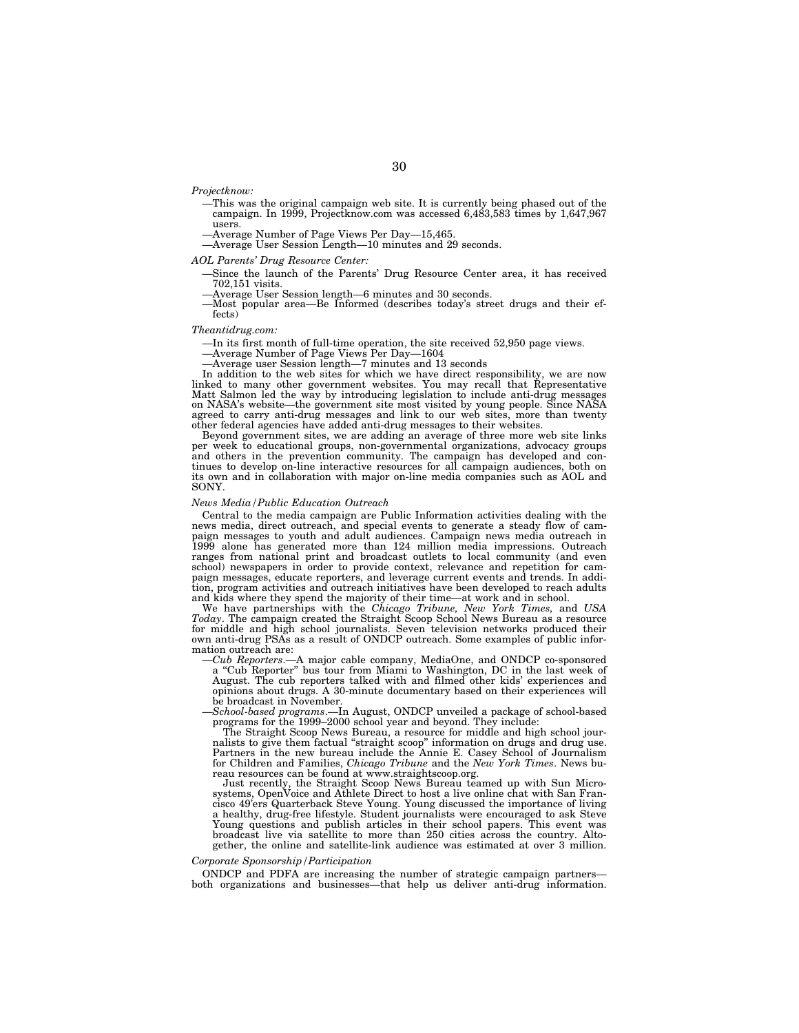*Projectknow:*

—This was the original campaign web site. It is currently being phased out of the campaign. In 1999, Projectknow.com was accessed 6,483,583 times by 1,647,967 users.

—Average Number of Page Views Per Day—15,465.

—Average User Session Length—10 minutes and 29 seconds.

*AOL Parents' Drug Resource Center:*

—Since the launch of the Parents' Drug Resource Center area, it has received 702,151 visits.

—Average User Session length—6 minutes and 30 seconds.

—Most popular area—Be Informed (describes today's street drugs and their effects)

*Theantidrug.com:*

—In its first month of full-time operation, the site received 52,950 page views.

—Average Number of Page Views Per Day—1604

—Average user Session length—7 minutes and 13 seconds

In addition to the web sites for which we have direct responsibility, we are now linked to many other government websites. You may recall that Representative Matt Salmon led the way by introducing legislation to include anti-drug messages on NASA's website—the government site most visited by young people. Since NASA agreed to carry anti-drug messages and link to our web sites, more than twenty other federal agencies have added anti-drug messages to their websites.

Beyond government sites, we are adding an average of three more web site links per week to educational groups, non-governmental organizations, advocacy groups and others in the prevention community. The campaign has developed and continues to develop on-line interactive resources for all campaign audiences, both on its own and in collaboration with major on-line media companies such as AOL and SONY.

*News Media/Public Education Outreach*

Central to the media campaign are Public Information activities dealing with the news media, direct outreach, and special events to generate a steady flow of campaign messages to youth and adult audiences. Campaign news media outreach in 1999 alone has generated more than 124 million media impressions. Outreach ranges from national print and broadcast outlets to local community (and even school) newspapers in order to provide context, relevance and repetition for campaign messages, educate reporters, and leverage current events and trends. In addition, program activities and outreach initiatives have been developed to reach adults and kids where they spend the majority of their time—at work and in school.

We have partnerships with the *Chicago Tribune, New York Times,* and *USA Today*. The campaign created the Straight Scoop School News Bureau as a resource for middle and high school journalists. Seven television networks produced their own anti-drug PSAs as a result of ONDCP outreach. Some examples of public information outreach are:

—*Cub Reporters*.—A major cable company, MediaOne, and ONDCP co-sponsored a "Cub Reporter" bus tour from Miami to Washington, DC in the last week of August. The cub reporters talked with and filmed other kids' experiences and opinions about drugs. A 30-minute documentary based on their experiences will be broadcast in November.

—*School-based programs*.—In August, ONDCP unveiled a package of school-based programs for the 1999–2000 school year and beyond. They include:

The Straight Scoop News Bureau, a resource for middle and high school journalists to give them factual "straight scoop" information on drugs and drug use. Partners in the new bureau include the Annie E. Casey School of Journalism for Children and Families, *Chicago Tribune* and the *New York Times*. News bureau resources can be found at www.straightscoop.org.

Just recently, the Straight Scoop News Bureau teamed up with Sun Microsystems, OpenVoice and Athlete Direct to host a live online chat with San Francisco 49'ers Quarterback Steve Young. Young discussed the importance of living a healthy, drug-free lifestyle. Student journalists were encouraged to ask Steve Young questions and publish articles in their school papers. This event was broadcast live via satellite to more than 250 cities across the country. Altogether, the online and satellite-link audience was estimated at over 3 million.

*Corporate Sponsorship/Participation*

ONDCP and PDFA are increasing the number of strategic campaign partners—both organizations and businesses—that help us deliver anti-drug information.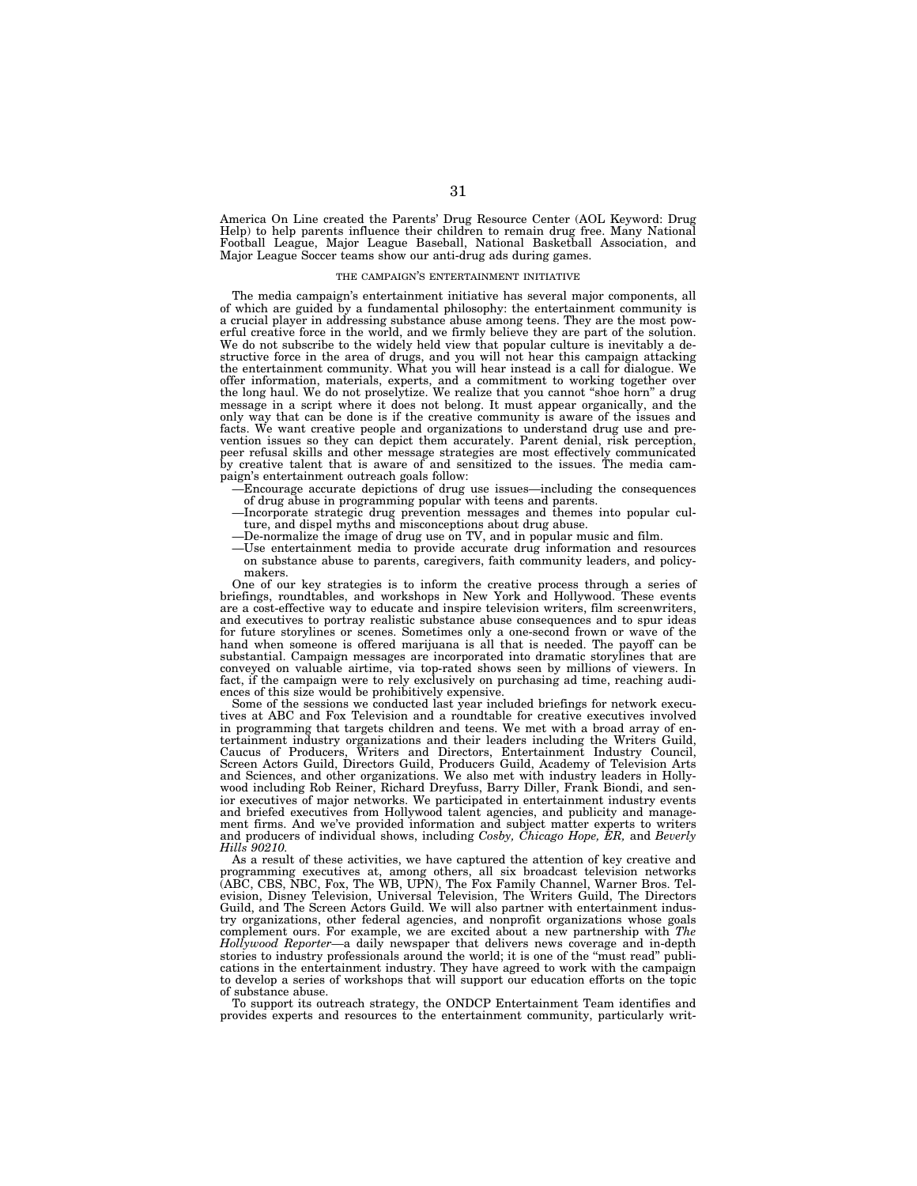America On Line created the Parents' Drug Resource Center (AOL Keyword: Drug Help) to help parents influence their children to remain drug free. Many National Football League, Major League Baseball, National Basketball Association, and Major League Soccer teams show our anti-drug ads during games.

### THE CAMPAIGN'S ENTERTAINMENT INITIATIVE

The media campaign's entertainment initiative has several major components, all of which are guided by a fundamental philosophy: the entertainment community is a crucial player in addressing substance abuse among teens. They are the most powerful creative force in the world, and we firmly believe they are part of the solution. We do not subscribe to the widely held view that popular culture is inevitably a destructive force in the area of drugs, and you will not hear this campaign attacking the entertainment community. What you will hear instead is a call for dialogue. We offer information, materials, experts, and a commitment to working together over the long haul. We do not proselytize. We realize that you cannot "shoe horn" a drug message in a script where it does not belong. It must appear organically, and the only way that can be done is if the creative community is aware of the issues and facts. We want creative people and organizations to understand drug use and prevention issues so they can depict them accurately. Parent denial, risk perception, peer refusal skills and other message strategies are most effectively communicated by creative talent that is aware of and sensitized to the issues. The media campaign's entertainment outreach goals follow:

- —Encourage accurate depictions of drug use issues—including the consequences of drug abuse in programming popular with teens and parents.
- —Incorporate strategic drug prevention messages and themes into popular culture, and dispel myths and misconceptions about drug abuse.
- —De-normalize the image of drug use on TV, and in popular music and film.
- —Use entertainment media to provide accurate drug information and resources on substance abuse to parents, caregivers, faith community leaders, and policy-makers.

One of our key strategies is to inform the creative process through a series of briefings, roundtables, and workshops in New York and Hollywood. These events are a cost-effective way to educate and inspire television writers, film screenwriters, and executives to portray realistic substance abuse consequences and to spur ideas for future storylines or scenes. Sometimes only a one-second frown or wave of the hand when someone is offered marijuana is all that is needed. The payoff can be substantial. Campaign messages are incorporated into dramatic storylines that are conveyed on valuable airtime, via top-rated shows seen by millions of viewers. In fact, if the campaign were to rely exclusively on purchasing ad time, reaching audiences of this size would be prohibitively expensive.

Some of the sessions we conducted last year included briefings for network executives at ABC and Fox Television and a roundtable for creative executives involved in programming that targets children and teens. We met with a broad array of entertainment industry organizations and their leaders including the Writers Guild, Caucus of Producers, Writers and Directors, Entertainment Industry Council, Screen Actors Guild, Directors Guild, Producers Guild, Academy of Television Arts and Sciences, and other organizations. We also met with industry leaders in Hollywood including Rob Reiner, Richard Dreyfuss, Barry Diller, Frank Biondi, and senior executives of major networks. We participated in entertainment industry events and briefed executives from Hollywood talent agencies, and publicity and management firms. And we've provided information and subject matter experts to writers and producers of individual shows, including *Cosby, Chicago Hope, ER,* and *Beverly Hills 90210.*

As a result of these activities, we have captured the attention of key creative and programming executives at, among others, all six broadcast television networks (ABC, CBS, NBC, Fox, The WB, UPN), The Fox Family Channel, Warner Bros. Television, Disney Television, Universal Television, The Writers Guild, The Directors Guild, and The Screen Actors Guild. We will also partner with entertainment industry organizations, other federal agencies, and nonprofit organizations whose goals complement ours. For example, we are excited about a new partnership with *The Hollywood Reporter*—a daily newspaper that delivers news coverage and in-depth stories to industry professionals around the world; it is one of the "must read" publications in the entertainment industry. They have agreed to work with the campaign to develop a series of workshops that will support our education efforts on the topic of substance abuse.

To support its outreach strategy, the ONDCP Entertainment Team identifies and provides experts and resources to the entertainment community, particularly writ-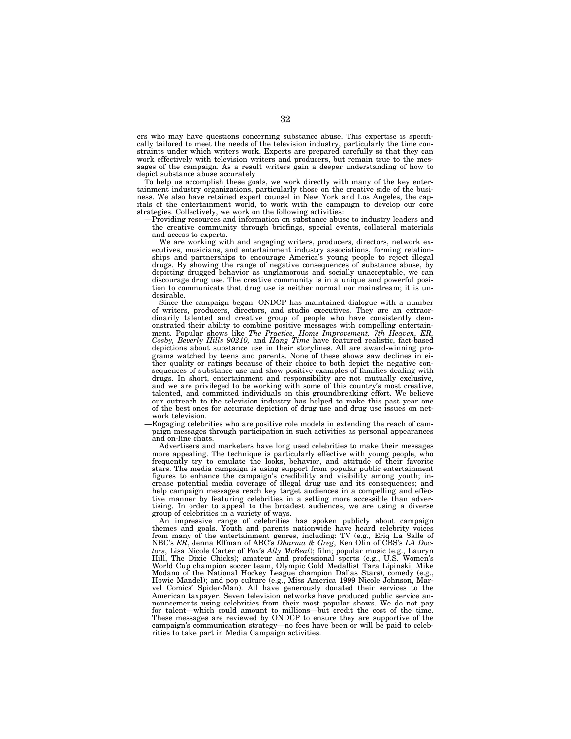ers who may have questions concerning substance abuse. This expertise is specifically tailored to meet the needs of the television industry, particularly the time constraints under which writers work. Experts are prepared carefully so that they can work effectively with television writers and producers, but remain true to the messages of the campaign. As a result writers gain a deeper understanding of how to depict substance abuse accurately

To help us accomplish these goals, we work directly with many of the key entertainment industry organizations, particularly those on the creative side of the business. We also have retained expert counsel in New York and Los Angeles, the capitals of the entertainment world, to work with the campaign to develop our core strategies. Collectively, we work on the following activities:

—Providing resources and information on substance abuse to industry leaders and the creative community through briefings, special events, collateral materials and access to experts.

We are working with and engaging writers, producers, directors, network executives, musicians, and entertainment industry associations, forming relationships and partnerships to encourage America's young people to reject illegal drugs. By showing the range of negative consequences of substance abuse, by depicting drugged behavior as unglamorous and socially unacceptable, we can discourage drug use. The creative community is in a unique and powerful position to communicate that drug use is neither normal nor mainstream; it is undesirable.

Since the campaign began, ONDCP has maintained dialogue with a number of writers, producers, directors, and studio executives. They are an extraordinarily talented and creative group of people who have consistently demonstrated their ability to combine positive messages with compelling entertainment. Popular shows like *The Practice, Home Improvement, 7th Heaven, ER, Cosby, Beverly Hills 90210,* and *Hang Time* have featured realistic, fact-based depictions about substance use in their storylines. All are award-winning programs watched by teens and parents. None of these shows saw declines in either quality or ratings because of their choice to both depict the negative consequences of substance use and show positive examples of families dealing with drugs. In short, entertainment and responsibility are not mutually exclusive, and we are privileged to be working with some of this country's most creative, talented, and committed individuals on this groundbreaking effort. We believe our outreach to the television industry has helped to make this past year one of the best ones for accurate depiction of drug use and drug use issues on network television.

—Engaging celebrities who are positive role models in extending the reach of campaign messages through participation in such activities as personal appearances and on-line chats.

Advertisers and marketers have long used celebrities to make their messages more appealing. The technique is particularly effective with young people, who frequently try to emulate the looks, behavior, and attitude of their favorite stars. The media campaign is using support from popular public entertainment figures to enhance the campaign's credibility and visibility among youth; increase potential media coverage of illegal drug use and its consequences; and help campaign messages reach key target audiences in a compelling and effective manner by featuring celebrities in a setting more accessible than advertising. In order to appeal to the broadest audiences, we are using a diverse group of celebrities in a variety of ways.

An impressive range of celebrities has spoken publicly about campaign themes and goals. Youth and parents nationwide have heard celebrity voices from many of the entertainment genres, including: TV (e.g., Eriq La Salle of NBC's *ER*, Jenna Elfman of ABC's *Dharma & Greg*, Ken Olin of CBS's *LA Doctors*, Lisa Nicole Carter of Fox's *Ally McBeal*); film; popular music (e.g., Lauryn Hill, The Dixie Chicks); amateur and professional sports (e.g., U.S. Women's World Cup champion soccer team, Olympic Gold Medallist Tara Lipinski, Mike Modano of the National Hockey League champion Dallas Stars), comedy (e.g., Howie Mandel); and pop culture (e.g., Miss America 1999 Nicole Johnson, Marvel Comics' Spider-Man). All have generously donated their services to the American taxpayer. Seven television networks have produced public service announcements using celebrities from their most popular shows. We do not pay for talent—which could amount to millions—but credit the cost of the time. These messages are reviewed by ONDCP to ensure they are supportive of the campaign's communication strategy—no fees have been or will be paid to celebrities to take part in Media Campaign activities.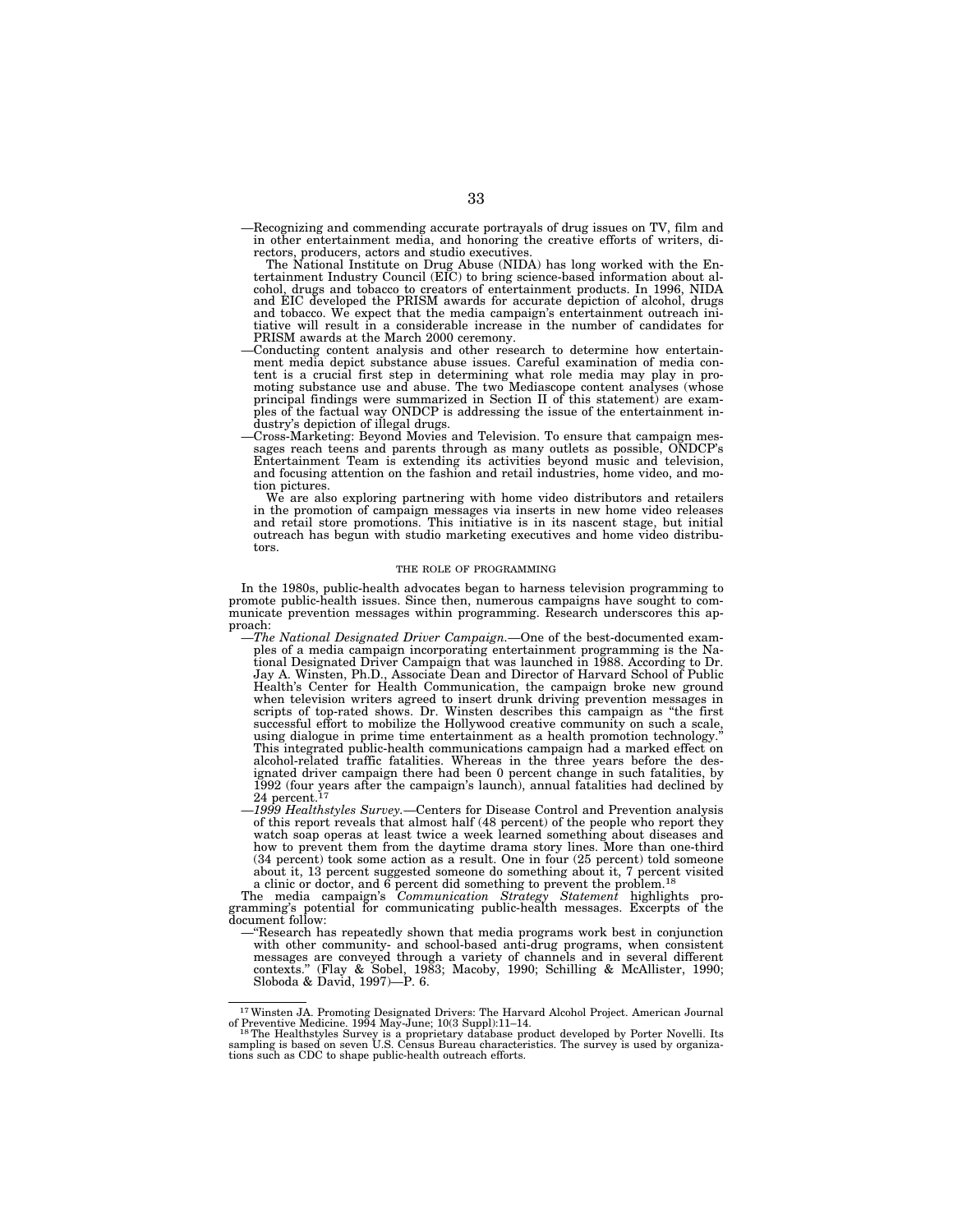—Recognizing and commending accurate portrayals of drug issues on TV, film and in other entertainment media, and honoring the creative efforts of writers, directors, producers, actors and studio executives.

The National Institute on Drug Abuse (NIDA) has long worked with the Entertainment Industry Council (EIC) to bring science-based information about alcohol, drugs and tobacco to creators of entertainment products. In 1996, NIDA and EIC developed the PRISM awards for accurate depiction of alcohol, drugs and tobacco. We expect that the media campaign's entertainment outreach initiative will result in a considerable increase in the number of candidates for PRISM awards at the March 2000 ceremony.

—Conducting content analysis and other research to determine how entertainment media depict substance abuse issues. Careful examination of media content is a crucial first step in determining what role media may play in promoting substance use and abuse. The two Mediascope content analyses (whose principal findings were summarized in Section II of this statement) are examples of the factual way ONDCP is addressing the issue of the entertainment industry's depiction of illegal drugs.

—Cross-Marketing: Beyond Movies and Television. To ensure that campaign messages reach teens and parents through as many outlets as possible, ONDCP's Entertainment Team is extending its activities beyond music and television, and focusing attention on the fashion and retail industries, home video, and motion pictures.

We are also exploring partnering with home video distributors and retailers in the promotion of campaign messages via inserts in new home video releases and retail store promotions. This initiative is in its nascent stage, but initial outreach has begun with studio marketing executives and home video distributors.

## THE ROLE OF PROGRAMMING

In the 1980s, public-health advocates began to harness television programming to promote public-health issues. Since then, numerous campaigns have sought to communicate prevention messages within programming. Research underscores this approach:

—*The National Designated Driver Campaign.*—One of the best-documented examples of a media campaign incorporating entertainment programming is the National Designated Driver Campaign that was launched in 1988. According to Dr. Jay A. Winsten, Ph.D., Associate Dean and Director of Harvard School of Public Health's Center for Health Communication, the campaign broke new ground when television writers agreed to insert drunk driving prevention messages in scripts of top-rated shows. Dr. Winsten describes this campaign as "the first successful effort to mobilize the Hollywood creative community on such a scale, using dialogue in prime time entertainment as a health promotion technology." This integrated public-health communications campaign had a marked effect on alcohol-related traffic fatalities. Whereas in the three years before the designated driver campaign there had been 0 percent change in such fatalities, by 1992 (four years after the campaign's launch), annual fatalities had declined by 24 percent.[17]

—*1999 Healthstyles Survey.*—Centers for Disease Control and Prevention analysis of this report reveals that almost half (48 percent) of the people who report they watch soap operas at least twice a week learned something about diseases and how to prevent them from the daytime drama story lines. More than one-third (34 percent) took some action as a result. One in four (25 percent) told someone about it, 13 percent suggested someone do something about it, 7 percent visited a clinic or doctor, and 6 percent did something to prevent the problem.[18]

The media campaign's *Communication Strategy Statement* highlights programming's potential for communicating public-health messages. Excerpts of the document follow:

—"Research has repeatedly shown that media programs work best in conjunction with other community- and school-based anti-drug programs, when consistent messages are conveyed through a variety of channels and in several different contexts." (Flay & Sobel, 1983; Macoby, 1990; Schilling & McAllister, 1990; Sloboda & David, 1997)—P. 6.

---

[17] Winsten JA. Promoting Designated Drivers: The Harvard Alcohol Project. American Journal of Preventive Medicine. 1994 May-June; 10(3 Suppl):11–14.

[18] The Healthstyles Survey is a proprietary database product developed by Porter Novelli. Its sampling is based on seven U.S. Census Bureau characteristics. The survey is used by organizations such as CDC to shape public-health outreach efforts.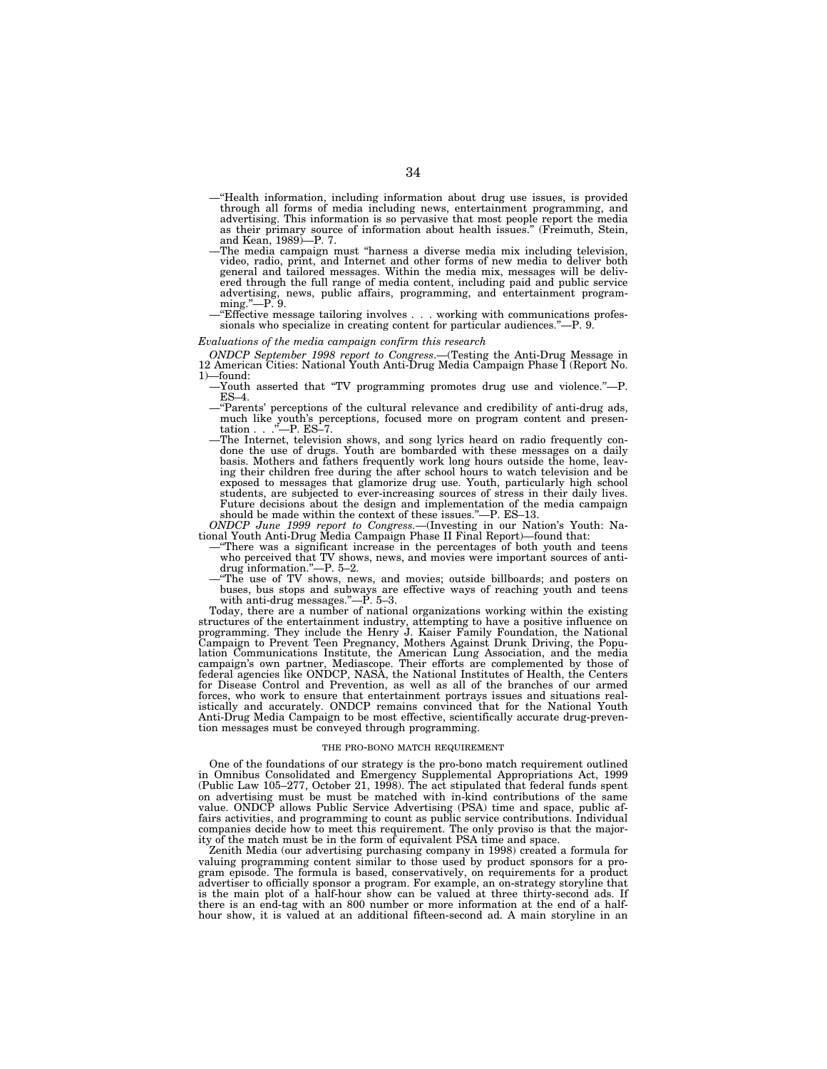—“Health information, including information about drug use issues, is provided through all forms of media including news, entertainment programming, and advertising. This information is so pervasive that most people report the media as their primary source of information about health issues.” (Freimuth, Stein, and Kean, 1989)—P. 7.

—The media campaign must “harness a diverse media mix including television, video, radio, print, and Internet and other forms of new media to deliver both general and tailored messages. Within the media mix, messages will be delivered through the full range of media content, including paid and public service advertising, news, public affairs, programming, and entertainment programming.”—P. 9.

—“Effective message tailoring involves . . . working with communications professionals who specialize in creating content for particular audiences.”—P. 9.

*Evaluations of the media campaign confirm this research*

*ONDCP September 1998 report to Congress.*—(Testing the Anti-Drug Message in 12 American Cities: National Youth Anti-Drug Media Campaign Phase I (Report No. 1)—found:

—Youth asserted that “TV programming promotes drug use and violence.”—P. ES–4.

—“Parents’ perceptions of the cultural relevance and credibility of anti-drug ads, much like youth’s perceptions, focused more on program content and presentation . . .”—P. ES–7.

—The Internet, television shows, and song lyrics heard on radio frequently condone the use of drugs. Youth are bombarded with these messages on a daily basis. Mothers and fathers frequently work long hours outside the home, leaving their children free during the after school hours to watch television and be exposed to messages that glamorize drug use. Youth, particularly high school students, are subjected to ever-increasing sources of stress in their daily lives. Future decisions about the design and implementation of the media campaign should be made within the context of these issues.”—P. ES–13.

*ONDCP June 1999 report to Congress.*—(Investing in our Nation’s Youth: National Youth Anti-Drug Media Campaign Phase II Final Report)—found that:

—“There was a significant increase in the percentages of both youth and teens who perceived that TV shows, news, and movies were important sources of anti-drug information.”—P. 5–2.

—“The use of TV shows, news, and movies; outside billboards; and posters on buses, bus stops and subways are effective ways of reaching youth and teens with anti-drug messages.”—P. 5–3.

Today, there are a number of national organizations working within the existing structures of the entertainment industry, attempting to have a positive influence on programming. They include the Henry J. Kaiser Family Foundation, the National Campaign to Prevent Teen Pregnancy, Mothers Against Drunk Driving, the Population Communications Institute, the American Lung Association, and the media campaign’s own partner, Mediascope. Their efforts are complemented by those of federal agencies like ONDCP, NASA, the National Institutes of Health, the Centers for Disease Control and Prevention, as well as all of the branches of our armed forces, who work to ensure that entertainment portrays issues and situations realistically and accurately. ONDCP remains convinced that for the National Youth Anti-Drug Media Campaign to be most effective, scientifically accurate drug-prevention messages must be conveyed through programming.

## THE PRO-BONO MATCH REQUIREMENT

One of the foundations of our strategy is the pro-bono match requirement outlined in Omnibus Consolidated and Emergency Supplemental Appropriations Act, 1999 (Public Law 105–277, October 21, 1998). The act stipulated that federal funds spent on advertising must be must be matched with in-kind contributions of the same value. ONDCP allows Public Service Advertising (PSA) time and space, public affairs activities, and programming to count as public service contributions. Individual companies decide how to meet this requirement. The only proviso is that the majority of the match must be in the form of equivalent PSA time and space.

Zenith Media (our advertising purchasing company in 1998) created a formula for valuing programming content similar to those used by product sponsors for a program episode. The formula is based, conservatively, on requirements for a product advertiser to officially sponsor a program. For example, an on-strategy storyline that is the main plot of a half-hour show can be valued at three thirty-second ads. If there is an end-tag with an 800 number or more information at the end of a half-hour show, it is valued at an additional fifteen-second ad. A main storyline in an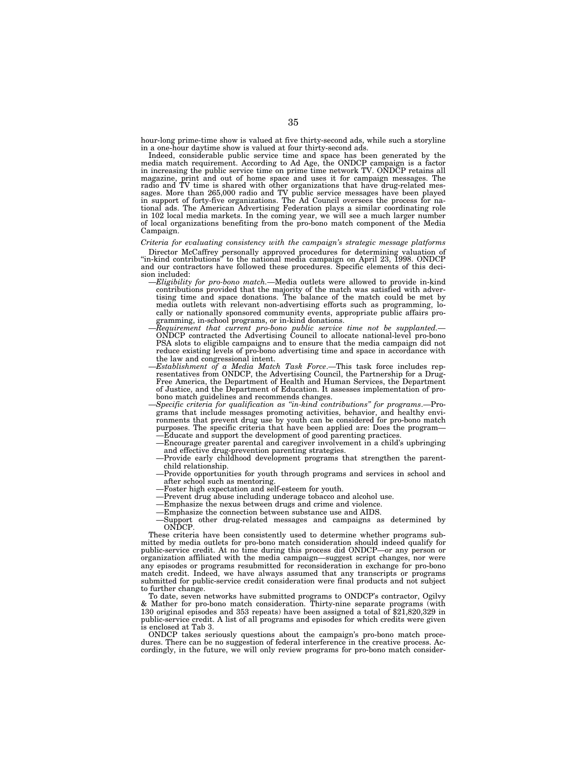hour-long prime-time show is valued at five thirty-second ads, while such a storyline in a one-hour daytime show is valued at four thirty-second ads.

Indeed, considerable public service time and space has been generated by the media match requirement. According to Ad Age, the ONDCP campaign is a factor in increasing the public service time on prime time network TV. ONDCP retains all magazine, print and out of home space and uses it for campaign messages. The radio and TV time is shared with other organizations that have drug-related messages. More than 265,000 radio and TV public service messages have been played in support of forty-five organizations. The Ad Council oversees the process for national ads. The American Advertising Federation plays a similar coordinating role in 102 local media markets. In the coming year, we will see a much larger number of local organizations benefiting from the pro-bono match component of the Media Campaign.

*Criteria for evaluating consistency with the campaign's strategic message platforms*

Director McCaffrey personally approved procedures for determining valuation of "in-kind contributions" to the national media campaign on April 23, 1998. ONDCP and our contractors have followed these procedures. Specific elements of this decision included:

—*Eligibility for pro-bono match*.—Media outlets were allowed to provide in-kind contributions provided that the majority of the match was satisfied with advertising time and space donations. The balance of the match could be met by media outlets with relevant non-advertising efforts such as programming, locally or nationally sponsored community events, appropriate public affairs programming, in-school programs, or in-kind donations.

—*Requirement that current pro-bono public service time not be supplanted.*—ONDCP contracted the Advertising Council to allocate national-level pro-bono PSA slots to eligible campaigns and to ensure that the media campaign did not reduce existing levels of pro-bono advertising time and space in accordance with the law and congressional intent.

—*Establishment of a Media Match Task Force*.—This task force includes representatives from ONDCP, the Advertising Council, the Partnership for a Drug-Free America, the Department of Health and Human Services, the Department of Justice, and the Department of Education. It assesses implementation of pro-bono match guidelines and recommends changes.

—*Specific criteria for qualification as "in-kind contributions" for programs*.—Programs that include messages promoting activities, behavior, and healthy environments that prevent drug use by youth can be considered for pro-bono match purposes. The specific criteria that have been applied are: Does the program—

- —Educate and support the development of good parenting practices.
- —Encourage greater parental and caregiver involvement in a child's upbringing and effective drug-prevention parenting strategies.
- —Provide early childhood development programs that strengthen the parent-child relationship.
- —Provide opportunities for youth through programs and services in school and after school such as mentoring.
- —Foster high expectation and self-esteem for youth.
- —Prevent drug abuse including underage tobacco and alcohol use.
- —Emphasize the nexus between drugs and crime and violence.
- —Emphasize the connection between substance use and AIDS.
- —Support other drug-related messages and campaigns as determined by ONDCP.

These criteria have been consistently used to determine whether programs submitted by media outlets for pro-bono match consideration should indeed qualify for public-service credit. At no time during this process did ONDCP—or any person or organization affiliated with the media campaign—suggest script changes, nor were any episodes or programs resubmitted for reconsideration in exchange for pro-bono match credit. Indeed, we have always assumed that any transcripts or programs submitted for public-service credit consideration were final products and not subject to further change.

To date, seven networks have submitted programs to ONDCP's contractor, Ogilvy & Mather for pro-bono match consideration. Thirty-nine separate programs (with 130 original episodes and 353 repeats) have been assigned a total of $21,820,329 in public-service credit. A list of all programs and episodes for which credits were given is enclosed at Tab 3.

ONDCP takes seriously questions about the campaign's pro-bono match procedures. There can be no suggestion of federal interference in the creative process. Accordingly, in the future, we will only review programs for pro-bono match consider-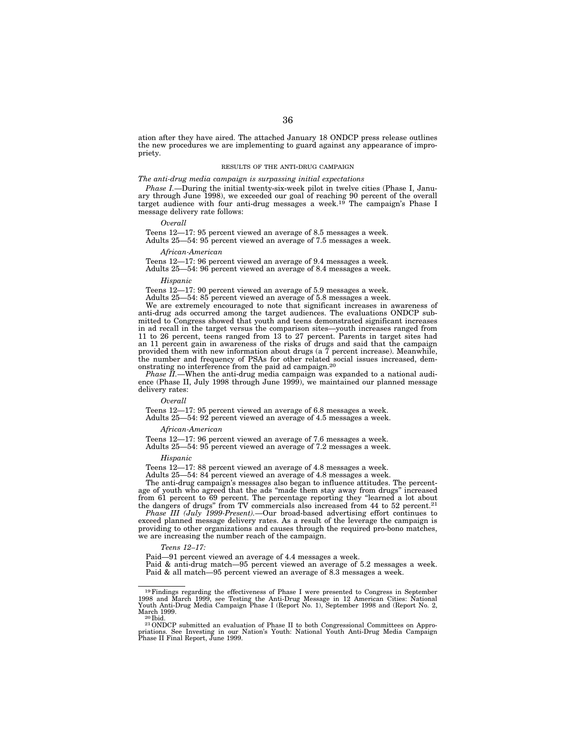ation after they have aired. The attached January 18 ONDCP press release outlines the new procedures we are implementing to guard against any appearance of impropriety.

## RESULTS OF THE ANTI-DRUG CAMPAIGN

*The anti-drug media campaign is surpassing initial expectations*

*Phase I.*—During the initial twenty-six-week pilot in twelve cities (Phase I, January through June 1998), we exceeded our goal of reaching 90 percent of the overall target audience with four anti-drug messages a week.[19] The campaign's Phase I message delivery rate follows:

*Overall*

Teens 12—17: 95 percent viewed an average of 8.5 messages a week.
Adults 25—54: 95 percent viewed an average of 7.5 messages a week.

*African-American*

Teens 12—17: 96 percent viewed an average of 9.4 messages a week.
Adults 25—54: 96 percent viewed an average of 8.4 messages a week.

*Hispanic*

Teens 12—17: 90 percent viewed an average of 5.9 messages a week.
Adults 25—54: 85 percent viewed an average of 5.8 messages a week.

We are extremely encouraged to note that significant increases in awareness of anti-drug ads occurred among the target audiences. The evaluations ONDCP submitted to Congress showed that youth and teens demonstrated significant increases in ad recall in the target versus the comparison sites—youth increases ranged from 11 to 26 percent, teens ranged from 13 to 27 percent. Parents in target sites had an 11 percent gain in awareness of the risks of drugs and said that the campaign provided them with new information about drugs (a 7 percent increase). Meanwhile, the number and frequency of PSAs for other related social issues increased, demonstrating no interference from the paid ad campaign.[20]

*Phase II.*—When the anti-drug media campaign was expanded to a national audience (Phase II, July 1998 through June 1999), we maintained our planned message delivery rates:

*Overall*

Teens 12—17: 95 percent viewed an average of 6.8 messages a week.
Adults 25—54: 92 percent viewed an average of 4.5 messages a week.

*African-American*

Teens 12—17: 96 percent viewed an average of 7.6 messages a week.
Adults 25—54: 95 percent viewed an average of 7.2 messages a week.

*Hispanic*

Teens 12—17: 88 percent viewed an average of 4.8 messages a week.
Adults 25—54: 84 percent viewed an average of 4.8 messages a week.

The anti-drug campaign's messages also began to influence attitudes. The percentage of youth who agreed that the ads "made them stay away from drugs" increased from 61 percent to 69 percent. The percentage reporting they "learned a lot about the dangers of drugs" from TV commercials also increased from 44 to 52 percent.[21]

*Phase III (July 1999-Present).*—Our broad-based advertising effort continues to exceed planned message delivery rates. As a result of the leverage the campaign is providing to other organizations and causes through the required pro-bono matches, we are increasing the number reach of the campaign.

*Teens 12–17:*

Paid—91 percent viewed an average of 4.4 messages a week.
Paid & anti-drug match—95 percent viewed an average of 5.2 messages a week.
Paid & all match—95 percent viewed an average of 8.3 messages a week.

---

[19] Findings regarding the effectiveness of Phase I were presented to Congress in September 1998 and March 1999, see Testing the Anti-Drug Message in 12 American Cities: National Youth Anti-Drug Media Campaign Phase I (Report No. 1), September 1998 and (Report No. 2, March 1999.

[20] Ibid.

[21] ONDCP submitted an evaluation of Phase II to both Congressional Committees on Appropriations. See Investing in our Nation's Youth: National Youth Anti-Drug Media Campaign Phase II Final Report, June 1999.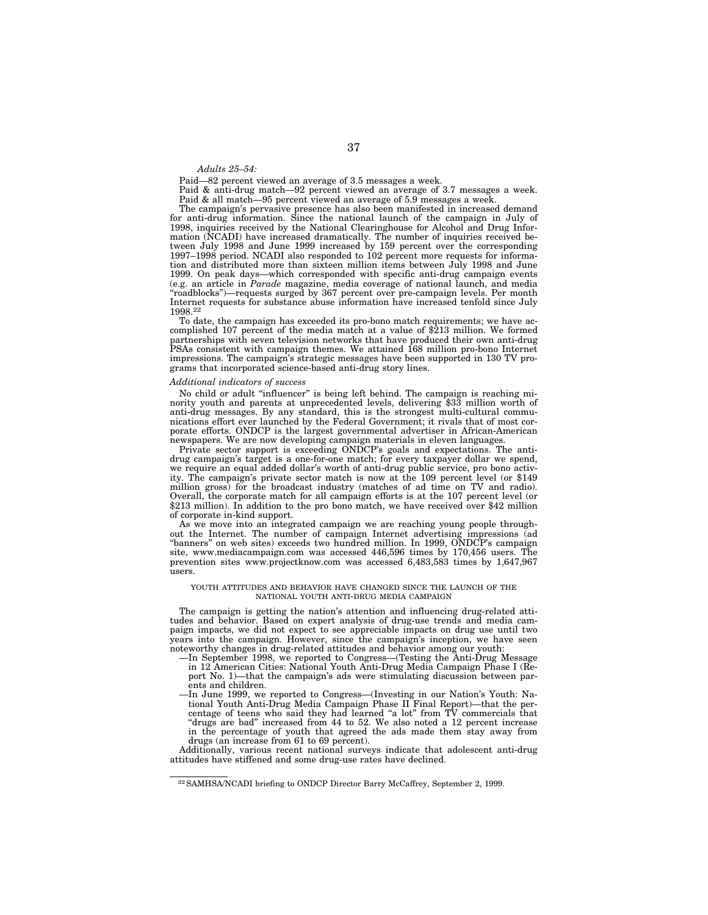*Adults 25–54:*

Paid—82 percent viewed an average of 3.5 messages a week.

Paid & anti-drug match—92 percent viewed an average of 3.7 messages a week.

Paid & all match—95 percent viewed an average of 5.9 messages a week.

The campaign's pervasive presence has also been manifested in increased demand for anti-drug information. Since the national launch of the campaign in July of 1998, inquiries received by the National Clearinghouse for Alcohol and Drug Information (NCADI) have increased dramatically. The number of inquiries received between July 1998 and June 1999 increased by 159 percent over the corresponding 1997–1998 period. NCADI also responded to 102 percent more requests for information and distributed more than sixteen million items between July 1998 and June 1999. On peak days—which corresponded with specific anti-drug campaign events (e.g. an article in *Parade* magazine, media coverage of national launch, and media "roadblocks")—requests surged by 367 percent over pre-campaign levels. Per month Internet requests for substance abuse information have increased tenfold since July 1998.[22]

To date, the campaign has exceeded its pro-bono match requirements; we have accomplished 107 percent of the media match at a value of $213 million. We formed partnerships with seven television networks that have produced their own anti-drug PSAs consistent with campaign themes. We attained 168 million pro-bono Internet impressions. The campaign's strategic messages have been supported in 130 TV programs that incorporated science-based anti-drug story lines.

*Additional indicators of success*

No child or adult "influencer" is being left behind. The campaign is reaching minority youth and parents at unprecedented levels, delivering $33 million worth of anti-drug messages. By any standard, this is the strongest multi-cultural communications effort ever launched by the Federal Government; it rivals that of most corporate efforts. ONDCP is the largest governmental advertiser in African-American newspapers. We are now developing campaign materials in eleven languages.

Private sector support is exceeding ONDCP's goals and expectations. The anti-drug campaign's target is a one-for-one match; for every taxpayer dollar we spend, we require an equal added dollar's worth of anti-drug public service, pro bono activity. The campaign's private sector match is now at the 109 percent level (or $149 million gross) for the broadcast industry (matches of ad time on TV and radio). Overall, the corporate match for all campaign efforts is at the 107 percent level (or $213 million). In addition to the pro bono match, we have received over $42 million of corporate in-kind support.

As we move into an integrated campaign we are reaching young people throughout the Internet. The number of campaign Internet advertising impressions (ad "banners" on web sites) exceeds two hundred million. In 1999, ONDCP's campaign site, www.mediacampaign.com was accessed 446,596 times by 170,456 users. The prevention sites www.projectknow.com was accessed 6,483,583 times by 1,647,967 users.

YOUTH ATTITUDES AND BEHAVIOR HAVE CHANGED SINCE THE LAUNCH OF THE NATIONAL YOUTH ANTI-DRUG MEDIA CAMPAIGN

The campaign is getting the nation's attention and influencing drug-related attitudes and behavior. Based on expert analysis of drug-use trends and media campaign impacts, we did not expect to see appreciable impacts on drug use until two years into the campaign. However, since the campaign's inception, we have seen noteworthy changes in drug-related attitudes and behavior among our youth:

—In September 1998, we reported to Congress—(Testing the Anti-Drug Message in 12 American Cities: National Youth Anti-Drug Media Campaign Phase I (Report No. 1)—that the campaign's ads were stimulating discussion between parents and children.

—In June 1999, we reported to Congress—(Investing in our Nation's Youth: National Youth Anti-Drug Media Campaign Phase II Final Report)—that the percentage of teens who said they had learned "a lot" from TV commercials that "drugs are bad" increased from 44 to 52. We also noted a 12 percent increase in the percentage of youth that agreed the ads made them stay away from drugs (an increase from 61 to 69 percent).

Additionally, various recent national surveys indicate that adolescent anti-drug attitudes have stiffened and some drug-use rates have declined.

[22] SAMHSA/NCADI briefing to ONDCP Director Barry McCaffrey, September 2, 1999.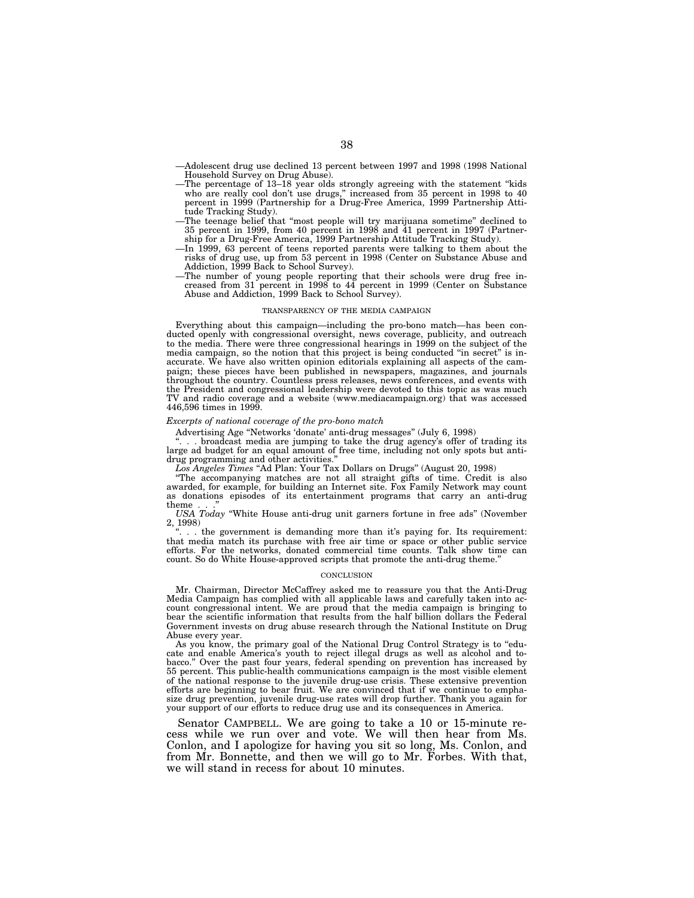—Adolescent drug use declined 13 percent between 1997 and 1998 (1998 National Household Survey on Drug Abuse).

—The percentage of 13–18 year olds strongly agreeing with the statement "kids who are really cool don't use drugs," increased from 35 percent in 1998 to 40 percent in 1999 (Partnership for a Drug-Free America, 1999 Partnership Attitude Tracking Study).

—The teenage belief that "most people will try marijuana sometime" declined to 35 percent in 1999, from 40 percent in 1998 and 41 percent in 1997 (Partnership for a Drug-Free America, 1999 Partnership Attitude Tracking Study).

—In 1999, 63 percent of teens reported parents were talking to them about the risks of drug use, up from 53 percent in 1998 (Center on Substance Abuse and Addiction, 1999 Back to School Survey).

—The number of young people reporting that their schools were drug free increased from 31 percent in 1998 to 44 percent in 1999 (Center on Substance Abuse and Addiction, 1999 Back to School Survey).

TRANSPARENCY OF THE MEDIA CAMPAIGN

Everything about this campaign—including the pro-bono match—has been conducted openly with congressional oversight, news coverage, publicity, and outreach to the media. There were three congressional hearings in 1999 on the subject of the media campaign, so the notion that this project is being conducted "in secret" is inaccurate. We have also written opinion editorials explaining all aspects of the campaign; these pieces have been published in newspapers, magazines, and journals throughout the country. Countless press releases, news conferences, and events with the President and congressional leadership were devoted to this topic as was much TV and radio coverage and a website (www.mediacampaign.org) that was accessed 446,596 times in 1999.

*Excerpts of national coverage of the pro-bono match*

Advertising Age "Networks 'donate' anti-drug messages" (July 6, 1998)

". . . broadcast media are jumping to take the drug agency's offer of trading its large ad budget for an equal amount of free time, including not only spots but anti-drug programming and other activities."

*Los Angeles Times* "Ad Plan: Your Tax Dollars on Drugs" (August 20, 1998)

"The accompanying matches are not all straight gifts of time. Credit is also awarded, for example, for building an Internet site. Fox Family Network may count as donations episodes of its entertainment programs that carry an anti-drug theme . . ."

*USA Today* "White House anti-drug unit garners fortune in free ads" (November 2, 1998)

". . . the government is demanding more than it's paying for. Its requirement: that media match its purchase with free air time or space or other public service efforts. For the networks, donated commercial time counts. Talk show time can count. So do White House-approved scripts that promote the anti-drug theme."

CONCLUSION

Mr. Chairman, Director McCaffrey asked me to reassure you that the Anti-Drug Media Campaign has complied with all applicable laws and carefully taken into account congressional intent. We are proud that the media campaign is bringing to bear the scientific information that results from the half billion dollars the Federal Government invests on drug abuse research through the National Institute on Drug Abuse every year.

As you know, the primary goal of the National Drug Control Strategy is to "educate and enable America's youth to reject illegal drugs as well as alcohol and tobacco." Over the past four years, federal spending on prevention has increased by 55 percent. This public-health communications campaign is the most visible element of the national response to the juvenile drug-use crisis. These extensive prevention efforts are beginning to bear fruit. We are convinced that if we continue to emphasize drug prevention, juvenile drug-use rates will drop further. Thank you again for your support of our efforts to reduce drug use and its consequences in America.

Senator CAMPBELL. We are going to take a 10 or 15-minute recess while we run over and vote. We will then hear from Ms. Conlon, and I apologize for having you sit so long, Ms. Conlon, and from Mr. Bonnette, and then we will go to Mr. Forbes. With that, we will stand in recess for about 10 minutes.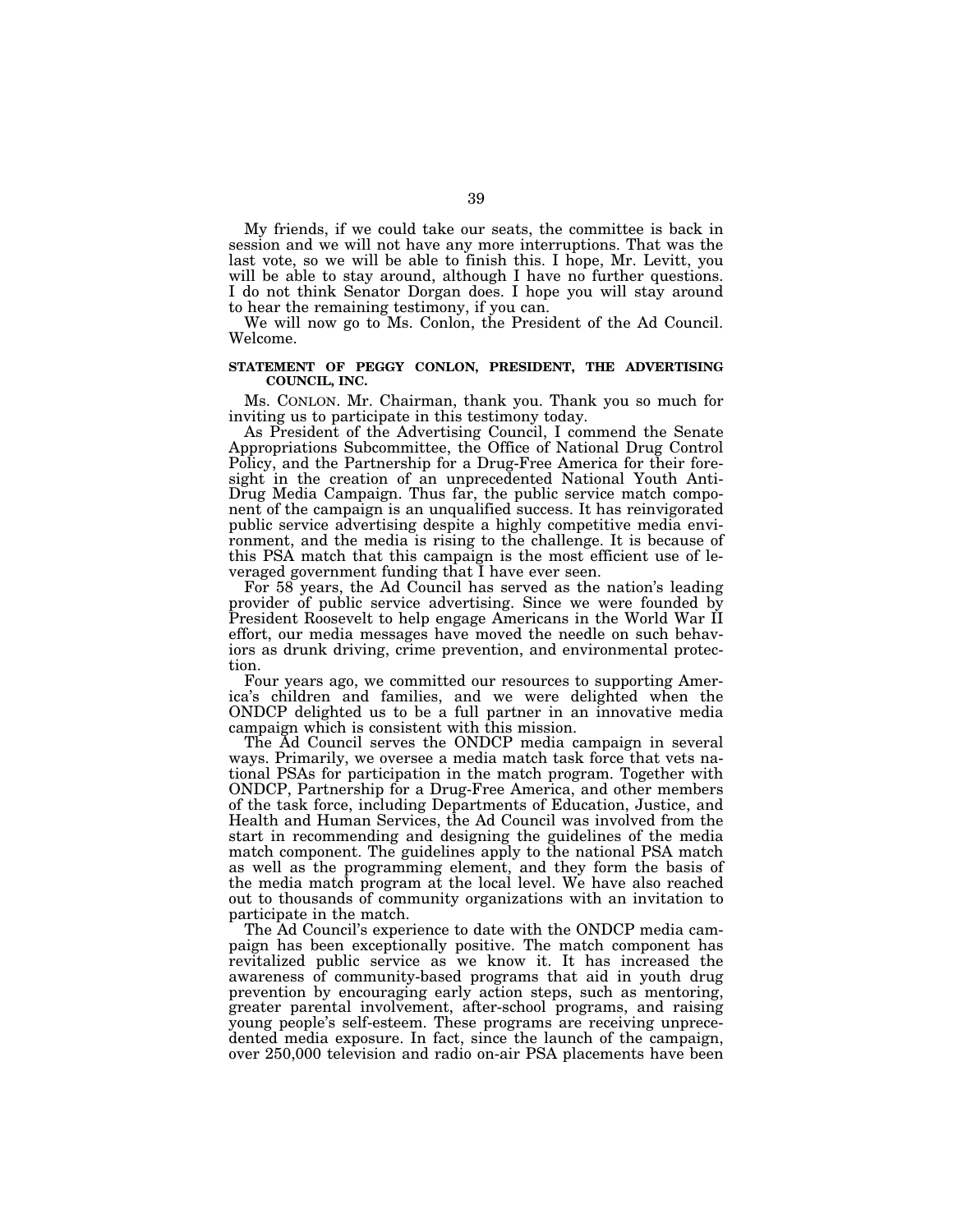My friends, if we could take our seats, the committee is back in session and we will not have any more interruptions. That was the last vote, so we will be able to finish this. I hope, Mr. Levitt, you will be able to stay around, although I have no further questions. I do not think Senator Dorgan does. I hope you will stay around to hear the remaining testimony, if you can.

We will now go to Ms. Conlon, the President of the Ad Council. Welcome.

**STATEMENT OF PEGGY CONLON, PRESIDENT, THE ADVERTISING COUNCIL, INC.**

Ms. CONLON. Mr. Chairman, thank you. Thank you so much for inviting us to participate in this testimony today.

As President of the Advertising Council, I commend the Senate Appropriations Subcommittee, the Office of National Drug Control Policy, and the Partnership for a Drug-Free America for their foresight in the creation of an unprecedented National Youth Anti-Drug Media Campaign. Thus far, the public service match component of the campaign is an unqualified success. It has reinvigorated public service advertising despite a highly competitive media environment, and the media is rising to the challenge. It is because of this PSA match that this campaign is the most efficient use of leveraged government funding that I have ever seen.

For 58 years, the Ad Council has served as the nation's leading provider of public service advertising. Since we were founded by President Roosevelt to help engage Americans in the World War II effort, our media messages have moved the needle on such behaviors as drunk driving, crime prevention, and environmental protection.

Four years ago, we committed our resources to supporting America's children and families, and we were delighted when the ONDCP delighted us to be a full partner in an innovative media campaign which is consistent with this mission.

The Ad Council serves the ONDCP media campaign in several ways. Primarily, we oversee a media match task force that vets national PSAs for participation in the match program. Together with ONDCP, Partnership for a Drug-Free America, and other members of the task force, including Departments of Education, Justice, and Health and Human Services, the Ad Council was involved from the start in recommending and designing the guidelines of the media match component. The guidelines apply to the national PSA match as well as the programming element, and they form the basis of the media match program at the local level. We have also reached out to thousands of community organizations with an invitation to participate in the match.

The Ad Council's experience to date with the ONDCP media campaign has been exceptionally positive. The match component has revitalized public service as we know it. It has increased the awareness of community-based programs that aid in youth drug prevention by encouraging early action steps, such as mentoring, greater parental involvement, after-school programs, and raising young people's self-esteem. These programs are receiving unprecedented media exposure. In fact, since the launch of the campaign, over 250,000 television and radio on-air PSA placements have been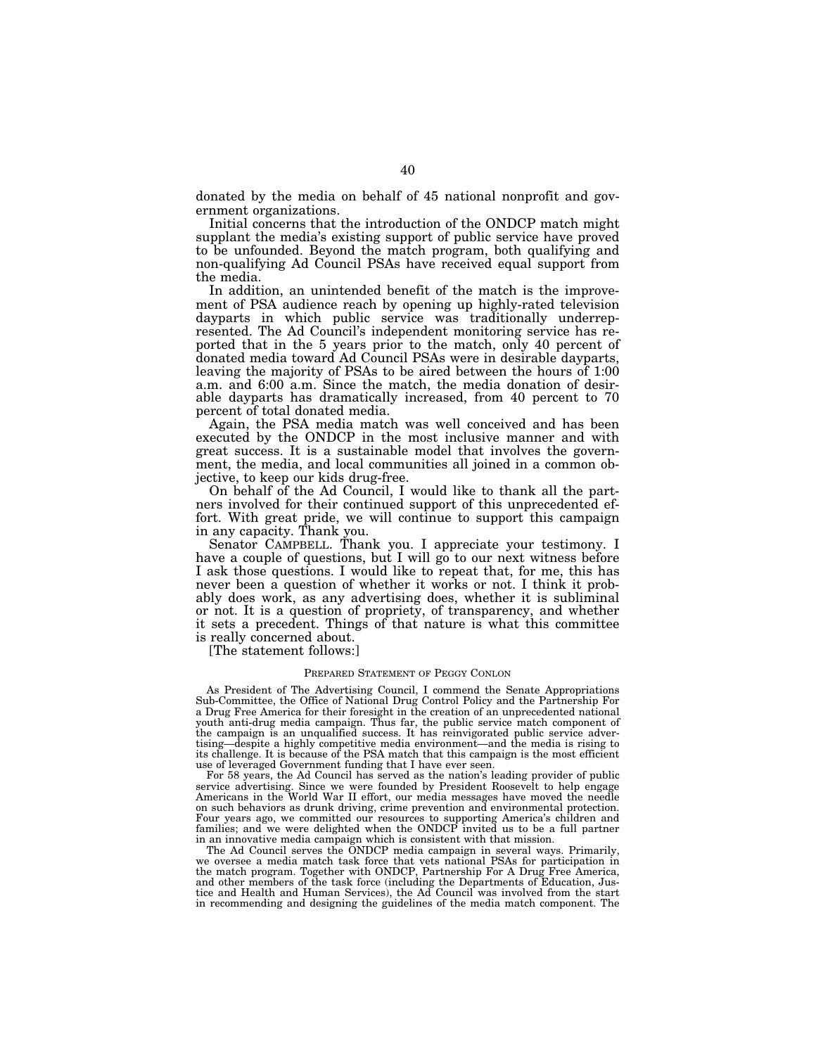donated by the media on behalf of 45 national nonprofit and government organizations.

Initial concerns that the introduction of the ONDCP match might supplant the media's existing support of public service have proved to be unfounded. Beyond the match program, both qualifying and non-qualifying Ad Council PSAs have received equal support from the media.

In addition, an unintended benefit of the match is the improvement of PSA audience reach by opening up highly-rated television dayparts in which public service was traditionally underrepresented. The Ad Council's independent monitoring service has reported that in the 5 years prior to the match, only 40 percent of donated media toward Ad Council PSAs were in desirable dayparts, leaving the majority of PSAs to be aired between the hours of 1:00 a.m. and 6:00 a.m. Since the match, the media donation of desirable dayparts has dramatically increased, from 40 percent to 70 percent of total donated media.

Again, the PSA media match was well conceived and has been executed by the ONDCP in the most inclusive manner and with great success. It is a sustainable model that involves the government, the media, and local communities all joined in a common objective, to keep our kids drug-free.

On behalf of the Ad Council, I would like to thank all the partners involved for their continued support of this unprecedented effort. With great pride, we will continue to support this campaign in any capacity. Thank you.

Senator CAMPBELL. Thank you. I appreciate your testimony. I have a couple of questions, but I will go to our next witness before I ask those questions. I would like to repeat that, for me, this has never been a question of whether it works or not. I think it probably does work, as any advertising does, whether it is subliminal or not. It is a question of propriety, of transparency, and whether it sets a precedent. Things of that nature is what this committee is really concerned about.

[The statement follows:]

PREPARED STATEMENT OF PEGGY CONLON

As President of The Advertising Council, I commend the Senate Appropriations Sub-Committee, the Office of National Drug Control Policy and the Partnership For a Drug Free America for their foresight in the creation of an unprecedented national youth anti-drug media campaign. Thus far, the public service match component of the campaign is an unqualified success. It has reinvigorated public service advertising—despite a highly competitive media environment—and the media is rising to its challenge. It is because of the PSA match that this campaign is the most efficient use of leveraged Government funding that I have ever seen.

For 58 years, the Ad Council has served as the nation's leading provider of public service advertising. Since we were founded by President Roosevelt to help engage Americans in the World War II effort, our media messages have moved the needle on such behaviors as drunk driving, crime prevention and environmental protection. Four years ago, we committed our resources to supporting America's children and families; and we were delighted when the ONDCP invited us to be a full partner in an innovative media campaign which is consistent with that mission.

The Ad Council serves the ONDCP media campaign in several ways. Primarily, we oversee a media match task force that vets national PSAs for participation in the match program. Together with ONDCP, Partnership For A Drug Free America, and other members of the task force (including the Departments of Education, Justice and Health and Human Services), the Ad Council was involved from the start in recommending and designing the guidelines of the media match component. The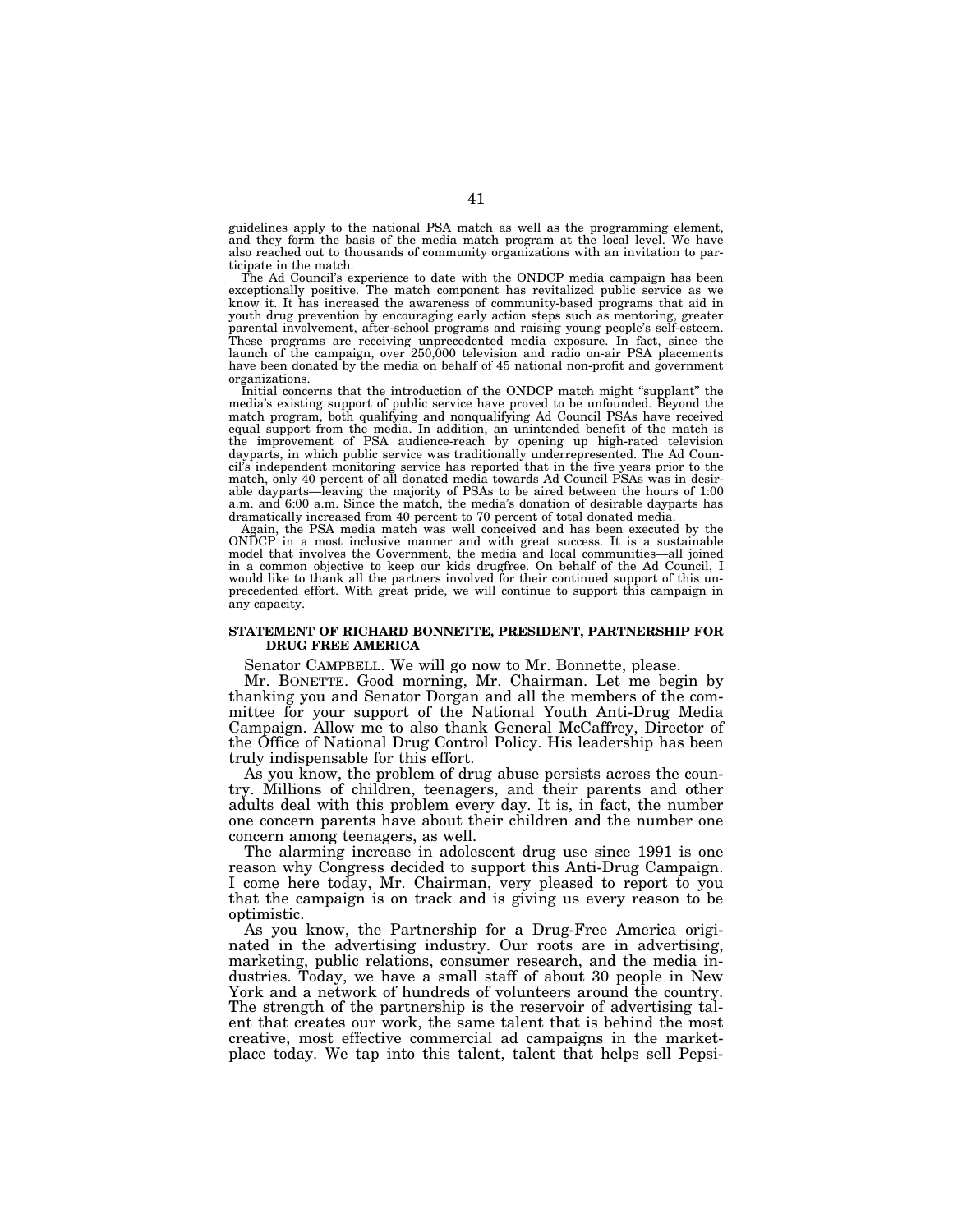guidelines apply to the national PSA match as well as the programming element, and they form the basis of the media match program at the local level. We have also reached out to thousands of community organizations with an invitation to participate in the match.

The Ad Council's experience to date with the ONDCP media campaign has been exceptionally positive. The match component has revitalized public service as we know it. It has increased the awareness of community-based programs that aid in youth drug prevention by encouraging early action steps such as mentoring, greater parental involvement, after-school programs and raising young people's self-esteem. These programs are receiving unprecedented media exposure. In fact, since the launch of the campaign, over 250,000 television and radio on-air PSA placements have been donated by the media on behalf of 45 national non-profit and government organizations.

Initial concerns that the introduction of the ONDCP match might "supplant" the media's existing support of public service have proved to be unfounded. Beyond the match program, both qualifying and nonqualifying Ad Council PSAs have received equal support from the media. In addition, an unintended benefit of the match is the improvement of PSA audience-reach by opening up high-rated television dayparts, in which public service was traditionally underrepresented. The Ad Council's independent monitoring service has reported that in the five years prior to the match, only 40 percent of all donated media towards Ad Council PSAs was in desirable dayparts—leaving the majority of PSAs to be aired between the hours of 1:00 a.m. and 6:00 a.m. Since the match, the media's donation of desirable dayparts has dramatically increased from 40 percent to 70 percent of total donated media.

Again, the PSA media match was well conceived and has been executed by the ONDCP in a most inclusive manner and with great success. It is a sustainable model that involves the Government, the media and local communities—all joined in a common objective to keep our kids drugfree. On behalf of the Ad Council, I would like to thank all the partners involved for their continued support of this unprecedented effort. With great pride, we will continue to support this campaign in any capacity.

## STATEMENT OF RICHARD BONNETTE, PRESIDENT, PARTNERSHIP FOR DRUG FREE AMERICA

Senator CAMPBELL. We will go now to Mr. Bonnette, please.

Mr. BONETTE. Good morning, Mr. Chairman. Let me begin by thanking you and Senator Dorgan and all the members of the committee for your support of the National Youth Anti-Drug Media Campaign. Allow me to also thank General McCaffrey, Director of the Office of National Drug Control Policy. His leadership has been truly indispensable for this effort.

As you know, the problem of drug abuse persists across the country. Millions of children, teenagers, and their parents and other adults deal with this problem every day. It is, in fact, the number one concern parents have about their children and the number one concern among teenagers, as well.

The alarming increase in adolescent drug use since 1991 is one reason why Congress decided to support this Anti-Drug Campaign. I come here today, Mr. Chairman, very pleased to report to you that the campaign is on track and is giving us every reason to be optimistic.

As you know, the Partnership for a Drug-Free America originated in the advertising industry. Our roots are in advertising, marketing, public relations, consumer research, and the media industries. Today, we have a small staff of about 30 people in New York and a network of hundreds of volunteers around the country. The strength of the partnership is the reservoir of advertising talent that creates our work, the same talent that is behind the most creative, most effective commercial ad campaigns in the marketplace today. We tap into this talent, talent that helps sell Pepsi-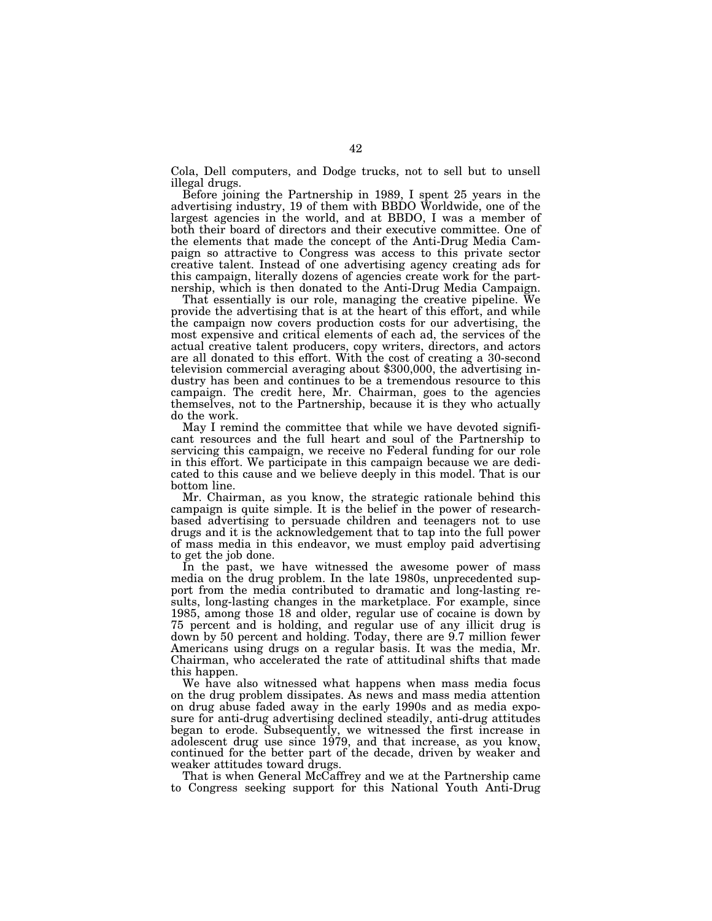Cola, Dell computers, and Dodge trucks, not to sell but to unsell illegal drugs.

Before joining the Partnership in 1989, I spent 25 years in the advertising industry, 19 of them with BBDO Worldwide, one of the largest agencies in the world, and at BBDO, I was a member of both their board of directors and their executive committee. One of the elements that made the concept of the Anti-Drug Media Campaign so attractive to Congress was access to this private sector creative talent. Instead of one advertising agency creating ads for this campaign, literally dozens of agencies create work for the partnership, which is then donated to the Anti-Drug Media Campaign.

That essentially is our role, managing the creative pipeline. We provide the advertising that is at the heart of this effort, and while the campaign now covers production costs for our advertising, the most expensive and critical elements of each ad, the services of the actual creative talent producers, copy writers, directors, and actors are all donated to this effort. With the cost of creating a 30-second television commercial averaging about $300,000, the advertising industry has been and continues to be a tremendous resource to this campaign. The credit here, Mr. Chairman, goes to the agencies themselves, not to the Partnership, because it is they who actually do the work.

May I remind the committee that while we have devoted significant resources and the full heart and soul of the Partnership to servicing this campaign, we receive no Federal funding for our role in this effort. We participate in this campaign because we are dedicated to this cause and we believe deeply in this model. That is our bottom line.

Mr. Chairman, as you know, the strategic rationale behind this campaign is quite simple. It is the belief in the power of research-based advertising to persuade children and teenagers not to use drugs and it is the acknowledgement that to tap into the full power of mass media in this endeavor, we must employ paid advertising to get the job done.

In the past, we have witnessed the awesome power of mass media on the drug problem. In the late 1980s, unprecedented support from the media contributed to dramatic and long-lasting results, long-lasting changes in the marketplace. For example, since 1985, among those 18 and older, regular use of cocaine is down by 75 percent and is holding, and regular use of any illicit drug is down by 50 percent and holding. Today, there are 9.7 million fewer Americans using drugs on a regular basis. It was the media, Mr. Chairman, who accelerated the rate of attitudinal shifts that made this happen.

We have also witnessed what happens when mass media focus on the drug problem dissipates. As news and mass media attention on drug abuse faded away in the early 1990s and as media exposure for anti-drug advertising declined steadily, anti-drug attitudes began to erode. Subsequently, we witnessed the first increase in adolescent drug use since 1979, and that increase, as you know, continued for the better part of the decade, driven by weaker and weaker attitudes toward drugs.

That is when General McCaffrey and we at the Partnership came to Congress seeking support for this National Youth Anti-Drug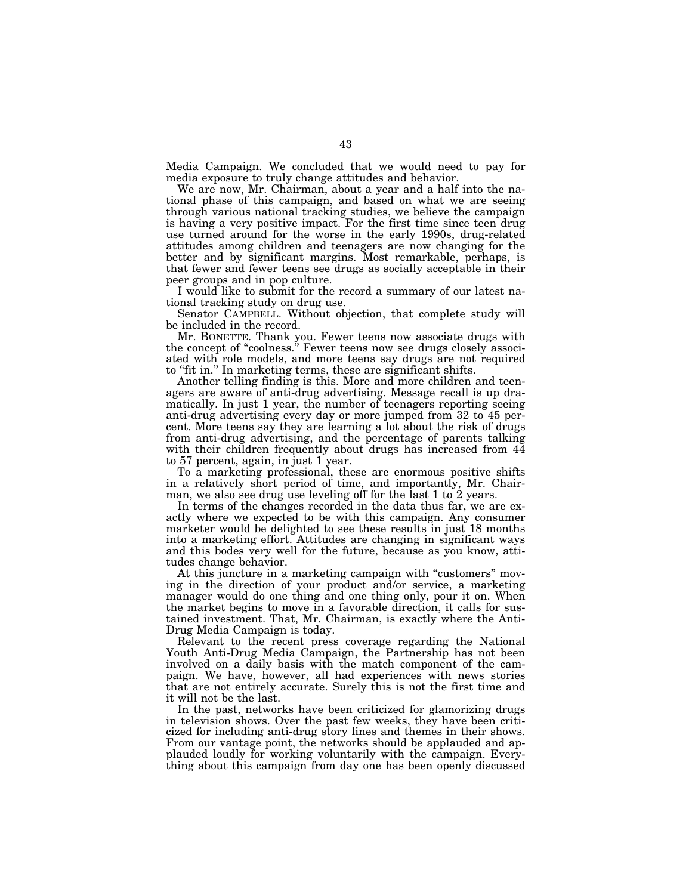Media Campaign. We concluded that we would need to pay for media exposure to truly change attitudes and behavior.

We are now, Mr. Chairman, about a year and a half into the national phase of this campaign, and based on what we are seeing through various national tracking studies, we believe the campaign is having a very positive impact. For the first time since teen drug use turned around for the worse in the early 1990s, drug-related attitudes among children and teenagers are now changing for the better and by significant margins. Most remarkable, perhaps, is that fewer and fewer teens see drugs as socially acceptable in their peer groups and in pop culture.

I would like to submit for the record a summary of our latest national tracking study on drug use.

Senator CAMPBELL. Without objection, that complete study will be included in the record.

Mr. BONETTE. Thank you. Fewer teens now associate drugs with the concept of "coolness." Fewer teens now see drugs closely associated with role models, and more teens say drugs are not required to "fit in." In marketing terms, these are significant shifts.

Another telling finding is this. More and more children and teenagers are aware of anti-drug advertising. Message recall is up dramatically. In just 1 year, the number of teenagers reporting seeing anti-drug advertising every day or more jumped from 32 to 45 percent. More teens say they are learning a lot about the risk of drugs from anti-drug advertising, and the percentage of parents talking with their children frequently about drugs has increased from 44 to 57 percent, again, in just 1 year.

To a marketing professional, these are enormous positive shifts in a relatively short period of time, and importantly, Mr. Chairman, we also see drug use leveling off for the last 1 to 2 years.

In terms of the changes recorded in the data thus far, we are exactly where we expected to be with this campaign. Any consumer marketer would be delighted to see these results in just 18 months into a marketing effort. Attitudes are changing in significant ways and this bodes very well for the future, because as you know, attitudes change behavior.

At this juncture in a marketing campaign with "customers" moving in the direction of your product and/or service, a marketing manager would do one thing and one thing only, pour it on. When the market begins to move in a favorable direction, it calls for sustained investment. That, Mr. Chairman, is exactly where the Anti-Drug Media Campaign is today.

Relevant to the recent press coverage regarding the National Youth Anti-Drug Media Campaign, the Partnership has not been involved on a daily basis with the match component of the campaign. We have, however, all had experiences with news stories that are not entirely accurate. Surely this is not the first time and it will not be the last.

In the past, networks have been criticized for glamorizing drugs in television shows. Over the past few weeks, they have been criticized for including anti-drug story lines and themes in their shows. From our vantage point, the networks should be applauded and applauded loudly for working voluntarily with the campaign. Everything about this campaign from day one has been openly discussed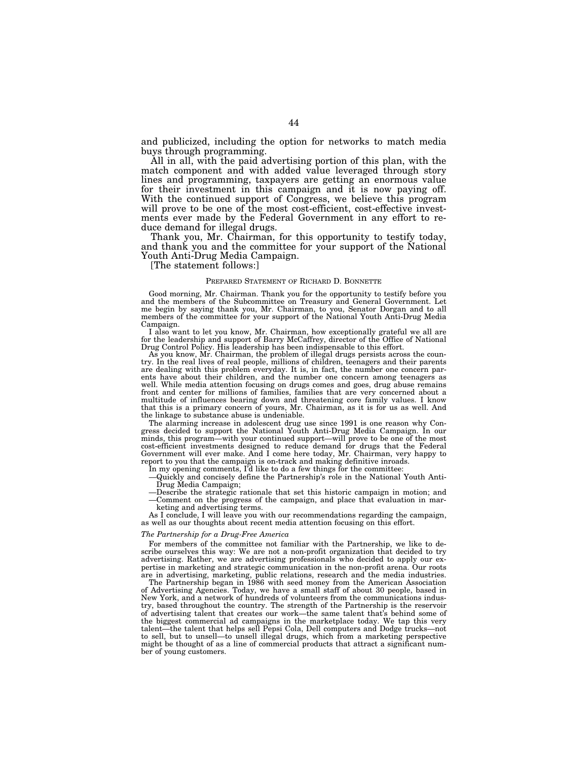and publicized, including the option for networks to match media buys through programming.

All in all, with the paid advertising portion of this plan, with the match component and with added value leveraged through story lines and programming, taxpayers are getting an enormous value for their investment in this campaign and it is now paying off. With the continued support of Congress, we believe this program will prove to be one of the most cost-efficient, cost-effective investments ever made by the Federal Government in any effort to reduce demand for illegal drugs.

Thank you, Mr. Chairman, for this opportunity to testify today, and thank you and the committee for your support of the National Youth Anti-Drug Media Campaign.

[The statement follows:]

PREPARED STATEMENT OF RICHARD D. BONNETTE

Good morning, Mr. Chairman. Thank you for the opportunity to testify before you and the members of the Subcommittee on Treasury and General Government. Let me begin by saying thank you, Mr. Chairman, to you, Senator Dorgan and to all members of the committee for your support of the National Youth Anti-Drug Media Campaign.

I also want to let you know, Mr. Chairman, how exceptionally grateful we all are for the leadership and support of Barry McCaffrey, director of the Office of National Drug Control Policy. His leadership has been indispensable to this effort.

As you know, Mr. Chairman, the problem of illegal drugs persists across the country. In the real lives of real people, millions of children, teenagers and their parents are dealing with this problem everyday. It is, in fact, the number one concern parents have about their children, and the number one concern among teenagers as well. While media attention focusing on drugs comes and goes, drug abuse remains front and center for millions of families, families that are very concerned about a multitude of influences bearing down and threatening core family values. I know that this is a primary concern of yours, Mr. Chairman, as it is for us as well. And the linkage to substance abuse is undeniable.

The alarming increase in adolescent drug use since 1991 is one reason why Congress decided to support the National Youth Anti-Drug Media Campaign. In our minds, this program—with your continued support—will prove to be one of the most cost-efficient investments designed to reduce demand for drugs that the Federal Government will ever make. And I come here today, Mr. Chairman, very happy to report to you that the campaign is on-track and making definitive inroads.

In my opening comments, I'd like to do a few things for the committee:

—Quickly and concisely define the Partnership's role in the National Youth Anti-Drug Media Campaign;
—Describe the strategic rationale that set this historic campaign in motion; and
—Comment on the progress of the campaign, and place that evaluation in marketing and advertising terms.

As I conclude, I will leave you with our recommendations regarding the campaign, as well as our thoughts about recent media attention focusing on this effort.

*The Partnership for a Drug-Free America*

For members of the committee not familiar with the Partnership, we like to describe ourselves this way: We are not a non-profit organization that decided to try advertising. Rather, we are advertising professionals who decided to apply our expertise in marketing and strategic communication in the non-profit arena. Our roots are in advertising, marketing, public relations, research and the media industries.

The Partnership began in 1986 with seed money from the American Association of Advertising Agencies. Today, we have a small staff of about 30 people, based in New York, and a network of hundreds of volunteers from the communications industry, based throughout the country. The strength of the Partnership is the reservoir of advertising talent that creates our work—the same talent that's behind some of the biggest commercial ad campaigns in the marketplace today. We tap this very talent—the talent that helps sell Pepsi Cola, Dell computers and Dodge trucks—not to sell, but to unsell—to unsell illegal drugs, which from a marketing perspective might be thought of as a line of commercial products that attract a significant number of young customers.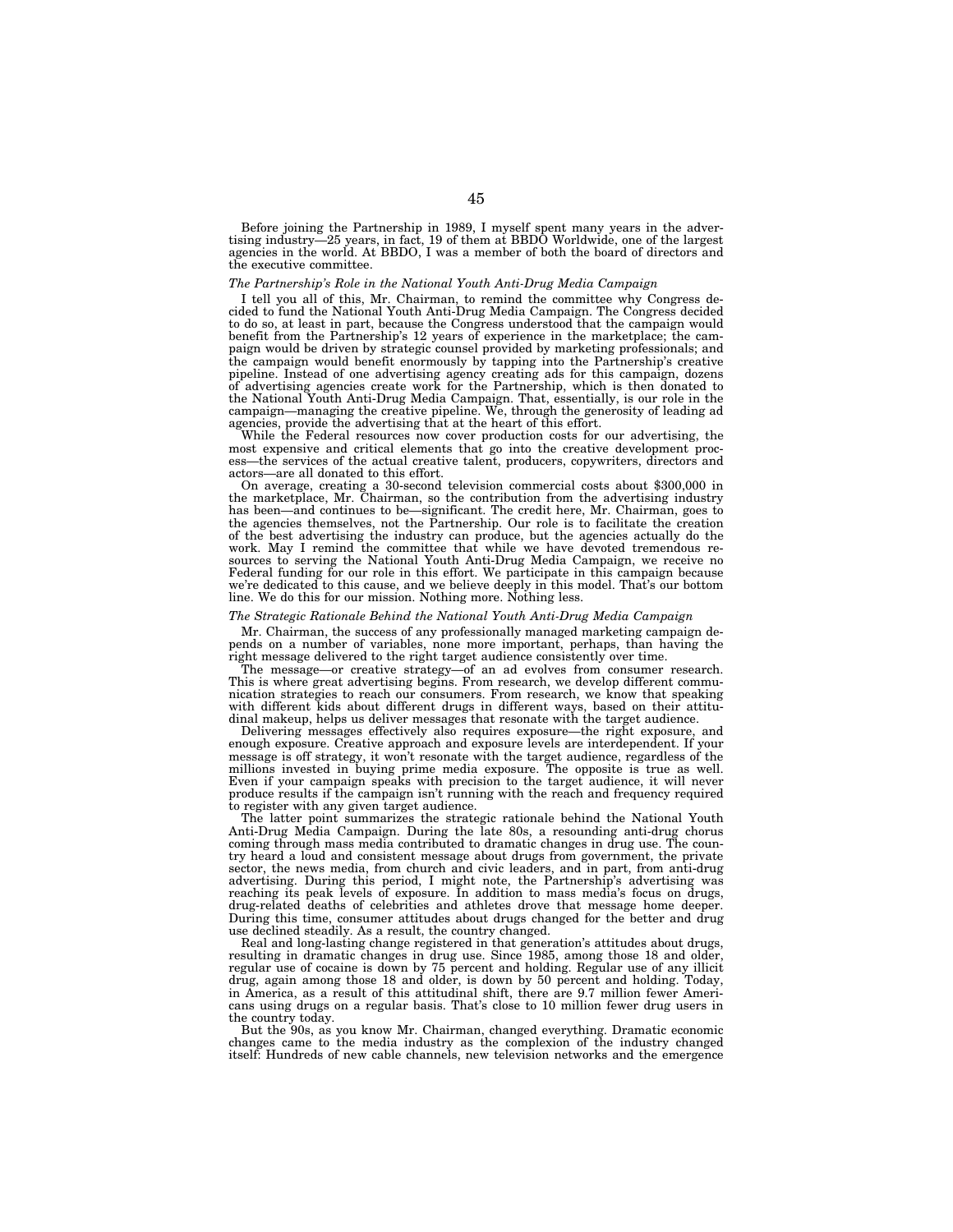Before joining the Partnership in 1989, I myself spent many years in the advertising industry—25 years, in fact, 19 of them at BBDO Worldwide, one of the largest agencies in the world. At BBDO, I was a member of both the board of directors and the executive committee.

### *The Partnership's Role in the National Youth Anti-Drug Media Campaign*

I tell you all of this, Mr. Chairman, to remind the committee why Congress decided to fund the National Youth Anti-Drug Media Campaign. The Congress decided to do so, at least in part, because the Congress understood that the campaign would benefit from the Partnership's 12 years of experience in the marketplace; the campaign would be driven by strategic counsel provided by marketing professionals; and the campaign would benefit enormously by tapping into the Partnership's creative pipeline. Instead of one advertising agency creating ads for this campaign, dozens of advertising agencies create work for the Partnership, which is then donated to the National Youth Anti-Drug Media Campaign. That, essentially, is our role in the campaign—managing the creative pipeline. We, through the generosity of leading ad agencies, provide the advertising that at the heart of this effort.

While the Federal resources now cover production costs for our advertising, the most expensive and critical elements that go into the creative development process—the services of the actual creative talent, producers, copywriters, directors and actors—are all donated to this effort.

On average, creating a 30-second television commercial costs about $300,000 in the marketplace, Mr. Chairman, so the contribution from the advertising industry has been—and continues to be—significant. The credit here, Mr. Chairman, goes to the agencies themselves, not the Partnership. Our role is to facilitate the creation of the best advertising the industry can produce, but the agencies actually do the work. May I remind the committee that while we have devoted tremendous resources to serving the National Youth Anti-Drug Media Campaign, we receive no Federal funding for our role in this effort. We participate in this campaign because we're dedicated to this cause, and we believe deeply in this model. That's our bottom line. We do this for our mission. Nothing more. Nothing less.

### *The Strategic Rationale Behind the National Youth Anti-Drug Media Campaign*

Mr. Chairman, the success of any professionally managed marketing campaign depends on a number of variables, none more important, perhaps, than having the right message delivered to the right target audience consistently over time.

The message—or creative strategy—of an ad evolves from consumer research. This is where great advertising begins. From research, we develop different communication strategies to reach our consumers. From research, we know that speaking with different kids about different drugs in different ways, based on their attitudinal makeup, helps us deliver messages that resonate with the target audience.

Delivering messages effectively also requires exposure—the right exposure, and enough exposure. Creative approach and exposure levels are interdependent. If your message is off strategy, it won't resonate with the target audience, regardless of the millions invested in buying prime media exposure. The opposite is true as well. Even if your campaign speaks with precision to the target audience, it will never produce results if the campaign isn't running with the reach and frequency required to register with any given target audience.

The latter point summarizes the strategic rationale behind the National Youth Anti-Drug Media Campaign. During the late 80s, a resounding anti-drug chorus coming through mass media contributed to dramatic changes in drug use. The country heard a loud and consistent message about drugs from government, the private sector, the news media, from church and civic leaders, and in part, from anti-drug advertising. During this period, I might note, the Partnership's advertising was reaching its peak levels of exposure. In addition to mass media's focus on drugs, drug-related deaths of celebrities and athletes drove that message home deeper. During this time, consumer attitudes about drugs changed for the better and drug use declined steadily. As a result, the country changed.

Real and long-lasting change registered in that generation's attitudes about drugs, resulting in dramatic changes in drug use. Since 1985, among those 18 and older, regular use of cocaine is down by 75 percent and holding. Regular use of any illicit drug, again among those 18 and older, is down by 50 percent and holding. Today, in America, as a result of this attitudinal shift, there are 9.7 million fewer Americans using drugs on a regular basis. That's close to 10 million fewer drug users in the country today.

But the 90s, as you know Mr. Chairman, changed everything. Dramatic economic changes came to the media industry as the complexion of the industry changed itself: Hundreds of new cable channels, new television networks and the emergence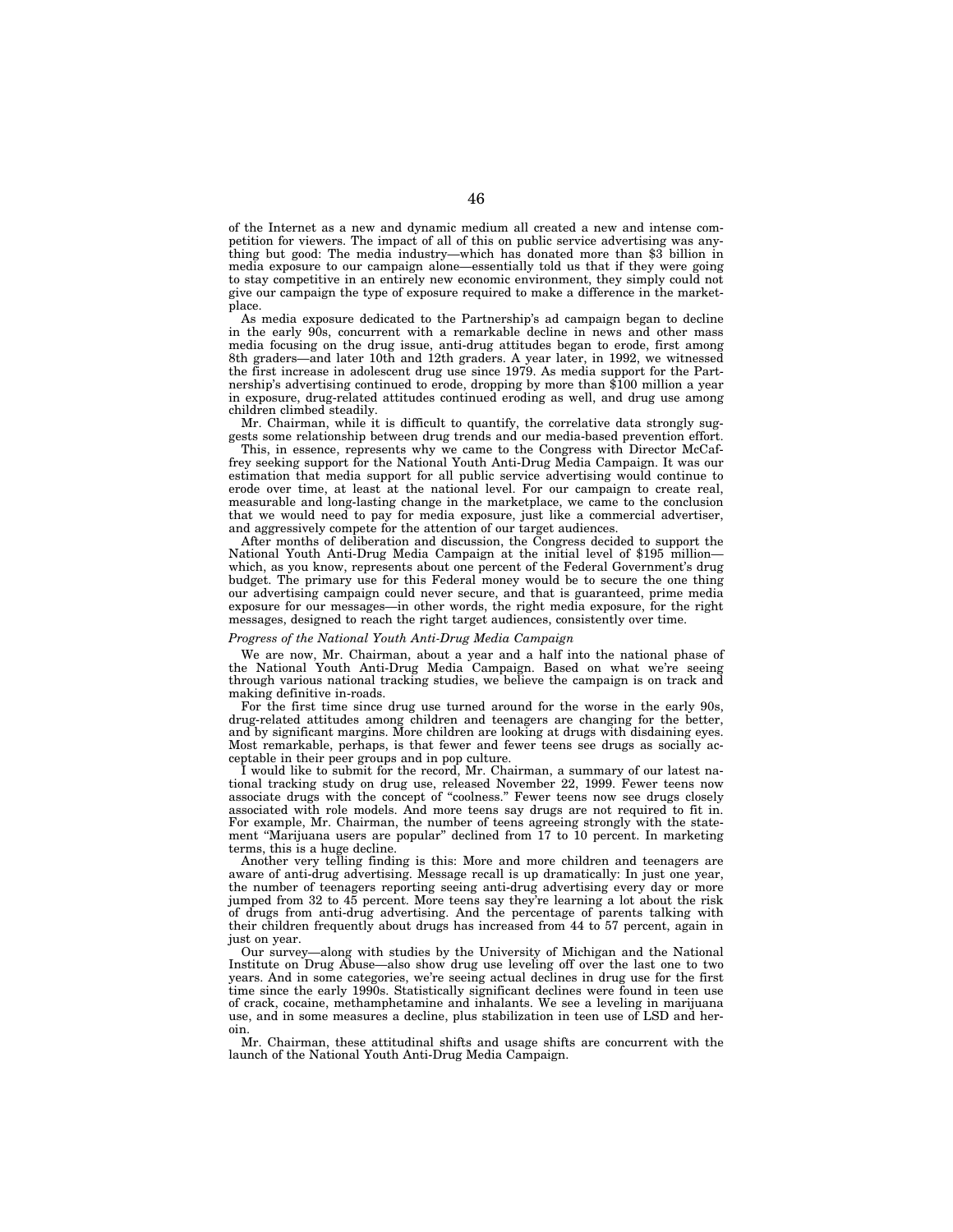of the Internet as a new and dynamic medium all created a new and intense competition for viewers. The impact of all of this on public service advertising was anything but good: The media industry—which has donated more than $3 billion in media exposure to our campaign alone—essentially told us that if they were going to stay competitive in an entirely new economic environment, they simply could not give our campaign the type of exposure required to make a difference in the marketplace.

As media exposure dedicated to the Partnership's ad campaign began to decline in the early 90s, concurrent with a remarkable decline in news and other mass media focusing on the drug issue, anti-drug attitudes began to erode, first among 8th graders—and later 10th and 12th graders. A year later, in 1992, we witnessed the first increase in adolescent drug use since 1979. As media support for the Partnership's advertising continued to erode, dropping by more than $100 million a year in exposure, drug-related attitudes continued eroding as well, and drug use among children climbed steadily.

Mr. Chairman, while it is difficult to quantify, the correlative data strongly suggests some relationship between drug trends and our media-based prevention effort.

This, in essence, represents why we came to the Congress with Director McCaffrey seeking support for the National Youth Anti-Drug Media Campaign. It was our estimation that media support for all public service advertising would continue to erode over time, at least at the national level. For our campaign to create real, measurable and long-lasting change in the marketplace, we came to the conclusion that we would need to pay for media exposure, just like a commercial advertiser, and aggressively compete for the attention of our target audiences.

After months of deliberation and discussion, the Congress decided to support the National Youth Anti-Drug Media Campaign at the initial level of $195 million—which, as you know, represents about one percent of the Federal Government's drug budget. The primary use for this Federal money would be to secure the one thing our advertising campaign could never secure, and that is guaranteed, prime media exposure for our messages—in other words, the right media exposure, for the right messages, designed to reach the right target audiences, consistently over time.

*Progress of the National Youth Anti-Drug Media Campaign*

We are now, Mr. Chairman, about a year and a half into the national phase of the National Youth Anti-Drug Media Campaign. Based on what we're seeing through various national tracking studies, we believe the campaign is on track and making definitive in-roads.

For the first time since drug use turned around for the worse in the early 90s, drug-related attitudes among children and teenagers are changing for the better, and by significant margins. More children are looking at drugs with disdaining eyes. Most remarkable, perhaps, is that fewer and fewer teens see drugs as socially acceptable in their peer groups and in pop culture.

I would like to submit for the record, Mr. Chairman, a summary of our latest national tracking study on drug use, released November 22, 1999. Fewer teens now associate drugs with the concept of "coolness." Fewer teens now see drugs closely associated with role models. And more teens say drugs are not required to fit in. For example, Mr. Chairman, the number of teens agreeing strongly with the statement "Marijuana users are popular" declined from 17 to 10 percent. In marketing terms, this is a huge decline.

Another very telling finding is this: More and more children and teenagers are aware of anti-drug advertising. Message recall is up dramatically: In just one year, the number of teenagers reporting seeing anti-drug advertising every day or more jumped from 32 to 45 percent. More teens say they're learning a lot about the risk of drugs from anti-drug advertising. And the percentage of parents talking with their children frequently about drugs has increased from 44 to 57 percent, again in just on year.

Our survey—along with studies by the University of Michigan and the National Institute on Drug Abuse—also show drug use leveling off over the last one to two years. And in some categories, we're seeing actual declines in drug use for the first time since the early 1990s. Statistically significant declines were found in teen use of crack, cocaine, methamphetamine and inhalants. We see a leveling in marijuana use, and in some measures a decline, plus stabilization in teen use of LSD and heroin.

Mr. Chairman, these attitudinal shifts and usage shifts are concurrent with the launch of the National Youth Anti-Drug Media Campaign.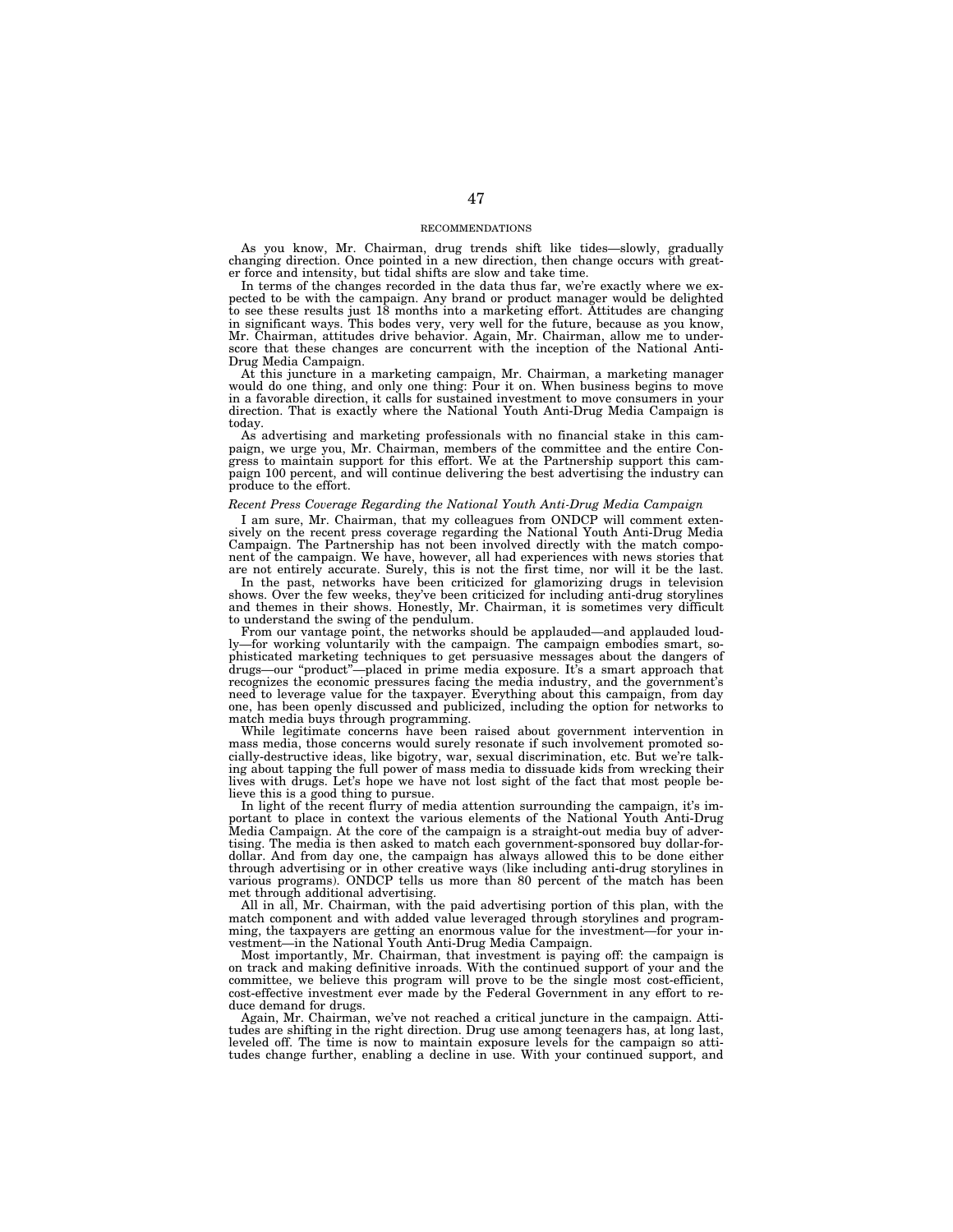RECOMMENDATIONS

As you know, Mr. Chairman, drug trends shift like tides—slowly, gradually changing direction. Once pointed in a new direction, then change occurs with greater force and intensity, but tidal shifts are slow and take time.

In terms of the changes recorded in the data thus far, we're exactly where we expected to be with the campaign. Any brand or product manager would be delighted to see these results just 18 months into a marketing effort. Attitudes are changing in significant ways. This bodes very, very well for the future, because as you know, Mr. Chairman, attitudes drive behavior. Again, Mr. Chairman, allow me to underscore that these changes are concurrent with the inception of the National Anti-Drug Media Campaign.

At this juncture in a marketing campaign, Mr. Chairman, a marketing manager would do one thing, and only one thing: Pour it on. When business begins to move in a favorable direction, it calls for sustained investment to move consumers in your direction. That is exactly where the National Youth Anti-Drug Media Campaign is today.

As advertising and marketing professionals with no financial stake in this campaign, we urge you, Mr. Chairman, members of the committee and the entire Congress to maintain support for this effort. We at the Partnership support this campaign 100 percent, and will continue delivering the best advertising the industry can produce to the effort.

*Recent Press Coverage Regarding the National Youth Anti-Drug Media Campaign*

I am sure, Mr. Chairman, that my colleagues from ONDCP will comment extensively on the recent press coverage regarding the National Youth Anti-Drug Media Campaign. The Partnership has not been involved directly with the match component of the campaign. We have, however, all had experiences with news stories that are not entirely accurate. Surely, this is not the first time, nor will it be the last.

In the past, networks have been criticized for glamorizing drugs in television shows. Over the few weeks, they've been criticized for including anti-drug storylines and themes in their shows. Honestly, Mr. Chairman, it is sometimes very difficult to understand the swing of the pendulum.

From our vantage point, the networks should be applauded—and applauded loudly—for working voluntarily with the campaign. The campaign embodies smart, sophisticated marketing techniques to get persuasive messages about the dangers of drugs—our "product"—placed in prime media exposure. It's a smart approach that recognizes the economic pressures facing the media industry, and the government's need to leverage value for the taxpayer. Everything about this campaign, from day one, has been openly discussed and publicized, including the option for networks to match media buys through programming.

While legitimate concerns have been raised about government intervention in mass media, those concerns would surely resonate if such involvement promoted socially-destructive ideas, like bigotry, war, sexual discrimination, etc. But we're talking about tapping the full power of mass media to dissuade kids from wrecking their lives with drugs. Let's hope we have not lost sight of the fact that most people believe this is a good thing to pursue.

In light of the recent flurry of media attention surrounding the campaign, it's important to place in context the various elements of the National Youth Anti-Drug Media Campaign. At the core of the campaign is a straight-out media buy of advertising. The media is then asked to match each government-sponsored buy dollar-for-dollar. And from day one, the campaign has always allowed this to be done either through advertising or in other creative ways (like including anti-drug storylines in various programs). ONDCP tells us more than 80 percent of the match has been met through additional advertising.

All in all, Mr. Chairman, with the paid advertising portion of this plan, with the match component and with added value leveraged through storylines and programming, the taxpayers are getting an enormous value for the investment—for your investment—in the National Youth Anti-Drug Media Campaign.

Most importantly, Mr. Chairman, that investment is paying off: the campaign is on track and making definitive inroads. With the continued support of your and the committee, we believe this program will prove to be the single most cost-efficient, cost-effective investment ever made by the Federal Government in any effort to reduce demand for drugs.

Again, Mr. Chairman, we've not reached a critical juncture in the campaign. Attitudes are shifting in the right direction. Drug use among teenagers has, at long last, leveled off. The time is now to maintain exposure levels for the campaign so attitudes change further, enabling a decline in use. With your continued support, and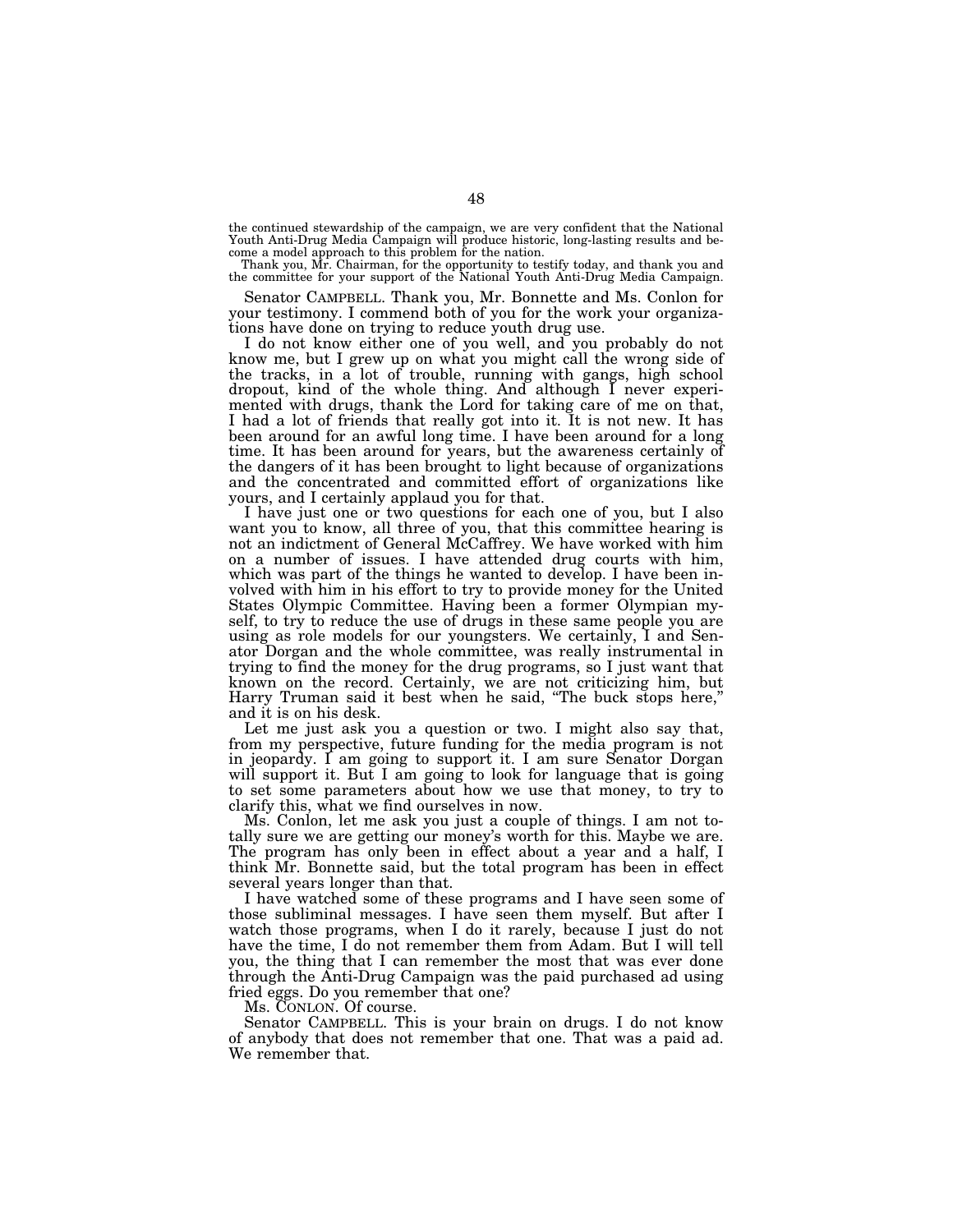the continued stewardship of the campaign, we are very confident that the National Youth Anti-Drug Media Campaign will produce historic, long-lasting results and become a model approach to this problem for the nation.

Thank you, Mr. Chairman, for the opportunity to testify today, and thank you and the committee for your support of the National Youth Anti-Drug Media Campaign.

Senator CAMPBELL. Thank you, Mr. Bonnette and Ms. Conlon for your testimony. I commend both of you for the work your organizations have done on trying to reduce youth drug use.

I do not know either one of you well, and you probably do not know me, but I grew up on what you might call the wrong side of the tracks, in a lot of trouble, running with gangs, high school dropout, kind of the whole thing. And although I never experimented with drugs, thank the Lord for taking care of me on that, I had a lot of friends that really got into it. It is not new. It has been around for an awful long time. I have been around for a long time. It has been around for years, but the awareness certainly of the dangers of it has been brought to light because of organizations and the concentrated and committed effort of organizations like yours, and I certainly applaud you for that.

I have just one or two questions for each one of you, but I also want you to know, all three of you, that this committee hearing is not an indictment of General McCaffrey. We have worked with him on a number of issues. I have attended drug courts with him, which was part of the things he wanted to develop. I have been involved with him in his effort to try to provide money for the United States Olympic Committee. Having been a former Olympian myself, to try to reduce the use of drugs in these same people you are using as role models for our youngsters. We certainly, I and Senator Dorgan and the whole committee, was really instrumental in trying to find the money for the drug programs, so I just want that known on the record. Certainly, we are not criticizing him, but Harry Truman said it best when he said, "The buck stops here," and it is on his desk.

Let me just ask you a question or two. I might also say that, from my perspective, future funding for the media program is not in jeopardy. I am going to support it. I am sure Senator Dorgan will support it. But I am going to look for language that is going to set some parameters about how we use that money, to try to clarify this, what we find ourselves in now.

Ms. Conlon, let me ask you just a couple of things. I am not totally sure we are getting our money's worth for this. Maybe we are. The program has only been in effect about a year and a half, I think Mr. Bonnette said, but the total program has been in effect several years longer than that.

I have watched some of these programs and I have seen some of those subliminal messages. I have seen them myself. But after I watch those programs, when I do it rarely, because I just do not have the time, I do not remember them from Adam. But I will tell you, the thing that I can remember the most that was ever done through the Anti-Drug Campaign was the paid purchased ad using fried eggs. Do you remember that one?

Ms. CONLON. Of course.

Senator CAMPBELL. This is your brain on drugs. I do not know of anybody that does not remember that one. That was a paid ad. We remember that.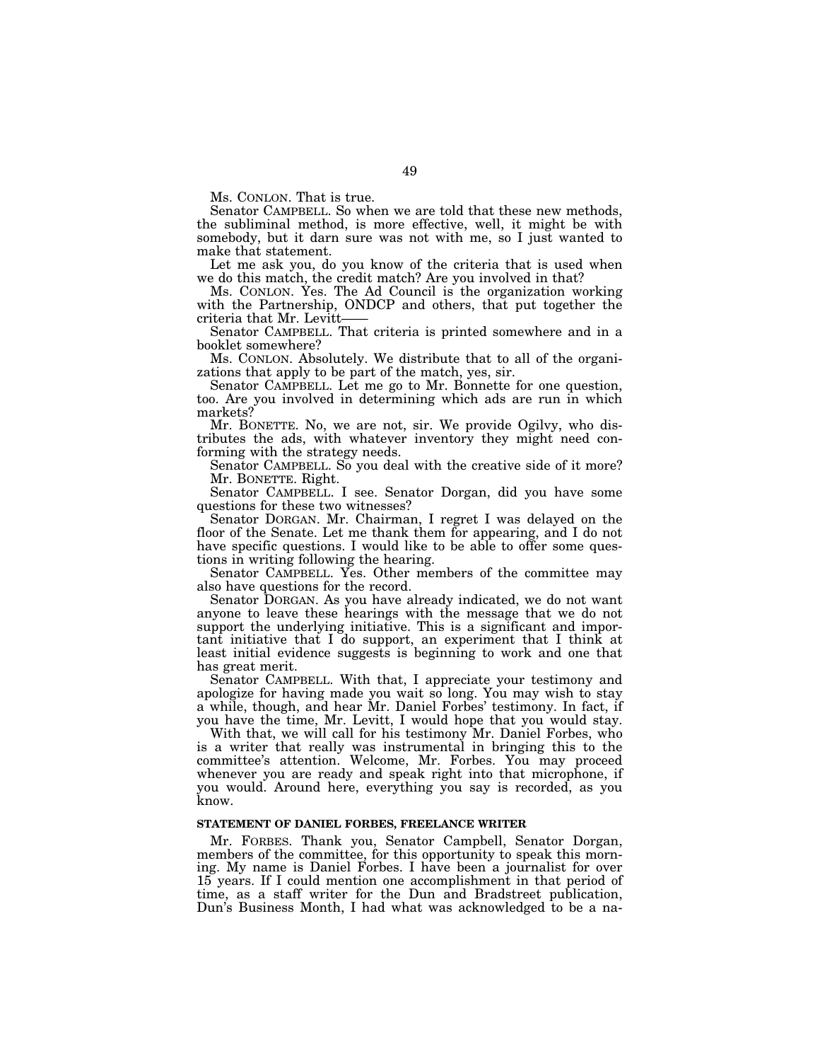Ms. CONLON. That is true.

Senator CAMPBELL. So when we are told that these new methods, the subliminal method, is more effective, well, it might be with somebody, but it darn sure was not with me, so I just wanted to make that statement.

Let me ask you, do you know of the criteria that is used when we do this match, the credit match? Are you involved in that?

Ms. CONLON. Yes. The Ad Council is the organization working with the Partnership, ONDCP and others, that put together the criteria that Mr. Levitt——

Senator CAMPBELL. That criteria is printed somewhere and in a booklet somewhere?

Ms. CONLON. Absolutely. We distribute that to all of the organizations that apply to be part of the match, yes, sir.

Senator CAMPBELL. Let me go to Mr. Bonnette for one question, too. Are you involved in determining which ads are run in which markets?

Mr. BONETTE. No, we are not, sir. We provide Ogilvy, who distributes the ads, with whatever inventory they might need conforming with the strategy needs.

Senator CAMPBELL. So you deal with the creative side of it more?

Mr. BONETTE. Right.

Senator CAMPBELL. I see. Senator Dorgan, did you have some questions for these two witnesses?

Senator DORGAN. Mr. Chairman, I regret I was delayed on the floor of the Senate. Let me thank them for appearing, and I do not have specific questions. I would like to be able to offer some questions in writing following the hearing.

Senator CAMPBELL. Yes. Other members of the committee may also have questions for the record.

Senator DORGAN. As you have already indicated, we do not want anyone to leave these hearings with the message that we do not support the underlying initiative. This is a significant and important initiative that I do support, an experiment that I think at least initial evidence suggests is beginning to work and one that has great merit.

Senator CAMPBELL. With that, I appreciate your testimony and apologize for having made you wait so long. You may wish to stay a while, though, and hear Mr. Daniel Forbes' testimony. In fact, if you have the time, Mr. Levitt, I would hope that you would stay.

With that, we will call for his testimony Mr. Daniel Forbes, who is a writer that really was instrumental in bringing this to the committee's attention. Welcome, Mr. Forbes. You may proceed whenever you are ready and speak right into that microphone, if you would. Around here, everything you say is recorded, as you know.

**STATEMENT OF DANIEL FORBES, FREELANCE WRITER**

Mr. FORBES. Thank you, Senator Campbell, Senator Dorgan, members of the committee, for this opportunity to speak this morning. My name is Daniel Forbes. I have been a journalist for over 15 years. If I could mention one accomplishment in that period of time, as a staff writer for the Dun and Bradstreet publication, Dun's Business Month, I had what was acknowledged to be a na-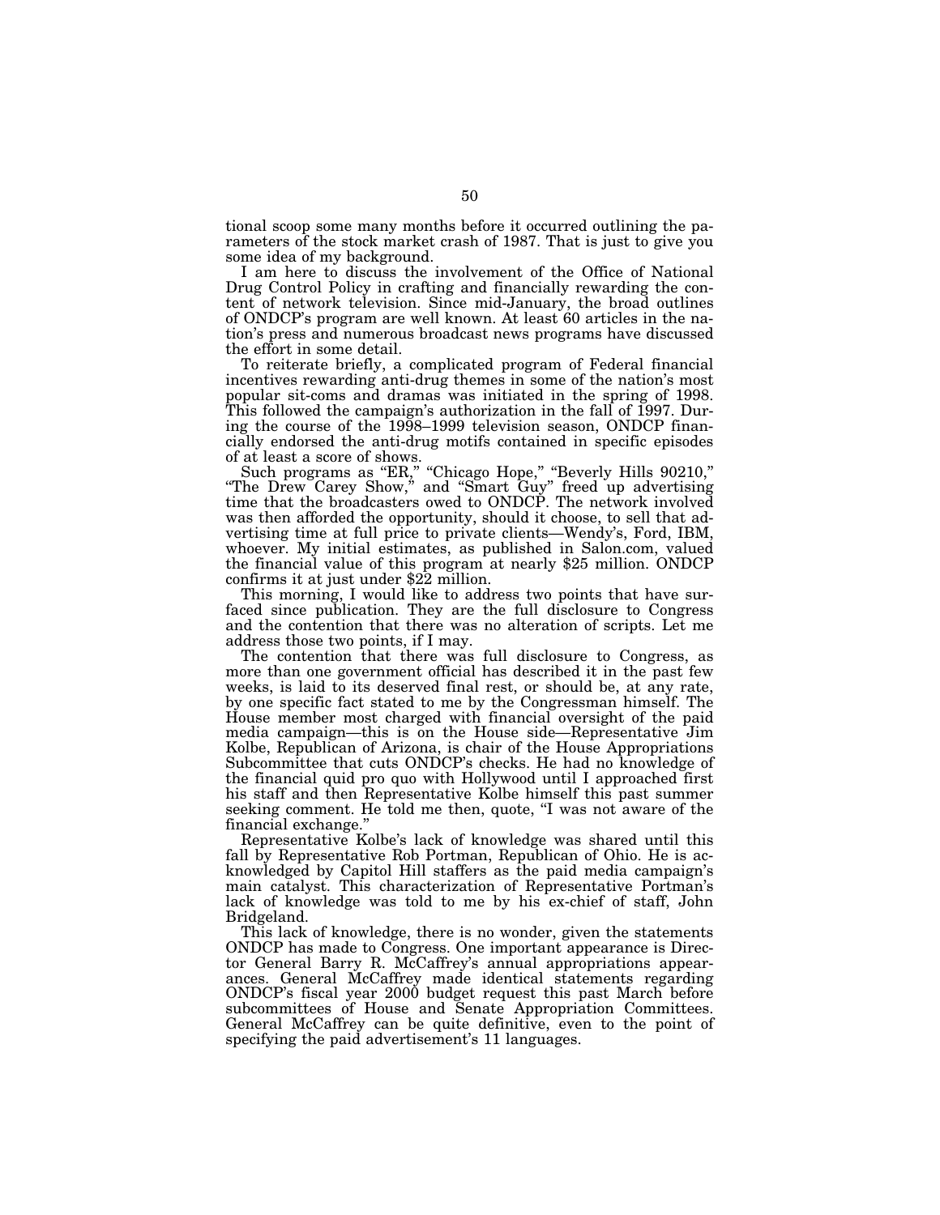tional scoop some many months before it occurred outlining the parameters of the stock market crash of 1987. That is just to give you some idea of my background.

I am here to discuss the involvement of the Office of National Drug Control Policy in crafting and financially rewarding the content of network television. Since mid-January, the broad outlines of ONDCP's program are well known. At least 60 articles in the nation's press and numerous broadcast news programs have discussed the effort in some detail.

To reiterate briefly, a complicated program of Federal financial incentives rewarding anti-drug themes in some of the nation's most popular sit-coms and dramas was initiated in the spring of 1998. This followed the campaign's authorization in the fall of 1997. During the course of the 1998–1999 television season, ONDCP financially endorsed the anti-drug motifs contained in specific episodes of at least a score of shows.

Such programs as "ER," "Chicago Hope," "Beverly Hills 90210," "The Drew Carey Show," and "Smart Guy" freed up advertising time that the broadcasters owed to ONDCP. The network involved was then afforded the opportunity, should it choose, to sell that advertising time at full price to private clients—Wendy's, Ford, IBM, whoever. My initial estimates, as published in Salon.com, valued the financial value of this program at nearly $25 million. ONDCP confirms it at just under $22 million.

This morning, I would like to address two points that have surfaced since publication. They are the full disclosure to Congress and the contention that there was no alteration of scripts. Let me address those two points, if I may.

The contention that there was full disclosure to Congress, as more than one government official has described it in the past few weeks, is laid to its deserved final rest, or should be, at any rate, by one specific fact stated to me by the Congressman himself. The House member most charged with financial oversight of the paid media campaign—this is on the House side—Representative Jim Kolbe, Republican of Arizona, is chair of the House Appropriations Subcommittee that cuts ONDCP's checks. He had no knowledge of the financial quid pro quo with Hollywood until I approached first his staff and then Representative Kolbe himself this past summer seeking comment. He told me then, quote, "I was not aware of the financial exchange."

Representative Kolbe's lack of knowledge was shared until this fall by Representative Rob Portman, Republican of Ohio. He is acknowledged by Capitol Hill staffers as the paid media campaign's main catalyst. This characterization of Representative Portman's lack of knowledge was told to me by his ex-chief of staff, John Bridgeland.

This lack of knowledge, there is no wonder, given the statements ONDCP has made to Congress. One important appearance is Director General Barry R. McCaffrey's annual appropriations appearances. General McCaffrey made identical statements regarding ONDCP's fiscal year 2000 budget request this past March before subcommittees of House and Senate Appropriation Committees. General McCaffrey can be quite definitive, even to the point of specifying the paid advertisement's 11 languages.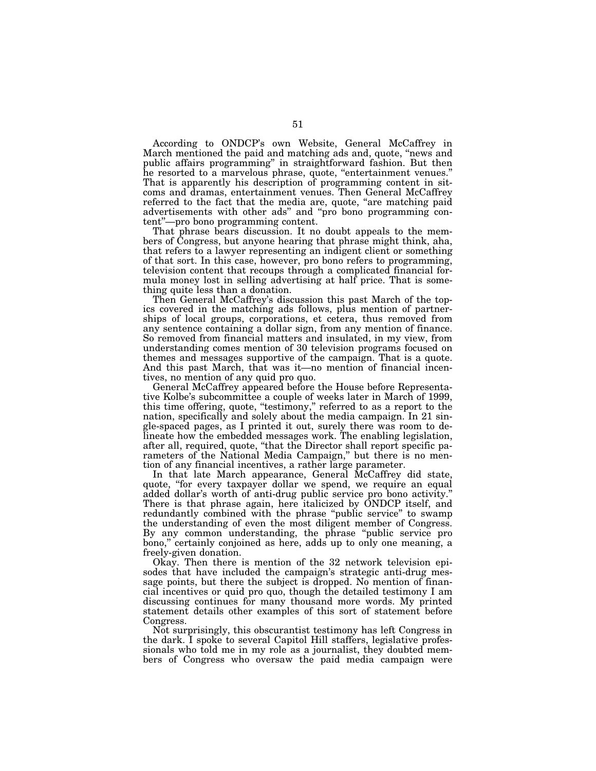According to ONDCP's own Website, General McCaffrey in March mentioned the paid and matching ads and, quote, "news and public affairs programming" in straightforward fashion. But then he resorted to a marvelous phrase, quote, "entertainment venues." That is apparently his description of programming content in sitcoms and dramas, entertainment venues. Then General McCaffrey referred to the fact that the media are, quote, "are matching paid advertisements with other ads" and "pro bono programming content"—pro bono programming content.

That phrase bears discussion. It no doubt appeals to the members of Congress, but anyone hearing that phrase might think, aha, that refers to a lawyer representing an indigent client or something of that sort. In this case, however, pro bono refers to programming, television content that recoups through a complicated financial formula money lost in selling advertising at half price. That is something quite less than a donation.

Then General McCaffrey's discussion this past March of the topics covered in the matching ads follows, plus mention of partnerships of local groups, corporations, et cetera, thus removed from any sentence containing a dollar sign, from any mention of finance. So removed from financial matters and insulated, in my view, from understanding comes mention of 30 television programs focused on themes and messages supportive of the campaign. That is a quote. And this past March, that was it—no mention of financial incentives, no mention of any quid pro quo.

General McCaffrey appeared before the House before Representative Kolbe's subcommittee a couple of weeks later in March of 1999, this time offering, quote, "testimony," referred to as a report to the nation, specifically and solely about the media campaign. In 21 single-spaced pages, as I printed it out, surely there was room to delineate how the embedded messages work. The enabling legislation, after all, required, quote, "that the Director shall report specific parameters of the National Media Campaign," but there is no mention of any financial incentives, a rather large parameter.

In that late March appearance, General McCaffrey did state, quote, "for every taxpayer dollar we spend, we require an equal added dollar's worth of anti-drug public service pro bono activity." There is that phrase again, here italicized by ONDCP itself, and redundantly combined with the phrase "public service" to swamp the understanding of even the most diligent member of Congress. By any common understanding, the phrase "public service pro bono," certainly conjoined as here, adds up to only one meaning, a freely-given donation.

Okay. Then there is mention of the 32 network television episodes that have included the campaign's strategic anti-drug message points, but there the subject is dropped. No mention of financial incentives or quid pro quo, though the detailed testimony I am discussing continues for many thousand more words. My printed statement details other examples of this sort of statement before Congress.

Not surprisingly, this obscurantist testimony has left Congress in the dark. I spoke to several Capitol Hill staffers, legislative professionals who told me in my role as a journalist, they doubted members of Congress who oversaw the paid media campaign were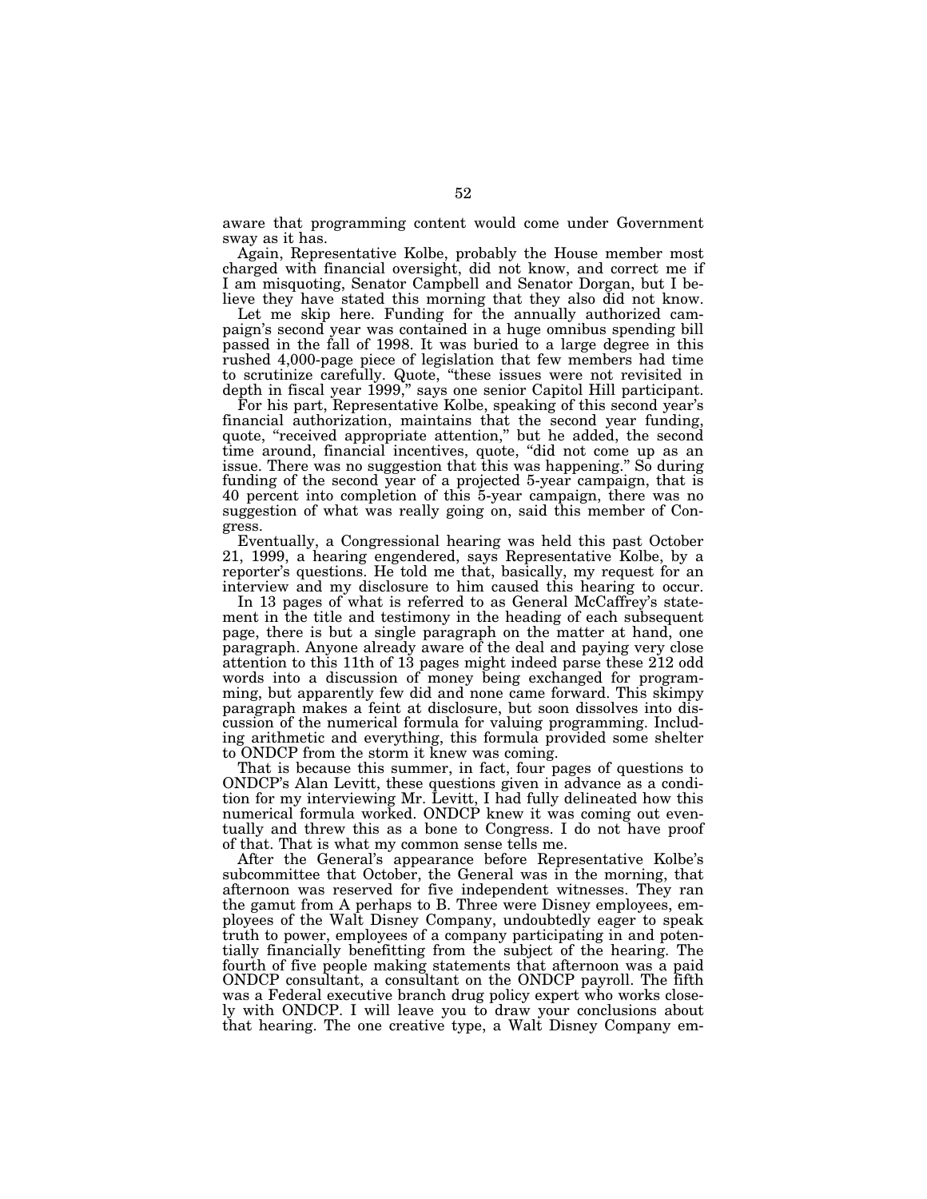aware that programming content would come under Government sway as it has.

Again, Representative Kolbe, probably the House member most charged with financial oversight, did not know, and correct me if I am misquoting, Senator Campbell and Senator Dorgan, but I believe they have stated this morning that they also did not know.

Let me skip here. Funding for the annually authorized campaign's second year was contained in a huge omnibus spending bill passed in the fall of 1998. It was buried to a large degree in this rushed 4,000-page piece of legislation that few members had time to scrutinize carefully. Quote, "these issues were not revisited in depth in fiscal year 1999," says one senior Capitol Hill participant.

For his part, Representative Kolbe, speaking of this second year's financial authorization, maintains that the second year funding, quote, "received appropriate attention," but he added, the second time around, financial incentives, quote, "did not come up as an issue. There was no suggestion that this was happening." So during funding of the second year of a projected 5-year campaign, that is 40 percent into completion of this 5-year campaign, there was no suggestion of what was really going on, said this member of Congress.

Eventually, a Congressional hearing was held this past October 21, 1999, a hearing engendered, says Representative Kolbe, by a reporter's questions. He told me that, basically, my request for an interview and my disclosure to him caused this hearing to occur.

In 13 pages of what is referred to as General McCaffrey's statement in the title and testimony in the heading of each subsequent page, there is but a single paragraph on the matter at hand, one paragraph. Anyone already aware of the deal and paying very close attention to this 11th of 13 pages might indeed parse these 212 odd words into a discussion of money being exchanged for programming, but apparently few did and none came forward. This skimpy paragraph makes a feint at disclosure, but soon dissolves into discussion of the numerical formula for valuing programming. Including arithmetic and everything, this formula provided some shelter to ONDCP from the storm it knew was coming.

That is because this summer, in fact, four pages of questions to ONDCP's Alan Levitt, these questions given in advance as a condition for my interviewing Mr. Levitt, I had fully delineated how this numerical formula worked. ONDCP knew it was coming out eventually and threw this as a bone to Congress. I do not have proof of that. That is what my common sense tells me.

After the General's appearance before Representative Kolbe's subcommittee that October, the General was in the morning, that afternoon was reserved for five independent witnesses. They ran the gamut from A perhaps to B. Three were Disney employees, employees of the Walt Disney Company, undoubtedly eager to speak truth to power, employees of a company participating in and potentially financially benefitting from the subject of the hearing. The fourth of five people making statements that afternoon was a paid ONDCP consultant, a consultant on the ONDCP payroll. The fifth was a Federal executive branch drug policy expert who works closely with ONDCP. I will leave you to draw your conclusions about that hearing. The one creative type, a Walt Disney Company em-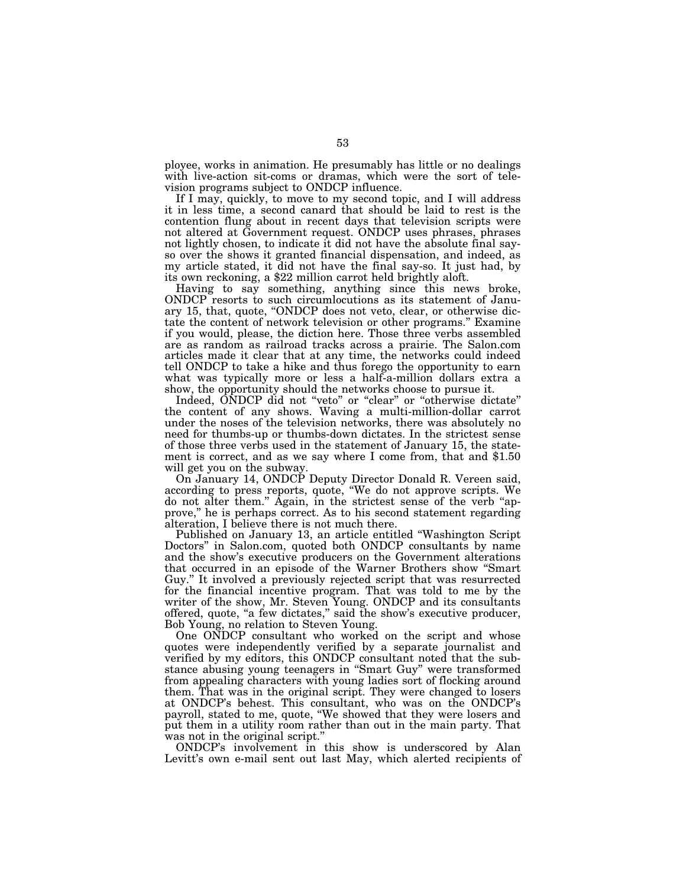ployee, works in animation. He presumably has little or no dealings with live-action sit-coms or dramas, which were the sort of television programs subject to ONDCP influence.

If I may, quickly, to move to my second topic, and I will address it in less time, a second canard that should be laid to rest is the contention flung about in recent days that television scripts were not altered at Government request. ONDCP uses phrases, phrases not lightly chosen, to indicate it did not have the absolute final say-so over the shows it granted financial dispensation, and indeed, as my article stated, it did not have the final say-so. It just had, by its own reckoning, a $22 million carrot held brightly aloft.

Having to say something, anything since this news broke, ONDCP resorts to such circumlocutions as its statement of January 15, that, quote, "ONDCP does not veto, clear, or otherwise dictate the content of network television or other programs." Examine if you would, please, the diction here. Those three verbs assembled are as random as railroad tracks across a prairie. The Salon.com articles made it clear that at any time, the networks could indeed tell ONDCP to take a hike and thus forego the opportunity to earn what was typically more or less a half-a-million dollars extra a show, the opportunity should the networks choose to pursue it.

Indeed, ONDCP did not "veto" or "clear" or "otherwise dictate" the content of any shows. Waving a multi-million-dollar carrot under the noses of the television networks, there was absolutely no need for thumbs-up or thumbs-down dictates. In the strictest sense of those three verbs used in the statement of January 15, the statement is correct, and as we say where I come from, that and $1.50 will get you on the subway.

On January 14, ONDCP Deputy Director Donald R. Vereen said, according to press reports, quote, "We do not approve scripts. We do not alter them." Again, in the strictest sense of the verb "approve," he is perhaps correct. As to his second statement regarding alteration, I believe there is not much there.

Published on January 13, an article entitled "Washington Script Doctors" in Salon.com, quoted both ONDCP consultants by name and the show's executive producers on the Government alterations that occurred in an episode of the Warner Brothers show "Smart Guy." It involved a previously rejected script that was resurrected for the financial incentive program. That was told to me by the writer of the show, Mr. Steven Young. ONDCP and its consultants offered, quote, "a few dictates," said the show's executive producer, Bob Young, no relation to Steven Young.

One ONDCP consultant who worked on the script and whose quotes were independently verified by a separate journalist and verified by my editors, this ONDCP consultant noted that the substance abusing young teenagers in "Smart Guy" were transformed from appealing characters with young ladies sort of flocking around them. That was in the original script. They were changed to losers at ONDCP's behest. This consultant, who was on the ONDCP's payroll, stated to me, quote, "We showed that they were losers and put them in a utility room rather than out in the main party. That was not in the original script."

ONDCP's involvement in this show is underscored by Alan Levitt's own e-mail sent out last May, which alerted recipients of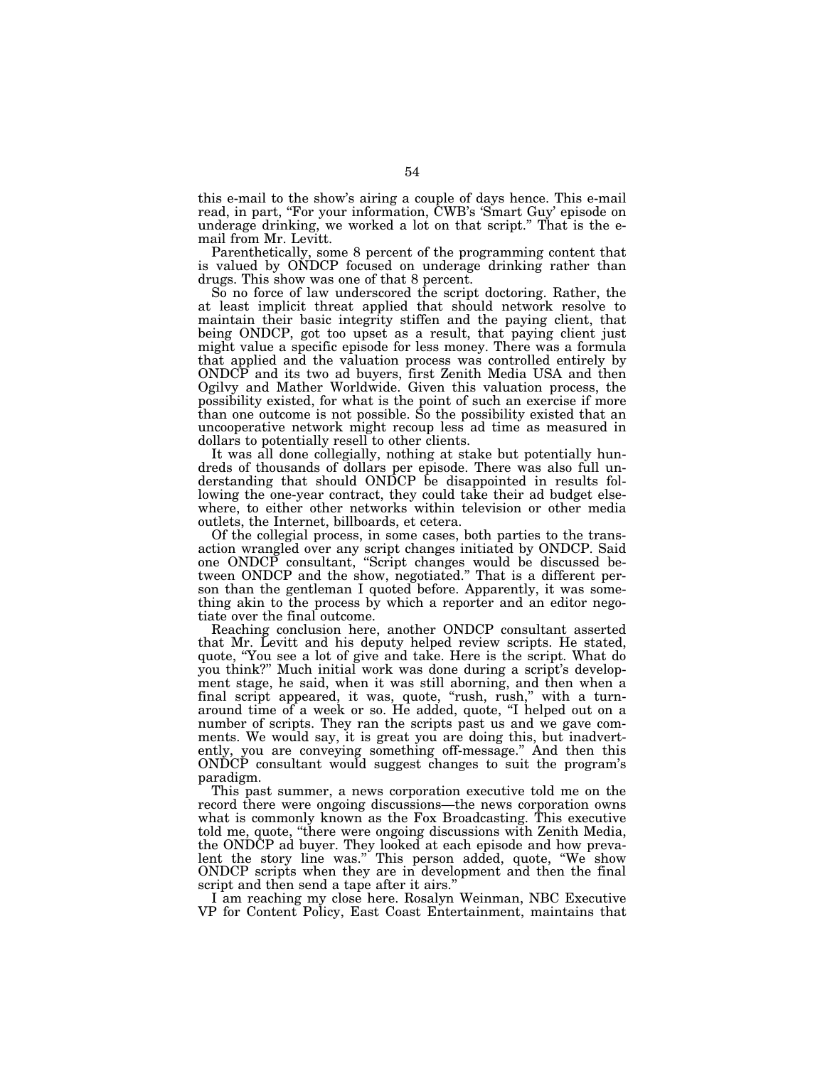this e-mail to the show's airing a couple of days hence. This e-mail read, in part, "For your information, CWB's 'Smart Guy' episode on underage drinking, we worked a lot on that script." That is the e-mail from Mr. Levitt.

Parenthetically, some 8 percent of the programming content that is valued by ONDCP focused on underage drinking rather than drugs. This show was one of that 8 percent.

So no force of law underscored the script doctoring. Rather, the at least implicit threat applied that should network resolve to maintain their basic integrity stiffen and the paying client, that being ONDCP, got too upset as a result, that paying client just might value a specific episode for less money. There was a formula that applied and the valuation process was controlled entirely by ONDCP and its two ad buyers, first Zenith Media USA and then Ogilvy and Mather Worldwide. Given this valuation process, the possibility existed, for what is the point of such an exercise if more than one outcome is not possible. So the possibility existed that an uncooperative network might recoup less ad time as measured in dollars to potentially resell to other clients.

It was all done collegially, nothing at stake but potentially hundreds of thousands of dollars per episode. There was also full understanding that should ONDCP be disappointed in results following the one-year contract, they could take their ad budget elsewhere, to either other networks within television or other media outlets, the Internet, billboards, et cetera.

Of the collegial process, in some cases, both parties to the transaction wrangled over any script changes initiated by ONDCP. Said one ONDCP consultant, "Script changes would be discussed between ONDCP and the show, negotiated." That is a different person than the gentleman I quoted before. Apparently, it was something akin to the process by which a reporter and an editor negotiate over the final outcome.

Reaching conclusion here, another ONDCP consultant asserted that Mr. Levitt and his deputy helped review scripts. He stated, quote, "You see a lot of give and take. Here is the script. What do you think?" Much initial work was done during a script's development stage, he said, when it was still aborning, and then when a final script appeared, it was, quote, "rush, rush," with a turnaround time of a week or so. He added, quote, "I helped out on a number of scripts. They ran the scripts past us and we gave comments. We would say, it is great you are doing this, but inadvertently, you are conveying something off-message." And then this ONDCP consultant would suggest changes to suit the program's paradigm.

This past summer, a news corporation executive told me on the record there were ongoing discussions—the news corporation owns what is commonly known as the Fox Broadcasting. This executive told me, quote, "there were ongoing discussions with Zenith Media, the ONDCP ad buyer. They looked at each episode and how prevalent the story line was." This person added, quote, "We show ONDCP scripts when they are in development and then the final script and then send a tape after it airs."

I am reaching my close here. Rosalyn Weinman, NBC Executive VP for Content Policy, East Coast Entertainment, maintains that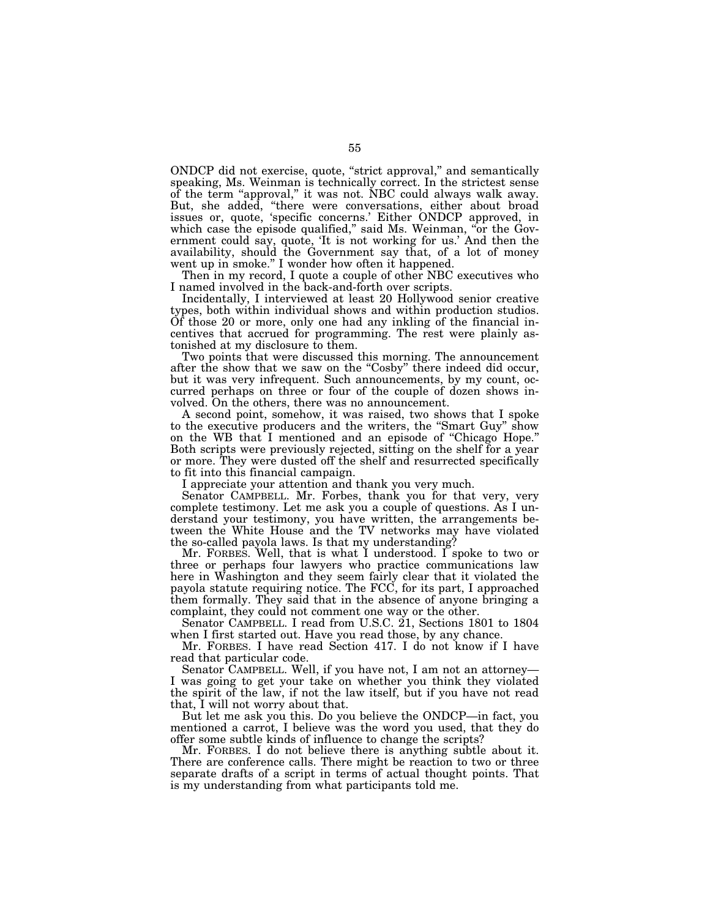ONDCP did not exercise, quote, "strict approval," and semantically speaking, Ms. Weinman is technically correct. In the strictest sense of the term "approval," it was not. NBC could always walk away. But, she added, "there were conversations, either about broad issues or, quote, 'specific concerns.' Either ONDCP approved, in which case the episode qualified," said Ms. Weinman, "or the Government could say, quote, 'It is not working for us.' And then the availability, should the Government say that, of a lot of money went up in smoke." I wonder how often it happened.

Then in my record, I quote a couple of other NBC executives who I named involved in the back-and-forth over scripts.

Incidentally, I interviewed at least 20 Hollywood senior creative types, both within individual shows and within production studios. Of those 20 or more, only one had any inkling of the financial incentives that accrued for programming. The rest were plainly astonished at my disclosure to them.

Two points that were discussed this morning. The announcement after the show that we saw on the "Cosby" there indeed did occur, but it was very infrequent. Such announcements, by my count, occurred perhaps on three or four of the couple of dozen shows involved. On the others, there was no announcement.

A second point, somehow, it was raised, two shows that I spoke to the executive producers and the writers, the "Smart Guy" show on the WB that I mentioned and an episode of "Chicago Hope." Both scripts were previously rejected, sitting on the shelf for a year or more. They were dusted off the shelf and resurrected specifically to fit into this financial campaign.

I appreciate your attention and thank you very much.

Senator CAMPBELL. Mr. Forbes, thank you for that very, very complete testimony. Let me ask you a couple of questions. As I understand your testimony, you have written, the arrangements between the White House and the TV networks may have violated the so-called payola laws. Is that my understanding?

Mr. FORBES. Well, that is what I understood. I spoke to two or three or perhaps four lawyers who practice communications law here in Washington and they seem fairly clear that it violated the payola statute requiring notice. The FCC, for its part, I approached them formally. They said that in the absence of anyone bringing a complaint, they could not comment one way or the other.

Senator CAMPBELL. I read from U.S.C. 21, Sections 1801 to 1804 when I first started out. Have you read those, by any chance.

Mr. FORBES. I have read Section 417. I do not know if I have read that particular code.

Senator CAMPBELL. Well, if you have not, I am not an attorney— I was going to get your take on whether you think they violated the spirit of the law, if not the law itself, but if you have not read that, I will not worry about that.

But let me ask you this. Do you believe the ONDCP—in fact, you mentioned a carrot, I believe was the word you used, that they do offer some subtle kinds of influence to change the scripts?

Mr. FORBES. I do not believe there is anything subtle about it. There are conference calls. There might be reaction to two or three separate drafts of a script in terms of actual thought points. That is my understanding from what participants told me.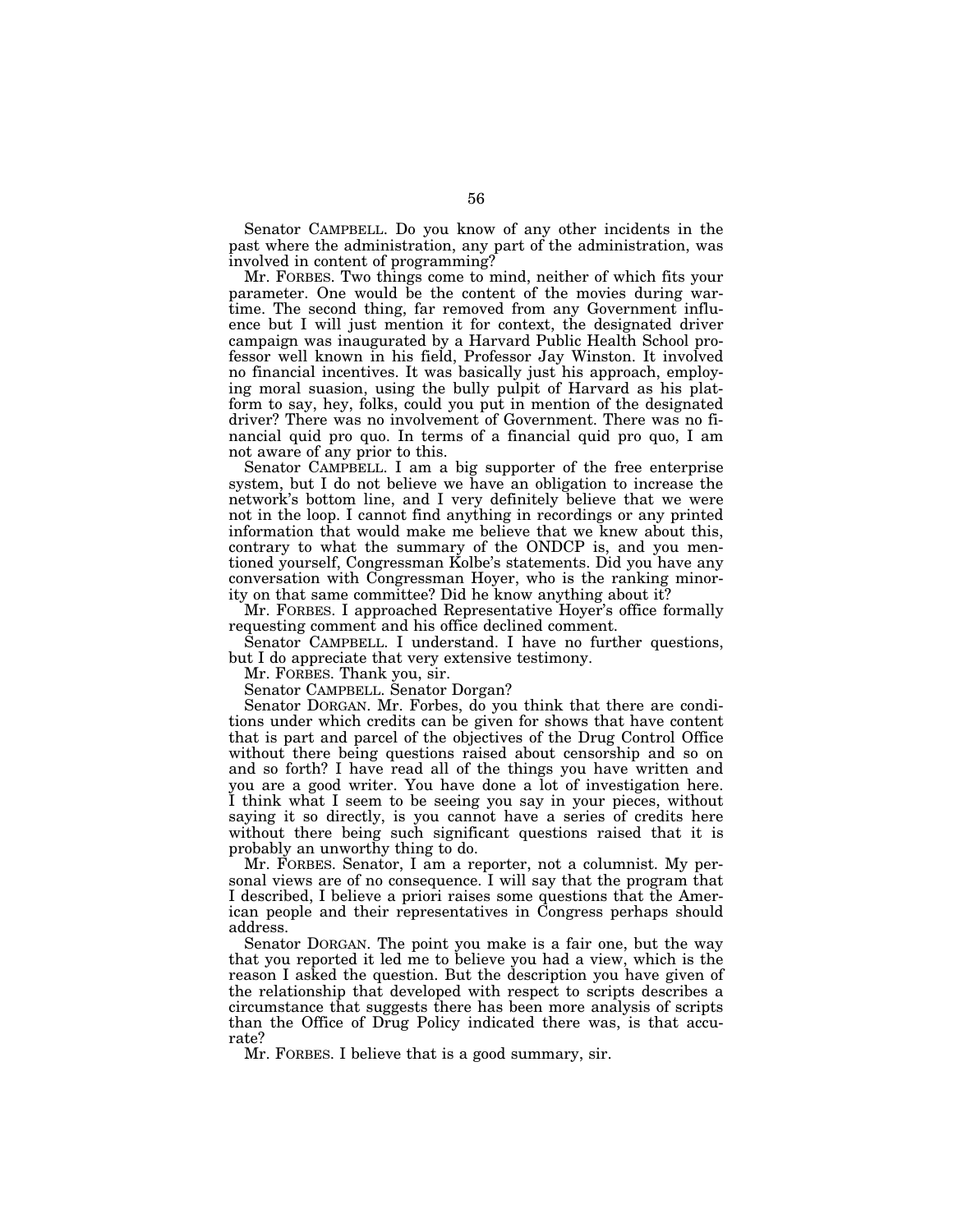Senator CAMPBELL. Do you know of any other incidents in the past where the administration, any part of the administration, was involved in content of programming?

Mr. FORBES. Two things come to mind, neither of which fits your parameter. One would be the content of the movies during wartime. The second thing, far removed from any Government influence but I will just mention it for context, the designated driver campaign was inaugurated by a Harvard Public Health School professor well known in his field, Professor Jay Winston. It involved no financial incentives. It was basically just his approach, employing moral suasion, using the bully pulpit of Harvard as his platform to say, hey, folks, could you put in mention of the designated driver? There was no involvement of Government. There was no financial quid pro quo. In terms of a financial quid pro quo, I am not aware of any prior to this.

Senator CAMPBELL. I am a big supporter of the free enterprise system, but I do not believe we have an obligation to increase the network's bottom line, and I very definitely believe that we were not in the loop. I cannot find anything in recordings or any printed information that would make me believe that we knew about this, contrary to what the summary of the ONDCP is, and you mentioned yourself, Congressman Kolbe's statements. Did you have any conversation with Congressman Hoyer, who is the ranking minority on that same committee? Did he know anything about it?

Mr. FORBES. I approached Representative Hoyer's office formally requesting comment and his office declined comment.

Senator CAMPBELL. I understand. I have no further questions, but I do appreciate that very extensive testimony.

Mr. FORBES. Thank you, sir.

Senator CAMPBELL. Senator Dorgan?

Senator DORGAN. Mr. Forbes, do you think that there are conditions under which credits can be given for shows that have content that is part and parcel of the objectives of the Drug Control Office without there being questions raised about censorship and so on and so forth? I have read all of the things you have written and you are a good writer. You have done a lot of investigation here. I think what I seem to be seeing you say in your pieces, without saying it so directly, is you cannot have a series of credits here without there being such significant questions raised that it is probably an unworthy thing to do.

Mr. FORBES. Senator, I am a reporter, not a columnist. My personal views are of no consequence. I will say that the program that I described, I believe a priori raises some questions that the American people and their representatives in Congress perhaps should address.

Senator DORGAN. The point you make is a fair one, but the way that you reported it led me to believe you had a view, which is the reason I asked the question. But the description you have given of the relationship that developed with respect to scripts describes a circumstance that suggests there has been more analysis of scripts than the Office of Drug Policy indicated there was, is that accurate?

Mr. FORBES. I believe that is a good summary, sir.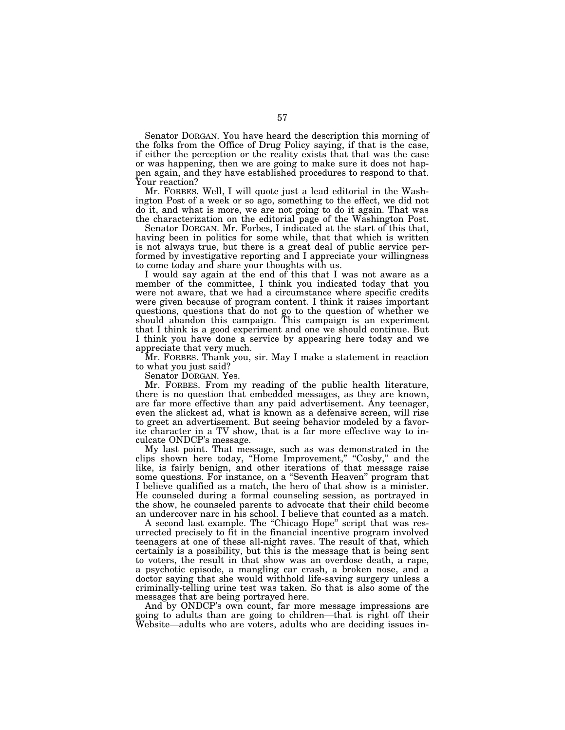Senator DORGAN. You have heard the description this morning of the folks from the Office of Drug Policy saying, if that is the case, if either the perception or the reality exists that that was the case or was happening, then we are going to make sure it does not happen again, and they have established procedures to respond to that. Your reaction?

Mr. FORBES. Well, I will quote just a lead editorial in the Washington Post of a week or so ago, something to the effect, we did not do it, and what is more, we are not going to do it again. That was the characterization on the editorial page of the Washington Post.

Senator DORGAN. Mr. Forbes, I indicated at the start of this that, having been in politics for some while, that that which is written is not always true, but there is a great deal of public service performed by investigative reporting and I appreciate your willingness to come today and share your thoughts with us.

I would say again at the end of this that I was not aware as a member of the committee, I think you indicated today that you were not aware, that we had a circumstance where specific credits were given because of program content. I think it raises important questions, questions that do not go to the question of whether we should abandon this campaign. This campaign is an experiment that I think is a good experiment and one we should continue. But I think you have done a service by appearing here today and we appreciate that very much.

Mr. FORBES. Thank you, sir. May I make a statement in reaction to what you just said?

Senator DORGAN. Yes.

Mr. FORBES. From my reading of the public health literature, there is no question that embedded messages, as they are known, are far more effective than any paid advertisement. Any teenager, even the slickest ad, what is known as a defensive screen, will rise to greet an advertisement. But seeing behavior modeled by a favorite character in a TV show, that is a far more effective way to inculcate ONDCP's message.

My last point. That message, such as was demonstrated in the clips shown here today, "Home Improvement," "Cosby," and the like, is fairly benign, and other iterations of that message raise some questions. For instance, on a "Seventh Heaven" program that I believe qualified as a match, the hero of that show is a minister. He counseled during a formal counseling session, as portrayed in the show, he counseled parents to advocate that their child become an undercover narc in his school. I believe that counted as a match.

A second last example. The "Chicago Hope" script that was resurrected precisely to fit in the financial incentive program involved teenagers at one of these all-night raves. The result of that, which certainly is a possibility, but this is the message that is being sent to voters, the result in that show was an overdose death, a rape, a psychotic episode, a mangling car crash, a broken nose, and a doctor saying that she would withhold life-saving surgery unless a criminally-telling urine test was taken. So that is also some of the messages that are being portrayed here.

And by ONDCP's own count, far more message impressions are going to adults than are going to children—that is right off their Website—adults who are voters, adults who are deciding issues in-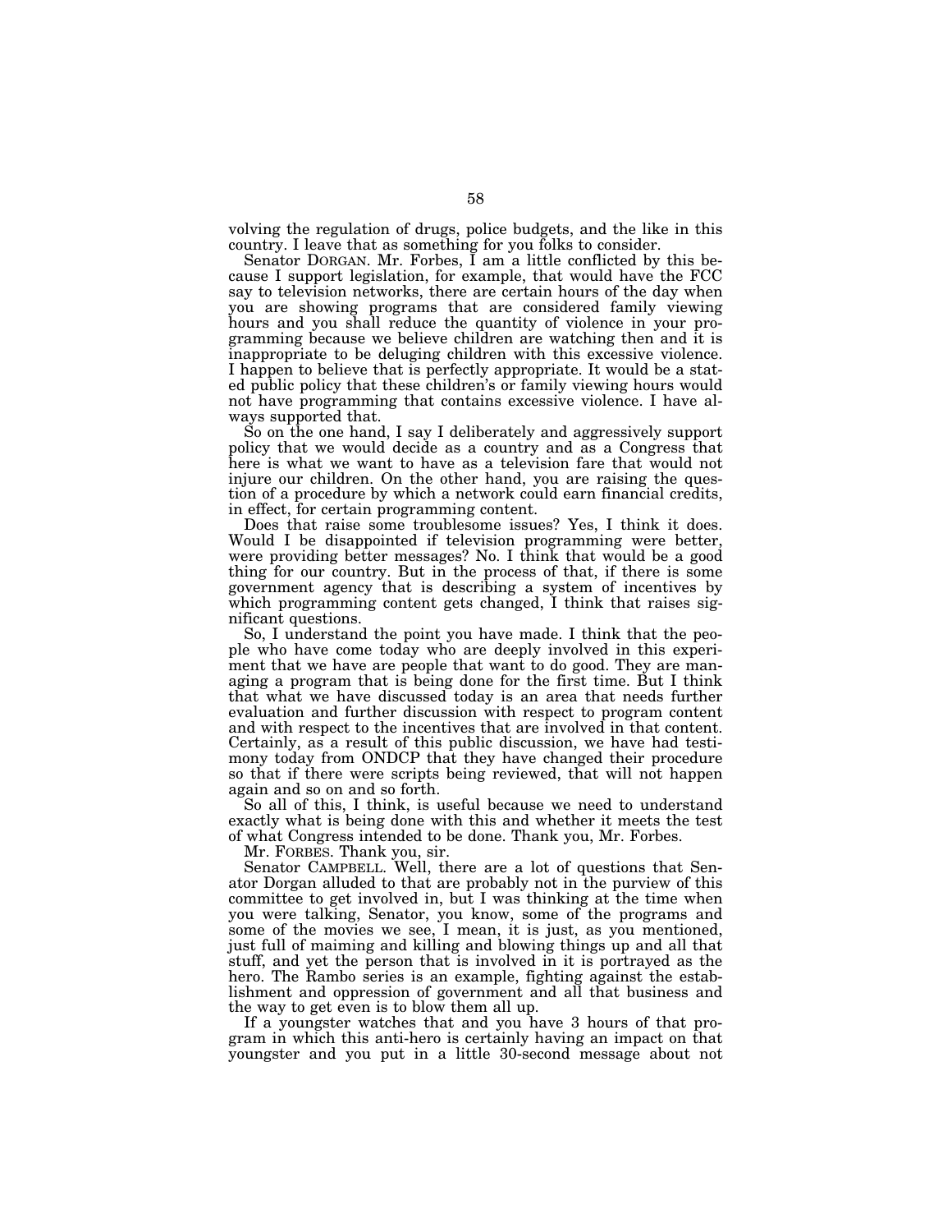volving the regulation of drugs, police budgets, and the like in this country. I leave that as something for you folks to consider.

Senator DORGAN. Mr. Forbes, I am a little conflicted by this because I support legislation, for example, that would have the FCC say to television networks, there are certain hours of the day when you are showing programs that are considered family viewing hours and you shall reduce the quantity of violence in your programming because we believe children are watching then and it is inappropriate to be deluging children with this excessive violence. I happen to believe that is perfectly appropriate. It would be a stated public policy that these children's or family viewing hours would not have programming that contains excessive violence. I have always supported that.

So on the one hand, I say I deliberately and aggressively support policy that we would decide as a country and as a Congress that here is what we want to have as a television fare that would not injure our children. On the other hand, you are raising the question of a procedure by which a network could earn financial credits, in effect, for certain programming content.

Does that raise some troublesome issues? Yes, I think it does. Would I be disappointed if television programming were better, were providing better messages? No. I think that would be a good thing for our country. But in the process of that, if there is some government agency that is describing a system of incentives by which programming content gets changed, I think that raises significant questions.

So, I understand the point you have made. I think that the people who have come today who are deeply involved in this experiment that we have are people that want to do good. They are managing a program that is being done for the first time. But I think that what we have discussed today is an area that needs further evaluation and further discussion with respect to program content and with respect to the incentives that are involved in that content. Certainly, as a result of this public discussion, we have had testimony today from ONDCP that they have changed their procedure so that if there were scripts being reviewed, that will not happen again and so on and so forth.

So all of this, I think, is useful because we need to understand exactly what is being done with this and whether it meets the test of what Congress intended to be done. Thank you, Mr. Forbes.

Mr. FORBES. Thank you, sir.

Senator CAMPBELL. Well, there are a lot of questions that Senator Dorgan alluded to that are probably not in the purview of this committee to get involved in, but I was thinking at the time when you were talking, Senator, you know, some of the programs and some of the movies we see, I mean, it is just, as you mentioned, just full of maiming and killing and blowing things up and all that stuff, and yet the person that is involved in it is portrayed as the hero. The Rambo series is an example, fighting against the establishment and oppression of government and all that business and the way to get even is to blow them all up.

If a youngster watches that and you have 3 hours of that program in which this anti-hero is certainly having an impact on that youngster and you put in a little 30-second message about not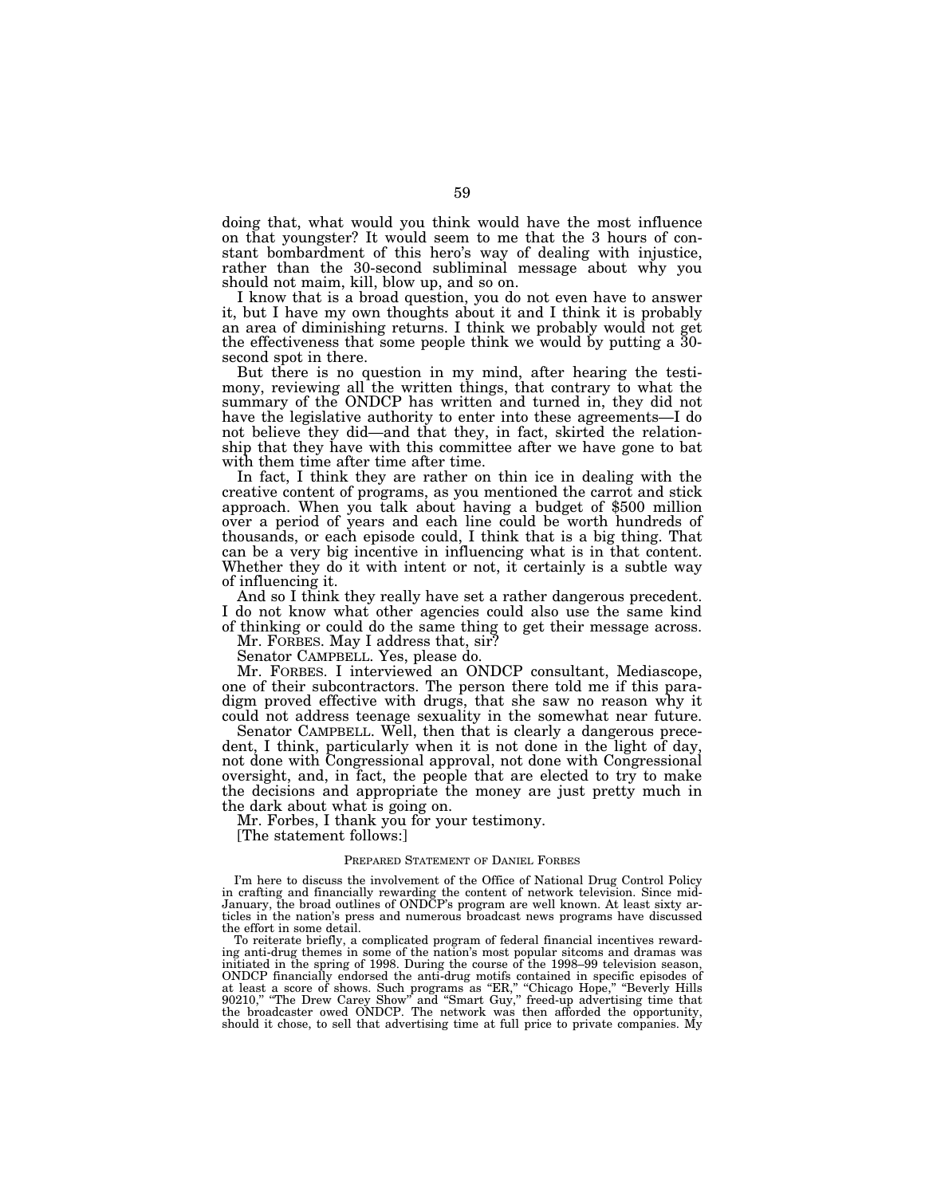doing that, what would you think would have the most influence on that youngster? It would seem to me that the 3 hours of constant bombardment of this hero's way of dealing with injustice, rather than the 30-second subliminal message about why you should not maim, kill, blow up, and so on.

I know that is a broad question, you do not even have to answer it, but I have my own thoughts about it and I think it is probably an area of diminishing returns. I think we probably would not get the effectiveness that some people think we would by putting a 30-second spot in there.

But there is no question in my mind, after hearing the testimony, reviewing all the written things, that contrary to what the summary of the ONDCP has written and turned in, they did not have the legislative authority to enter into these agreements—I do not believe they did—and that they, in fact, skirted the relationship that they have with this committee after we have gone to bat with them time after time after time.

In fact, I think they are rather on thin ice in dealing with the creative content of programs, as you mentioned the carrot and stick approach. When you talk about having a budget of $500 million over a period of years and each line could be worth hundreds of thousands, or each episode could, I think that is a big thing. That can be a very big incentive in influencing what is in that content. Whether they do it with intent or not, it certainly is a subtle way of influencing it.

And so I think they really have set a rather dangerous precedent. I do not know what other agencies could also use the same kind of thinking or could do the same thing to get their message across.

Mr. FORBES. May I address that, sir?

Senator CAMPBELL. Yes, please do.

Mr. FORBES. I interviewed an ONDCP consultant, Mediascope, one of their subcontractors. The person there told me if this paradigm proved effective with drugs, that she saw no reason why it could not address teenage sexuality in the somewhat near future.

Senator CAMPBELL. Well, then that is clearly a dangerous precedent, I think, particularly when it is not done in the light of day, not done with Congressional approval, not done with Congressional oversight, and, in fact, the people that are elected to try to make the decisions and appropriate the money are just pretty much in the dark about what is going on.

Mr. Forbes, I thank you for your testimony.

[The statement follows:]

PREPARED STATEMENT OF DANIEL FORBES

I'm here to discuss the involvement of the Office of National Drug Control Policy in crafting and financially rewarding the content of network television. Since mid-January, the broad outlines of ONDCP's program are well known. At least sixty articles in the nation's press and numerous broadcast news programs have discussed the effort in some detail.

To reiterate briefly, a complicated program of federal financial incentives rewarding anti-drug themes in some of the nation's most popular sitcoms and dramas was initiated in the spring of 1998. During the course of the 1998–99 television season, ONDCP financially endorsed the anti-drug motifs contained in specific episodes of at least a score of shows. Such programs as "ER," "Chicago Hope," "Beverly Hills 90210," "The Drew Carey Show" and "Smart Guy," freed-up advertising time that the broadcaster owed ONDCP. The network was then afforded the opportunity, should it chose, to sell that advertising time at full price to private companies. My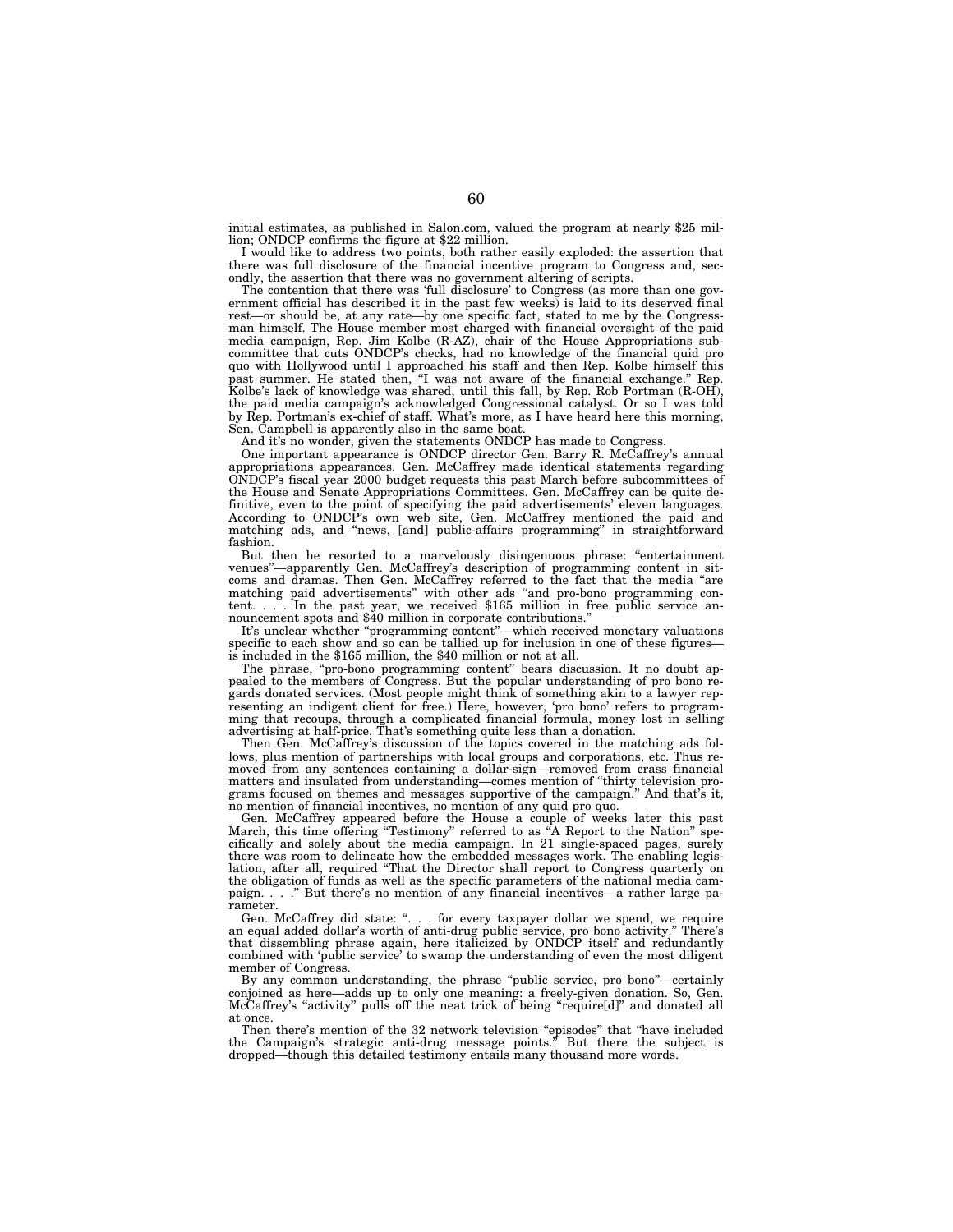initial estimates, as published in Salon.com, valued the program at nearly $25 million; ONDCP confirms the figure at $22 million.

I would like to address two points, both rather easily exploded: the assertion that there was full disclosure of the financial incentive program to Congress and, secondly, the assertion that there was no government altering of scripts.

The contention that there was 'full disclosure' to Congress (as more than one government official has described it in the past few weeks) is laid to its deserved final rest—or should be, at any rate—by one specific fact, stated to me by the Congressman himself. The House member most charged with financial oversight of the paid media campaign, Rep. Jim Kolbe (R-AZ), chair of the House Appropriations subcommittee that cuts ONDCP's checks, had no knowledge of the financial quid pro quo with Hollywood until I approached his staff and then Rep. Kolbe himself this past summer. He stated then, "I was not aware of the financial exchange." Rep. Kolbe's lack of knowledge was shared, until this fall, by Rep. Rob Portman (R-OH), the paid media campaign's acknowledged Congressional catalyst. Or so I was told by Rep. Portman's ex-chief of staff. What's more, as I have heard here this morning, Sen. Campbell is apparently also in the same boat.

And it's no wonder, given the statements ONDCP has made to Congress.

One important appearance is ONDCP director Gen. Barry R. McCaffrey's annual appropriations appearances. Gen. McCaffrey made identical statements regarding ONDCP's fiscal year 2000 budget requests this past March before subcommittees of the House and Senate Appropriations Committees. Gen. McCaffrey can be quite definitive, even to the point of specifying the paid advertisements' eleven languages. According to ONDCP's own web site, Gen. McCaffrey mentioned the paid and matching ads, and "news, [and] public-affairs programming" in straightforward fashion.

But then he resorted to a marvelously disingenuous phrase: "entertainment venues"—apparently Gen. McCaffrey's description of programming content in sitcoms and dramas. Then Gen. McCaffrey referred to the fact that the media "are matching paid advertisements" with other ads "and pro-bono programming content. . . . In the past year, we received $165 million in free public service announcement spots and $40 million in corporate contributions."

It's unclear whether "programming content"—which received monetary valuations specific to each show and so can be tallied up for inclusion in one of these figures—is included in the $165 million, the $40 million or not at all.

The phrase, "pro-bono programming content" bears discussion. It no doubt appealed to the members of Congress. But the popular understanding of pro bono regards donated services. (Most people might think of something akin to a lawyer representing an indigent client for free.) Here, however, 'pro bono' refers to programming that recoups, through a complicated financial formula, money lost in selling advertising at half-price. That's something quite less than a donation.

Then Gen. McCaffrey's discussion of the topics covered in the matching ads follows, plus mention of partnerships with local groups and corporations, etc. Thus removed from any sentences containing a dollar-sign—removed from crass financial matters and insulated from understanding—comes mention of "thirty television programs focused on themes and messages supportive of the campaign." And that's it, no mention of financial incentives, no mention of any quid pro quo.

Gen. McCaffrey appeared before the House a couple of weeks later this past March, this time offering "Testimony" referred to as "A Report to the Nation" specifically and solely about the media campaign. In 21 single-spaced pages, surely there was room to delineate how the embedded messages work. The enabling legislation, after all, required "That the Director shall report to Congress quarterly on the obligation of funds as well as the specific parameters of the national media campaign. . . ." But there's no mention of any financial incentives—a rather large parameter.

Gen. McCaffrey did state: ". . . for every taxpayer dollar we spend, we require an equal added dollar's worth of anti-drug public service, pro bono activity." There's that dissembling phrase again, here italicized by ONDCP itself and redundantly combined with 'public service' to swamp the understanding of even the most diligent member of Congress.

By any common understanding, the phrase "public service, pro bono"—certainly conjoined as here—adds up to only one meaning: a freely-given donation. So, Gen. McCaffrey's "activity" pulls off the neat trick of being "require[d]" and donated all at once.

Then there's mention of the 32 network television "episodes" that "have included the Campaign's strategic anti-drug message points." But there the subject is dropped—though this detailed testimony entails many thousand more words.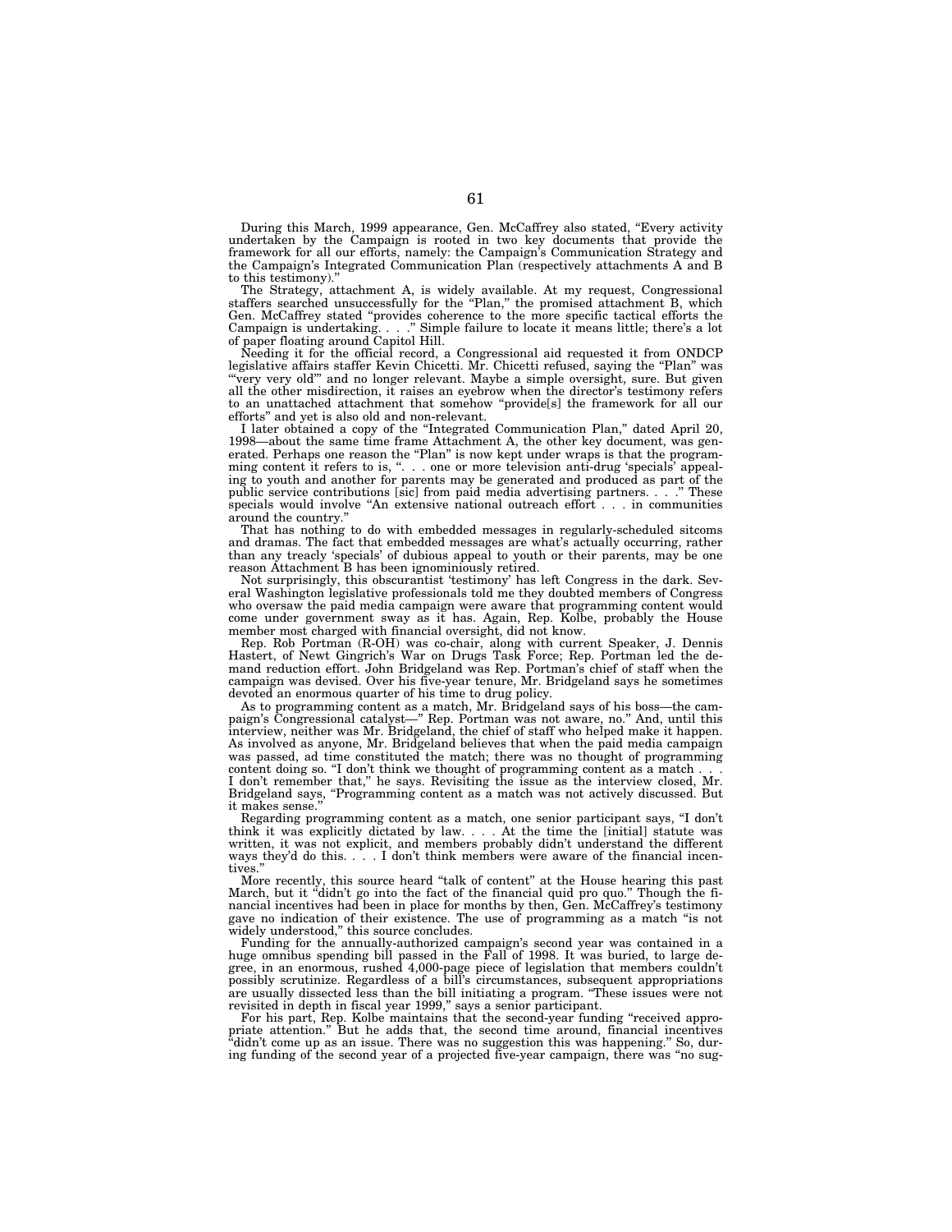During this March, 1999 appearance, Gen. McCaffrey also stated, "Every activity undertaken by the Campaign is rooted in two key documents that provide the framework for all our efforts, namely: the Campaign's Communication Strategy and the Campaign's Integrated Communication Plan (respectively attachments A and B to this testimony)."

The Strategy, attachment A, is widely available. At my request, Congressional staffers searched unsuccessfully for the "Plan," the promised attachment B, which Gen. McCaffrey stated "provides coherence to the more specific tactical efforts the Campaign is undertaking. . . ." Simple failure to locate it means little; there's a lot of paper floating around Capitol Hill.

Needing it for the official record, a Congressional aid requested it from ONDCP legislative affairs staffer Kevin Chicetti. Mr. Chicetti refused, saying the "Plan" was "'very very old'" and no longer relevant. Maybe a simple oversight, sure. But given all the other misdirection, it raises an eyebrow when the director's testimony refers to an unattached attachment that somehow "provide[s] the framework for all our efforts" and yet is also old and non-relevant.

I later obtained a copy of the "Integrated Communication Plan," dated April 20, 1998—about the same time frame Attachment A, the other key document, was generated. Perhaps one reason the "Plan" is now kept under wraps is that the programming content it refers to is, ". . . one or more television anti-drug 'specials' appealing to youth and another for parents may be generated and produced as part of the public service contributions [sic] from paid media advertising partners. . . ." These specials would involve "An extensive national outreach effort . . . in communities around the country."

That has nothing to do with embedded messages in regularly-scheduled sitcoms and dramas. The fact that embedded messages are what's actually occurring, rather than any treacly 'specials' of dubious appeal to youth or their parents, may be one reason Attachment B has been ignominiously retired.

Not surprisingly, this obscurantist 'testimony' has left Congress in the dark. Several Washington legislative professionals told me they doubted members of Congress who oversaw the paid media campaign were aware that programming content would come under government sway as it has. Again, Rep. Kolbe, probably the House member most charged with financial oversight, did not know.

Rep. Rob Portman (R-OH) was co-chair, along with current Speaker, J. Dennis Hastert, of Newt Gingrich's War on Drugs Task Force; Rep. Portman led the demand reduction effort. John Bridgeland was Rep. Portman's chief of staff when the campaign was devised. Over his five-year tenure, Mr. Bridgeland says he sometimes devoted an enormous quarter of his time to drug policy.

As to programming content as a match, Mr. Bridgeland says of his boss—the campaign's Congressional catalyst—" Rep. Portman was not aware, no." And, until this interview, neither was Mr. Bridgeland, the chief of staff who helped make it happen. As involved as anyone, Mr. Bridgeland believes that when the paid media campaign was passed, ad time constituted the match; there was no thought of programming content doing so. "I don't think we thought of programming content as a match . . . I don't remember that," he says. Revisiting the issue as the interview closed, Mr. Bridgeland says, "Programming content as a match was not actively discussed. But it makes sense."

Regarding programming content as a match, one senior participant says, "I don't think it was explicitly dictated by law. . . . At the time the [initial] statute was written, it was not explicit, and members probably didn't understand the different ways they'd do this. . . . I don't think members were aware of the financial incentives."

More recently, this source heard "talk of content" at the House hearing this past March, but it "didn't go into the fact of the financial quid pro quo." Though the financial incentives had been in place for months by then, Gen. McCaffrey's testimony gave no indication of their existence. The use of programming as a match "is not widely understood," this source concludes.

Funding for the annually-authorized campaign's second year was contained in a huge omnibus spending bill passed in the Fall of 1998. It was buried, to large degree, in an enormous, rushed 4,000-page piece of legislation that members couldn't possibly scrutinize. Regardless of a bill's circumstances, subsequent appropriations are usually dissected less than the bill initiating a program. "These issues were not revisited in depth in fiscal year 1999," says a senior participant.

For his part, Rep. Kolbe maintains that the second-year funding "received appropriate attention." But he adds that, the second time around, financial incentives "didn't come up as an issue. There was no suggestion this was happening." So, during funding of the second year of a projected five-year campaign, there was "no sug-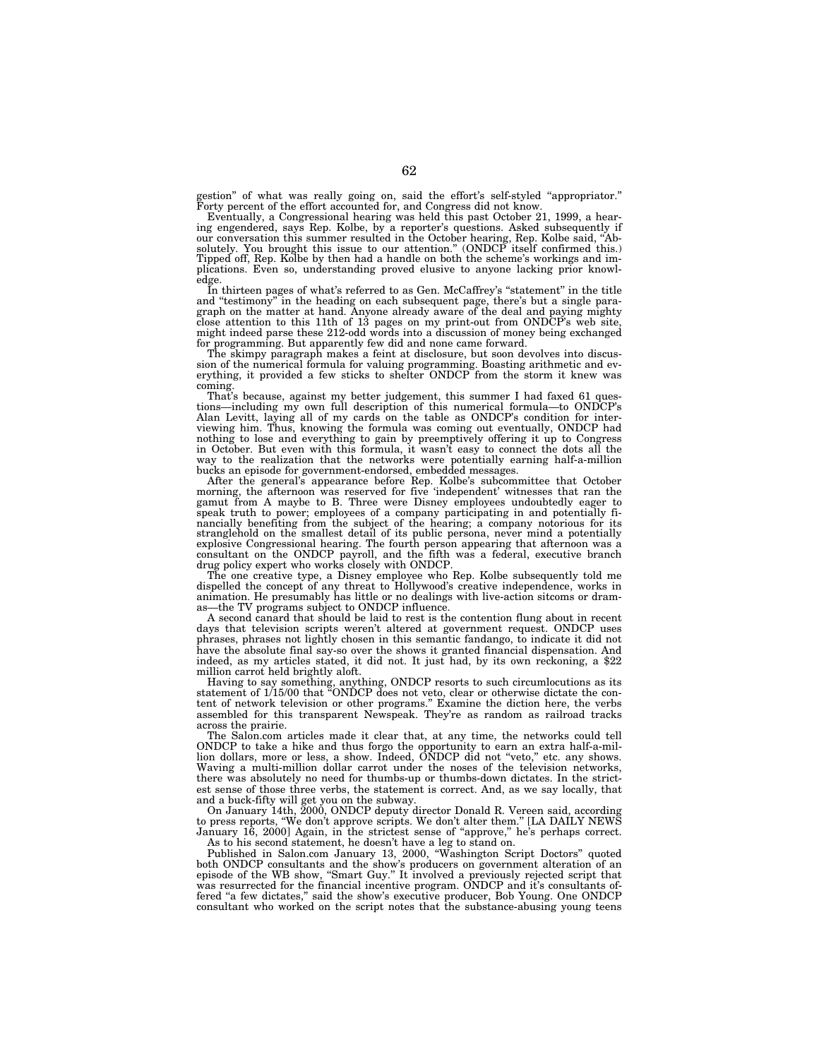gestion" of what was really going on, said the effort's self-styled "appropriator." Forty percent of the effort accounted for, and Congress did not know.

Eventually, a Congressional hearing was held this past October 21, 1999, a hearing engendered, says Rep. Kolbe, by a reporter's questions. Asked subsequently if our conversation this summer resulted in the October hearing, Rep. Kolbe said, "Absolutely. You brought this issue to our attention." (ONDCP itself confirmed this.) Tipped off, Rep. Kolbe by then had a handle on both the scheme's workings and implications. Even so, understanding proved elusive to anyone lacking prior knowledge.

In thirteen pages of what's referred to as Gen. McCaffrey's "statement" in the title and "testimony" in the heading on each subsequent page, there's but a single paragraph on the matter at hand. Anyone already aware of the deal and paying mighty close attention to this 11th of 13 pages on my print-out from ONDCP's web site, might indeed parse these 212-odd words into a discussion of money being exchanged for programming. But apparently few did and none came forward.

The skimpy paragraph makes a feint at disclosure, but soon devolves into discussion of the numerical formula for valuing programming. Boasting arithmetic and everything, it provided a few sticks to shelter ONDCP from the storm it knew was coming.

That's because, against my better judgement, this summer I had faxed 61 questions—including my own full description of this numerical formula—to ONDCP's Alan Levitt, laying all of my cards on the table as ONDCP's condition for interviewing him. Thus, knowing the formula was coming out eventually, ONDCP had nothing to lose and everything to gain by preemptively offering it up to Congress in October. But even with this formula, it wasn't easy to connect the dots all the way to the realization that the networks were potentially earning half-a-million bucks an episode for government-endorsed, embedded messages.

After the general's appearance before Rep. Kolbe's subcommittee that October morning, the afternoon was reserved for five 'independent' witnesses that ran the gamut from A maybe to B. Three were Disney employees undoubtedly eager to speak truth to power; employees of a company participating in and potentially financially benefiting from the subject of the hearing; a company notorious for its stranglehold on the smallest detail of its public persona, never mind a potentially explosive Congressional hearing. The fourth person appearing that afternoon was a consultant on the ONDCP payroll, and the fifth was a federal, executive branch drug policy expert who works closely with ONDCP.

The one creative type, a Disney employee who Rep. Kolbe subsequently told me dispelled the concept of any threat to Hollywood's creative independence, works in animation. He presumably has little or no dealings with live-action sitcoms or dramas—the TV programs subject to ONDCP influence.

A second canard that should be laid to rest is the contention flung about in recent days that television scripts weren't altered at government request. ONDCP uses phrases, phrases not lightly chosen in this semantic fandango, to indicate it did not have the absolute final say-so over the shows it granted financial dispensation. And indeed, as my articles stated, it did not. It just had, by its own reckoning, a $22 million carrot held brightly aloft.

Having to say something, anything, ONDCP resorts to such circumlocutions as its statement of 1/15/00 that "ONDCP does not veto, clear or otherwise dictate the content of network television or other programs." Examine the diction here, the verbs assembled for this transparent Newspeak. They're as random as railroad tracks across the prairie.

The Salon.com articles made it clear that, at any time, the networks could tell ONDCP to take a hike and thus forgo the opportunity to earn an extra half-a-million dollars, more or less, a show. Indeed, ONDCP did not "veto," etc. any shows. Waving a multi-million dollar carrot under the noses of the television networks, there was absolutely no need for thumbs-up or thumbs-down dictates. In the strictest sense of those three verbs, the statement is correct. And, as we say locally, that and a buck-fifty will get you on the subway.

On January 14th, 2000, ONDCP deputy director Donald R. Vereen said, according to press reports, "We don't approve scripts. We don't alter them." [LA DAILY NEWS January 16, 2000] Again, in the strictest sense of "approve," he's perhaps correct.

As to his second statement, he doesn't have a leg to stand on.

Published in Salon.com January 13, 2000, "Washington Script Doctors" quoted both ONDCP consultants and the show's producers on government alteration of an episode of the WB show, "Smart Guy." It involved a previously rejected script that was resurrected for the financial incentive program. ONDCP and it's consultants offered "a few dictates," said the show's executive producer, Bob Young. One ONDCP consultant who worked on the script notes that the substance-abusing young teens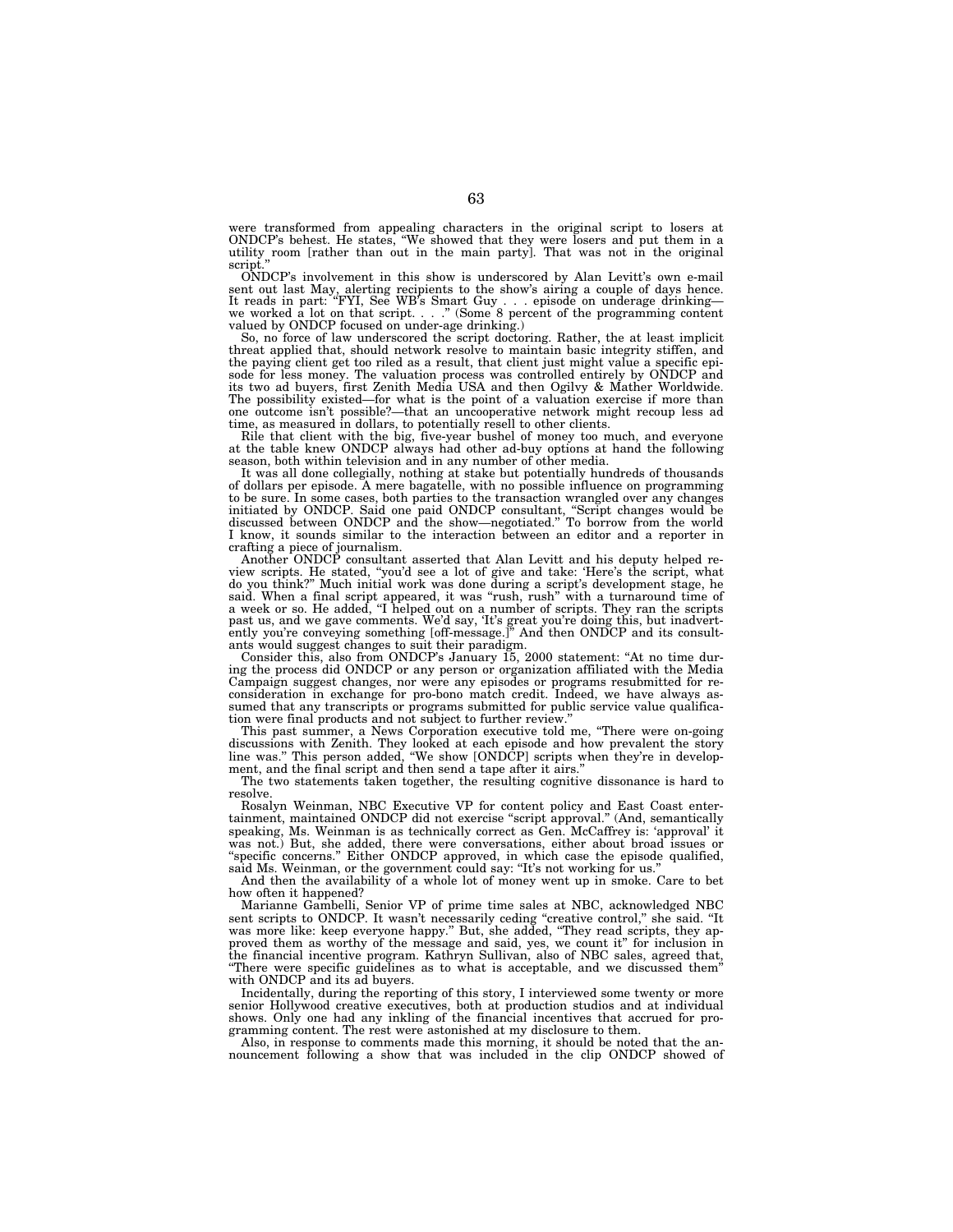were transformed from appealing characters in the original script to losers at ONDCP's behest. He states, "We showed that they were losers and put them in a utility room [rather than out in the main party]. That was not in the original script."

ONDCP's involvement in this show is underscored by Alan Levitt's own e-mail sent out last May, alerting recipients to the show's airing a couple of days hence. It reads in part: "FYI, See WB's Smart Guy . . . episode on underage drinking—we worked a lot on that script. . . ." (Some 8 percent of the programming content valued by ONDCP focused on under-age drinking.)

So, no force of law underscored the script doctoring. Rather, the at least implicit threat applied that, should network resolve to maintain basic integrity stiffen, and the paying client get too riled as a result, that client just might value a specific episode for less money. The valuation process was controlled entirely by ONDCP and its two ad buyers, first Zenith Media USA and then Ogilvy & Mather Worldwide. The possibility existed—for what is the point of a valuation exercise if more than one outcome isn't possible?—that an uncooperative network might recoup less ad time, as measured in dollars, to potentially resell to other clients.

Rile that client with the big, five-year bushel of money too much, and everyone at the table knew ONDCP always had other ad-buy options at hand the following season, both within television and in any number of other media.

It was all done collegially, nothing at stake but potentially hundreds of thousands of dollars per episode. A mere bagatelle, with no possible influence on programming to be sure. In some cases, both parties to the transaction wrangled over any changes initiated by ONDCP. Said one paid ONDCP consultant, "Script changes would be discussed between ONDCP and the show—negotiated." To borrow from the world I know, it sounds similar to the interaction between an editor and a reporter in crafting a piece of journalism.

Another ONDCP consultant asserted that Alan Levitt and his deputy helped review scripts. He stated, "you'd see a lot of give and take: 'Here's the script, what do you think?" Much initial work was done during a script's development stage, he said. When a final script appeared, it was "rush, rush" with a turnaround time of a week or so. He added, "I helped out on a number of scripts. They ran the scripts past us, and we gave comments. We'd say, 'It's great you're doing this, but inadvertently you're conveying something [off-message.]" And then ONDCP and its consultants would suggest changes to suit their paradigm.

Consider this, also from ONDCP's January 15, 2000 statement: "At no time during the process did ONDCP or any person or organization affiliated with the Media Campaign suggest changes, nor were any episodes or programs resubmitted for reconsideration in exchange for pro-bono match credit. Indeed, we have always assumed that any transcripts or programs submitted for public service value qualification were final products and not subject to further review."

This past summer, a News Corporation executive told me, "There were on-going discussions with Zenith. They looked at each episode and how prevalent the story line was." This person added, "We show [ONDCP] scripts when they're in development, and the final script and then send a tape after it airs."

The two statements taken together, the resulting cognitive dissonance is hard to resolve.

Rosalyn Weinman, NBC Executive VP for content policy and East Coast entertainment, maintained ONDCP did not exercise "script approval." (And, semantically speaking, Ms. Weinman is as technically correct as Gen. McCaffrey is: 'approval' it was not.) But, she added, there were conversations, either about broad issues or "specific concerns." Either ONDCP approved, in which case the episode qualified, said Ms. Weinman, or the government could say: "It's not working for us."

And then the availability of a whole lot of money went up in smoke. Care to bet how often it happened?

Marianne Gambelli, Senior VP of prime time sales at NBC, acknowledged NBC sent scripts to ONDCP. It wasn't necessarily ceding "creative control," she said. "It was more like: keep everyone happy." But, she added, "They read scripts, they approved them as worthy of the message and said, yes, we count it" for inclusion in the financial incentive program. Kathryn Sullivan, also of NBC sales, agreed that, "There were specific guidelines as to what is acceptable, and we discussed them" with ONDCP and its ad buyers.

Incidentally, during the reporting of this story, I interviewed some twenty or more senior Hollywood creative executives, both at production studios and at individual shows. Only one had any inkling of the financial incentives that accrued for programming content. The rest were astonished at my disclosure to them.

Also, in response to comments made this morning, it should be noted that the announcement following a show that was included in the clip ONDCP showed of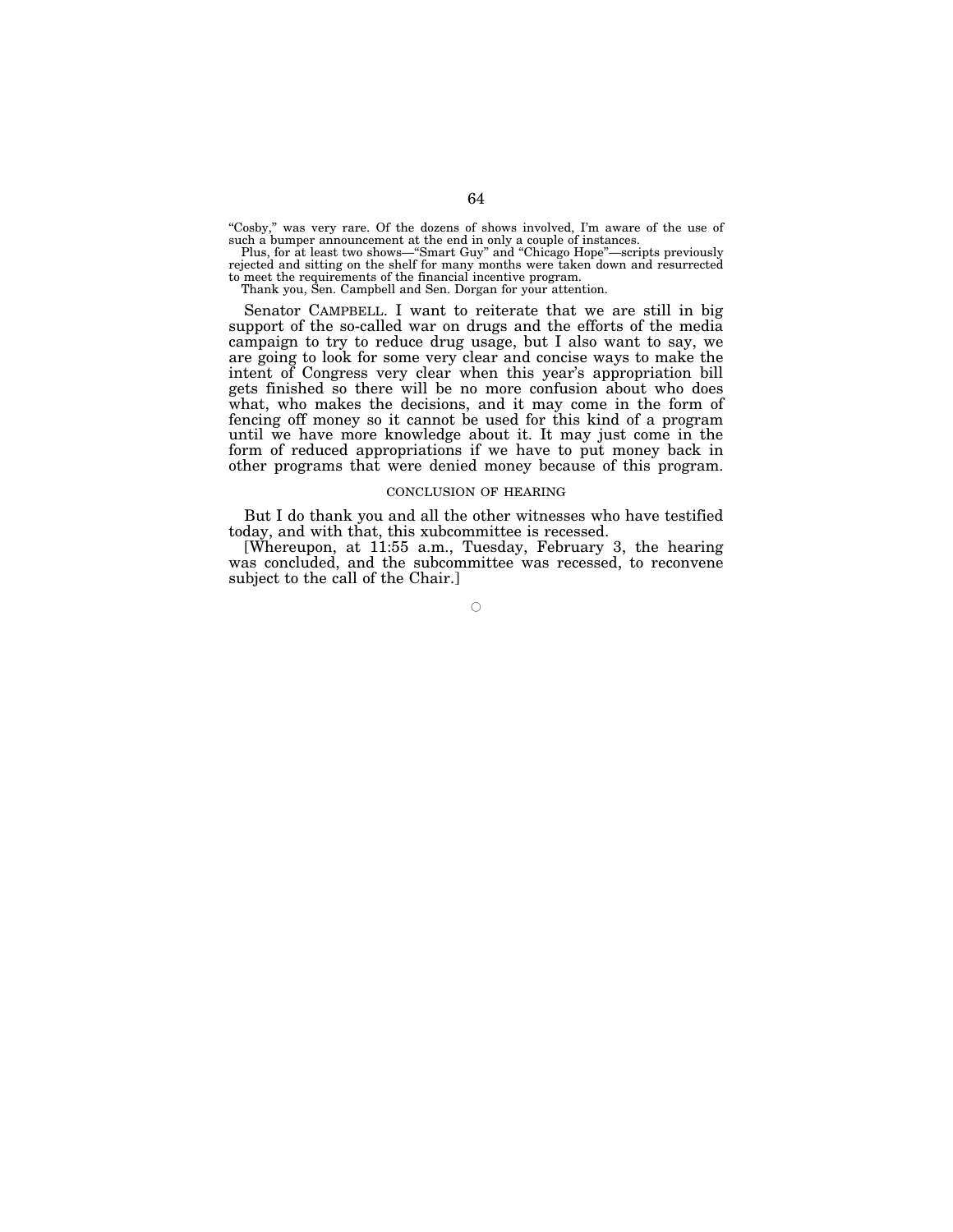"Cosby," was very rare. Of the dozens of shows involved, I'm aware of the use of such a bumper announcement at the end in only a couple of instances.

Plus, for at least two shows—"Smart Guy" and "Chicago Hope"—scripts previously rejected and sitting on the shelf for many months were taken down and resurrected to meet the requirements of the financial incentive program.

Thank you, Sen. Campbell and Sen. Dorgan for your attention.

Senator CAMPBELL. I want to reiterate that we are still in big support of the so-called war on drugs and the efforts of the media campaign to try to reduce drug usage, but I also want to say, we are going to look for some very clear and concise ways to make the intent of Congress very clear when this year's appropriation bill gets finished so there will be no more confusion about who does what, who makes the decisions, and it may come in the form of fencing off money so it cannot be used for this kind of a program until we have more knowledge about it. It may just come in the form of reduced appropriations if we have to put money back in other programs that were denied money because of this program.

CONCLUSION OF HEARING

But I do thank you and all the other witnesses who have testified today, and with that, this xubcommittee is recessed.

[Whereupon, at 11:55 a.m., Tuesday, February 3, the hearing was concluded, and the subcommittee was recessed, to reconvene subject to the call of the Chair.]

○